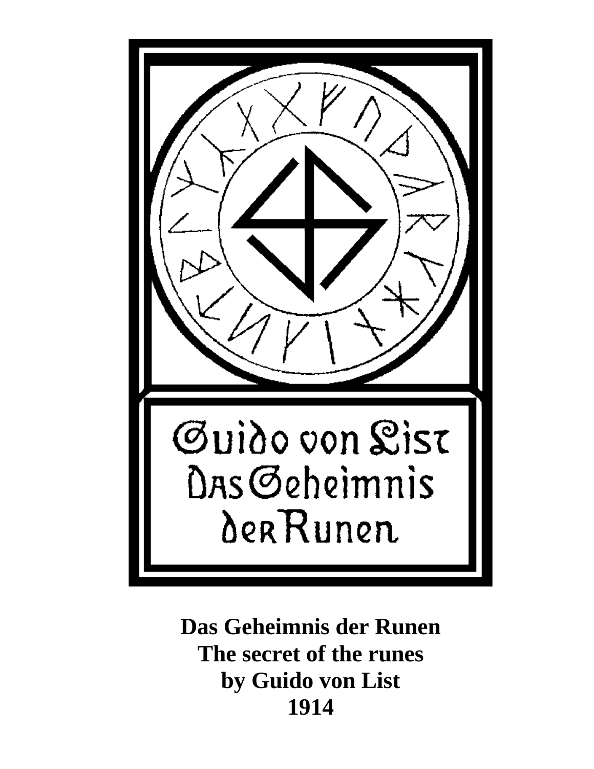Guido von List
Das Geheimnis
der Runen

**Das Geheimnis der Runen**
**The secret of the runes**
**by Guido von List**
**1914**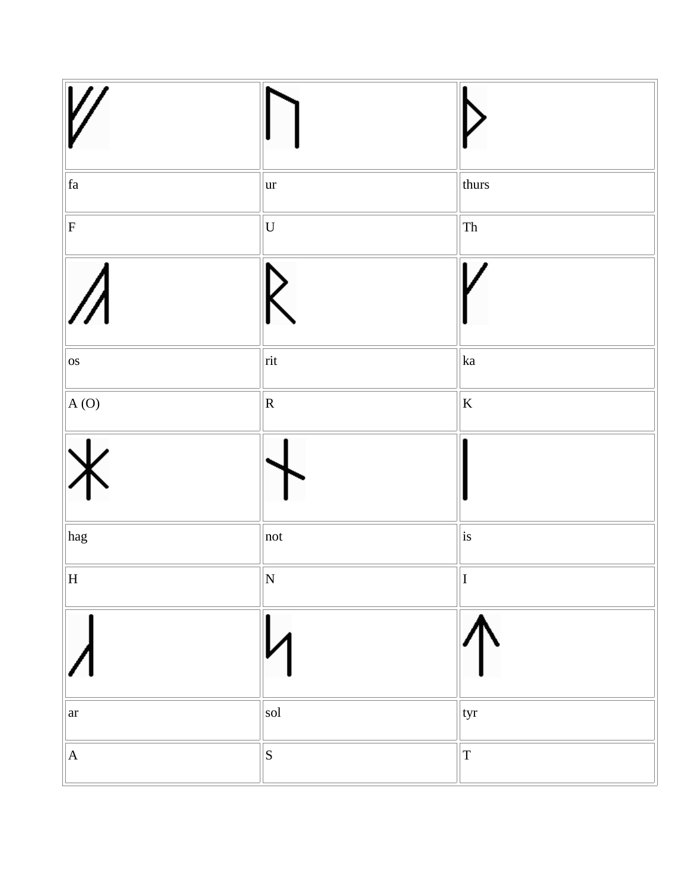| | | |
|---|---|---|
| fa | ur | thurs |
| F | U | Th |
| | | |
| os | rit | ka |
| A (O) | R | K |
| | | |
| hag | not | is |
| H | N | I |
| | | |
| ar | sol | tyr |
| A | S | T |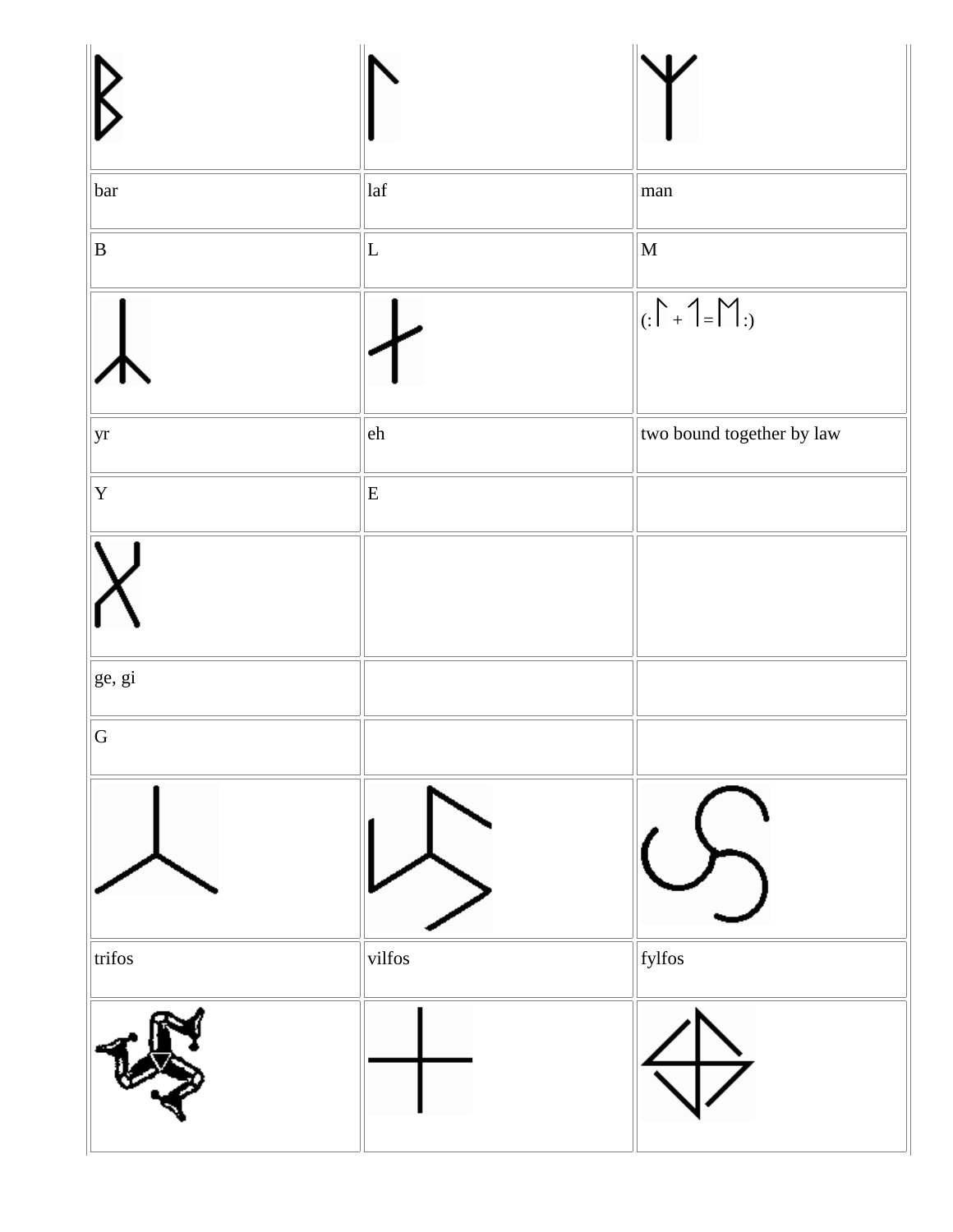|  |  |  |
|---|---|---|
| ᛒ | ᛚ | ᛘ |
| bar | laf | man |
| B | L | M |
| ᛦ | ᚿ | (: ᛚ + ᛚ = ᛗ :) |
| yr | eh | two bound together by law |
| Y | E |  |
|  |  |  |
| ge, gi |  |  |
| G |  |  |
|  |  |  |
| trifos | vilfos | fylfos |
|  |  |  |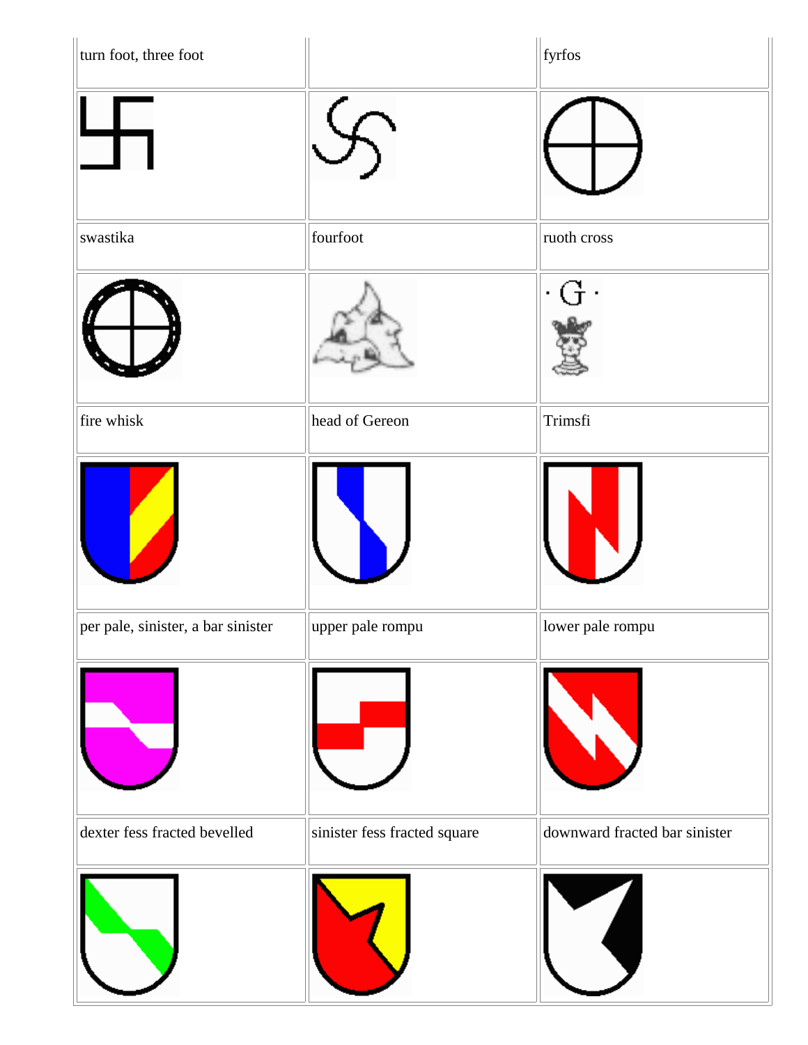| turn foot, three foot | | fyrfos |
| --- | --- | --- |
| | | |
| swastika | fourfoot | ruoth cross |
| | | · G · |
| fire whisk | head of Gereon | Trimsfi |
| | | |
| per pale, sinister, a bar sinister | upper pale rompu | lower pale rompu |
| | | |
| dexter fess fracted bevelled | sinister fess fracted square | downward fracted bar sinister |
| | | |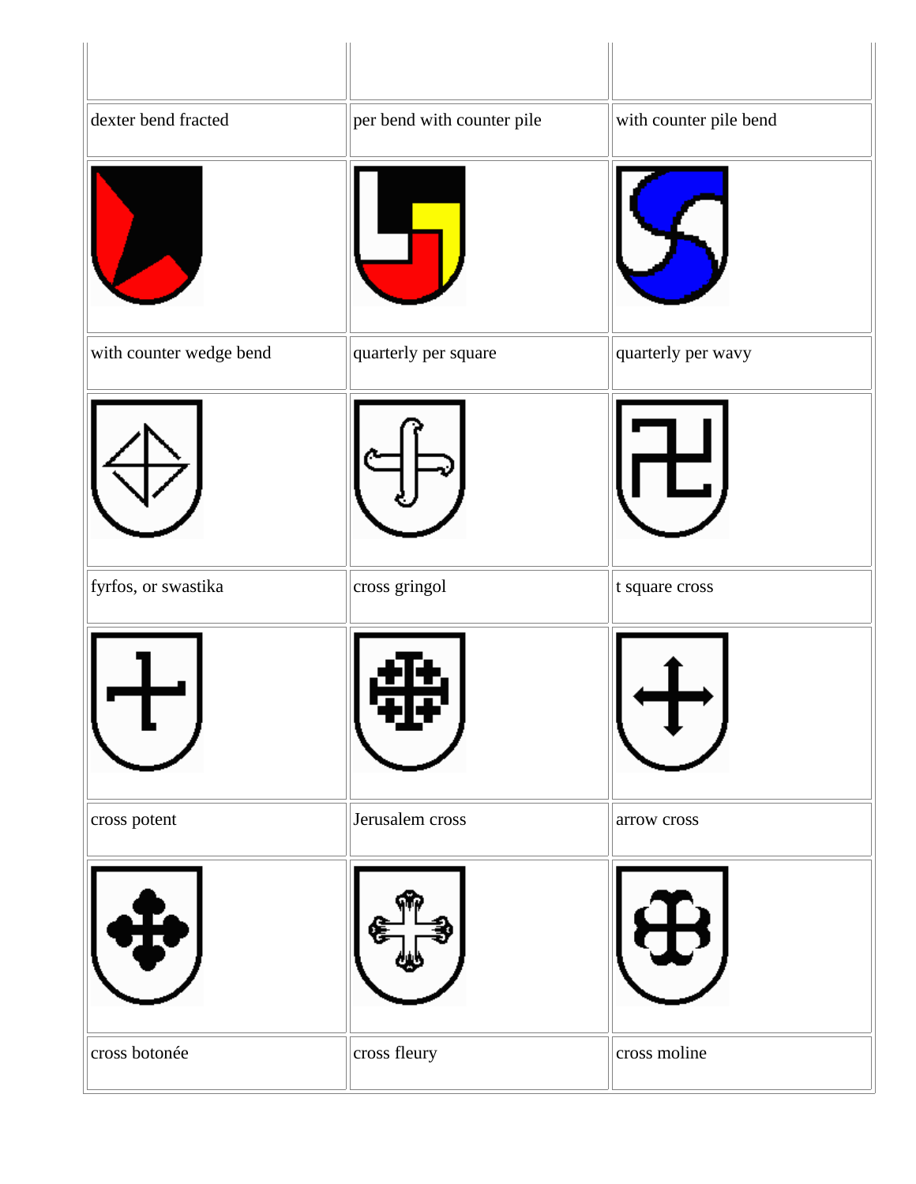| | | |
|---|---|---|
| dexter bend fracted | per bend with counter pile | with counter pile bend |
| | | |
| with counter wedge bend | quarterly per square | quarterly per wavy |
| | | |
| fyrfos, or swastika | cross gringol | t square cross |
| | | |
| cross potent | Jerusalem cross | arrow cross |
| | | |
| cross botonée | cross fleury | cross moline |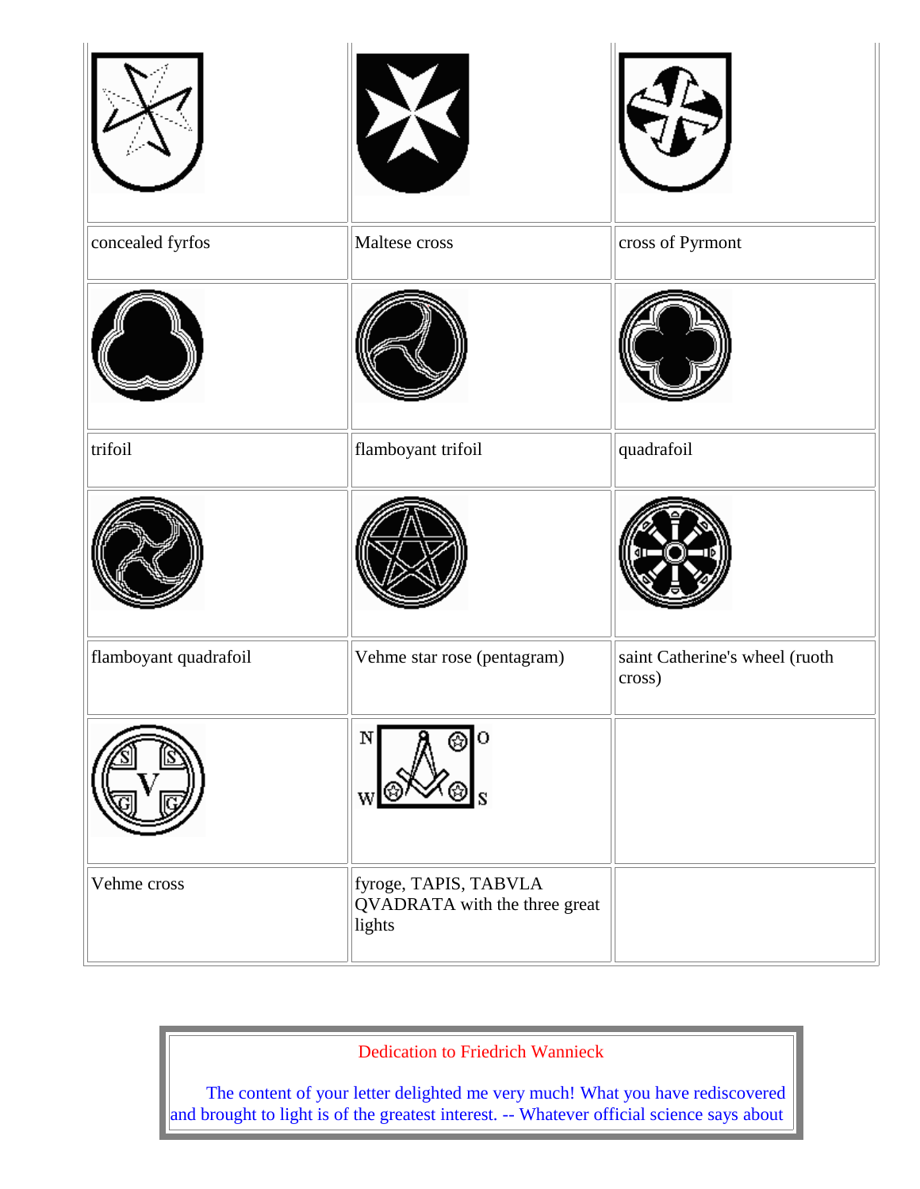| | | |
|---|---|---|
| concealed fyrfos | Maltese cross | cross of Pyrmont |
| | | |
| trifoil | flamboyant trifoil | quadrafoil |
| | | |
| flamboyant quadrafoil | Vehme star rose (pentagram) | saint Catherine's wheel (ruoth cross) |
| | | |
| Vehme cross | fyroge, TAPIS, TABVLA QVADRATA with the three great lights | |

Dedication to Friedrich Wannieck

The content of your letter delighted me very much! What you have rediscovered and brought to light is of the greatest interest. -- Whatever official science says about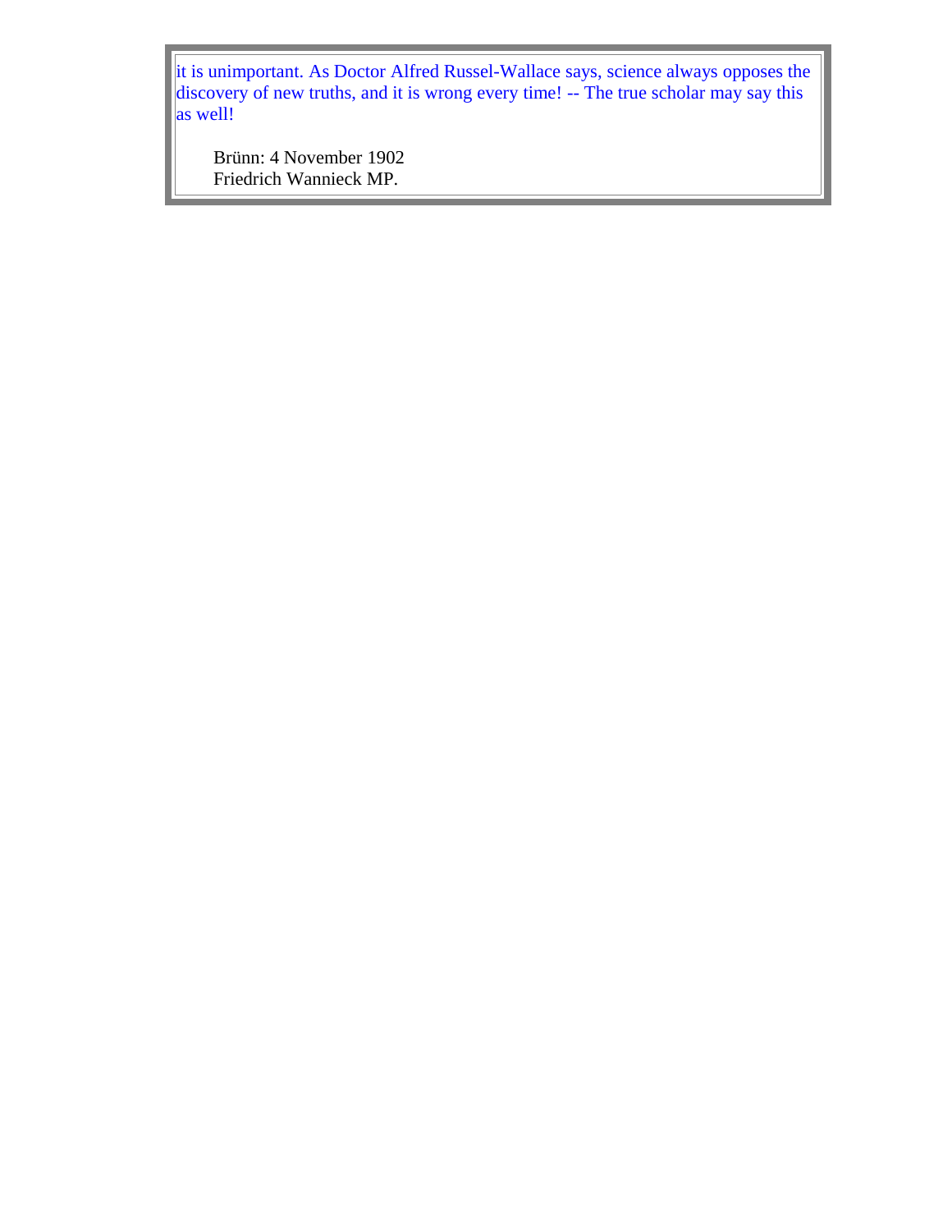it is unimportant. As Doctor Alfred Russel-Wallace says, science always opposes the discovery of new truths, and it is wrong every time! -- The true scholar may say this as well!

Brünn: 4 November 1902
Friedrich Wannieck MP.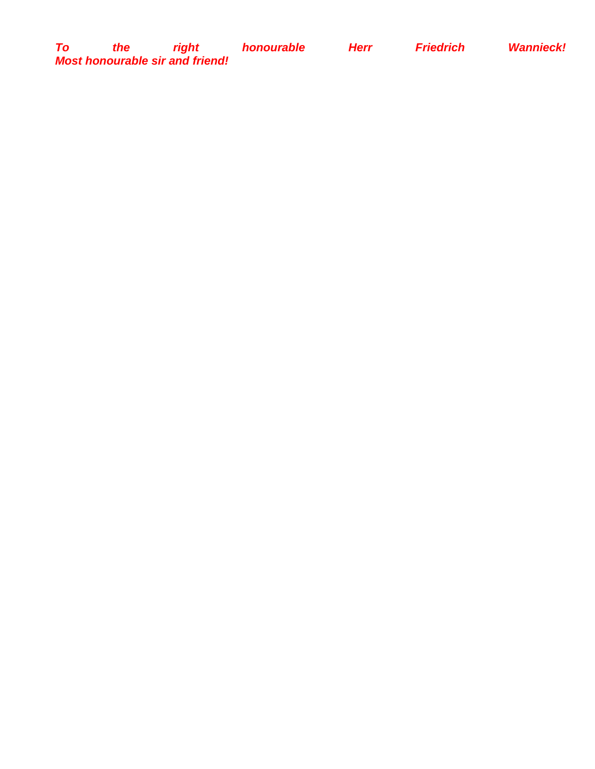***To the right honourable Herr Friedrich Wannieck!***
***Most honourable sir and friend!***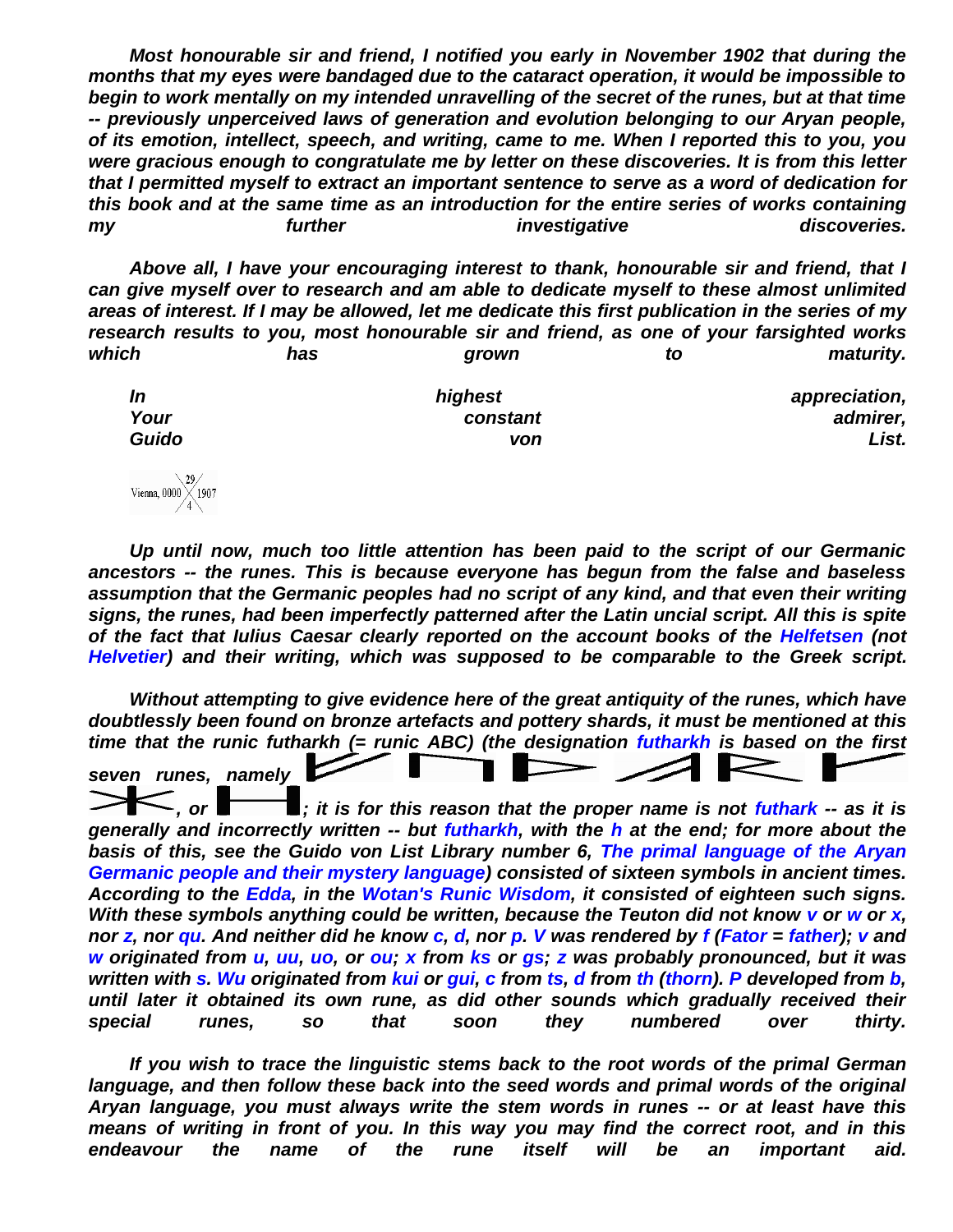*Most honourable sir and friend, I notified you early in November 1902 that during the months that my eyes were bandaged due to the cataract operation, it would be impossible to begin to work mentally on my intended unravelling of the secret of the runes, but at that time -- previously unperceived laws of generation and evolution belonging to our Aryan people, of its emotion, intellect, speech, and writing, came to me. When I reported this to you, you were gracious enough to congratulate me by letter on these discoveries. It is from this letter that I permitted myself to extract an important sentence to serve as a word of dedication for this book and at the same time as an introduction for the entire series of works containing my further investigative discoveries.*

*Above all, I have your encouraging interest to thank, honourable sir and friend, that I can give myself over to research and am able to dedicate myself to these almost unlimited areas of interest. If I may be allowed, let me dedicate this first publication in the series of my research results to you, most honourable sir and friend, as one of your farsighted works which has grown to maturity.*

*In highest appreciation,*
*Your constant admirer,*
*Guido von List.*

Vienna, 0000 29/4 1907

*Up until now, much too little attention has been paid to the script of our Germanic ancestors -- the runes. This is because everyone has begun from the false and baseless assumption that the Germanic peoples had no script of any kind, and that even their writing signs, the runes, had been imperfectly patterned after the Latin uncial script. All this is spite of the fact that Iulius Caesar clearly reported on the account books of the Helfetsen (not Helvetier) and their writing, which was supposed to be comparable to the Greek script.*

*Without attempting to give evidence here of the great antiquity of the runes, which have doubtlessly been found on bronze artefacts and pottery shards, it must be mentioned at this time that the runic futharkh (= runic ABC) (the designation futharkh is based on the first seven runes, namely ᚠ ᚢ ᚦ ᚨ ᚱ ᚴ ᚼ, or ᚼ; it is for this reason that the proper name is not futhark -- as it is generally and incorrectly written -- but futharkh, with the h at the end; for more about the basis of this, see the Guido von List Library number 6, The primal language of the Aryan Germanic people and their mystery language) consisted of sixteen symbols in ancient times. According to the Edda, in the Wotan's Runic Wisdom, it consisted of eighteen such signs. With these symbols anything could be written, because the Teuton did not know v or w or x, nor z, nor qu. And neither did he know c, d, nor p. V was rendered by f (Fator = father); v and w originated from u, uu, uo, or ou; x from ks or gs; z was probably pronounced, but it was written with s. Wu originated from kui or gui, c from ts, d from th (thorn). P developed from b, until later it obtained its own rune, as did other sounds which gradually received their special runes, so that soon they numbered over thirty.*

*If you wish to trace the linguistic stems back to the root words of the primal German language, and then follow these back into the seed words and primal words of the original Aryan language, you must always write the stem words in runes -- or at least have this means of writing in front of you. In this way you may find the correct root, and in this endeavour the name of the rune itself will be an important aid.*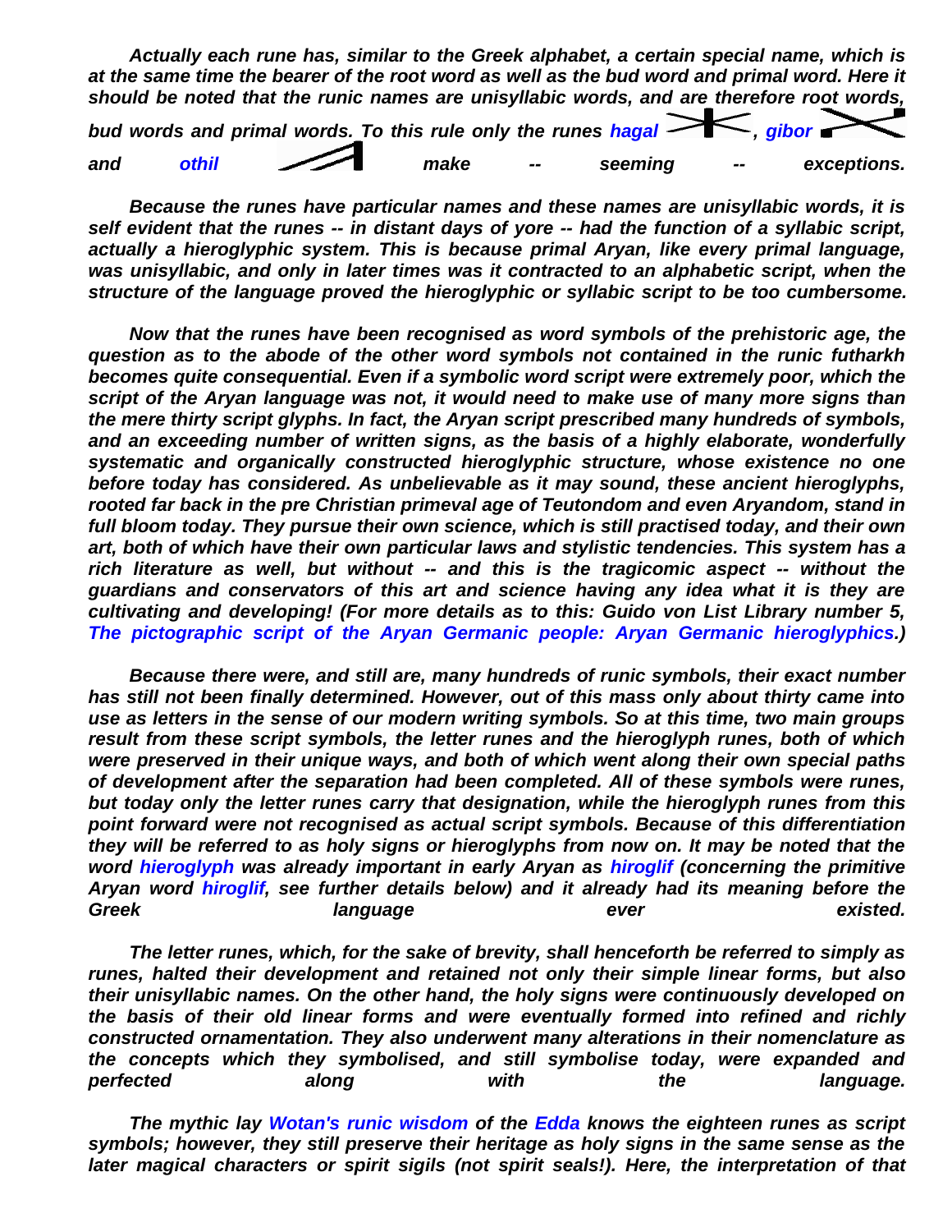*Actually each rune has, similar to the Greek alphabet, a certain special name, which is at the same time the bearer of the root word as well as the bud word and primal word. Here it should be noted that the runic names are unisyllabic words, and are therefore root words, bud words and primal words. To this rule only the runes hagal, gibor and othil make -- seeming -- exceptions.*

*Because the runes have particular names and these names are unisyllabic words, it is self evident that the runes -- in distant days of yore -- had the function of a syllabic script, actually a hieroglyphic system. This is because primal Aryan, like every primal language, was unisyllabic, and only in later times was it contracted to an alphabetic script, when the structure of the language proved the hieroglyphic or syllabic script to be too cumbersome.*

*Now that the runes have been recognised as word symbols of the prehistoric age, the question as to the abode of the other word symbols not contained in the runic futharkh becomes quite consequential. Even if a symbolic word script were extremely poor, which the script of the Aryan language was not, it would need to make use of many more signs than the mere thirty script glyphs. In fact, the Aryan script prescribed many hundreds of symbols, and an exceeding number of written signs, as the basis of a highly elaborate, wonderfully systematic and organically constructed hieroglyphic structure, whose existence no one before today has considered. As unbelievable as it may sound, these ancient hieroglyphs, rooted far back in the pre Christian primeval age of Teutondom and even Aryandom, stand in full bloom today. They pursue their own science, which is still practised today, and their own art, both of which have their own particular laws and stylistic tendencies. This system has a rich literature as well, but without -- and this is the tragicomic aspect -- without the guardians and conservators of this art and science having any idea what it is they are cultivating and developing! (For more details as to this: Guido von List Library number 5, The pictographic script of the Aryan Germanic people: Aryan Germanic hieroglyphics.)*

*Because there were, and still are, many hundreds of runic symbols, their exact number has still not been finally determined. However, out of this mass only about thirty came into use as letters in the sense of our modern writing symbols. So at this time, two main groups result from these script symbols, the letter runes and the hieroglyph runes, both of which were preserved in their unique ways, and both of which went along their own special paths of development after the separation had been completed. All of these symbols were runes, but today only the letter runes carry that designation, while the hieroglyph runes from this point forward were not recognised as actual script symbols. Because of this differentiation they will be referred to as holy signs or hieroglyphs from now on. It may be noted that the word hieroglyph was already important in early Aryan as hiroglif (concerning the primitive Aryan word hiroglif, see further details below) and it already had its meaning before the Greek language ever existed.*

*The letter runes, which, for the sake of brevity, shall henceforth be referred to as simply as runes, halted their development and retained not only their simple linear forms, but also their unisyllabic names. On the other hand, the holy signs were continuously developed on the basis of their old linear forms and were eventually formed into refined and richly constructed ornamentation. They also underwent many alterations in their nomenclature as the concepts which they symbolised, and still symbolise today, were expanded and perfected along with the language.*

*The mythic lay Wotan's runic wisdom of the Edda knows the eighteen runes as script symbols; however, they still preserve their heritage as holy signs in the same sense as the later magical characters or spirit sigils (not spirit seals!). Here, the interpretation of that*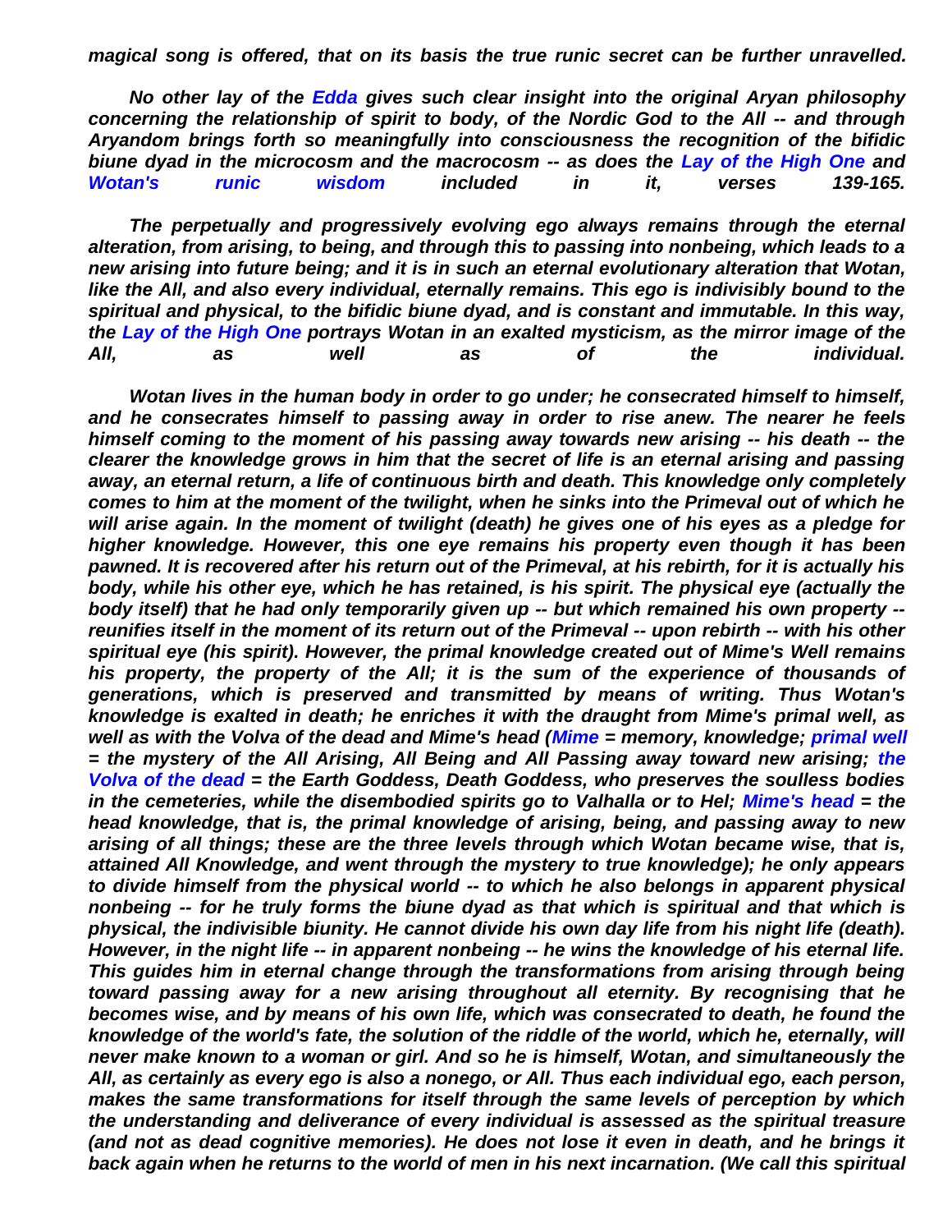*magical song is offered, that on its basis the true runic secret can be further unravelled.*

*No other lay of the **Edda** gives such clear insight into the original Aryan philosophy concerning the relationship of spirit to body, of the Nordic God to the All -- and through Aryandom brings forth so meaningfully into consciousness the recognition of the bifidic biune dyad in the microcosm and the macrocosm -- as does the **Lay of the High One** and **Wotan's runic wisdom** included in it, verses 139-165.*

*The perpetually and progressively evolving ego always remains through the eternal alteration, from arising, to being, and through this to passing into nonbeing, which leads to a new arising into future being; and it is in such an eternal evolutionary alteration that Wotan, like the All, and also every individual, eternally remains. This ego is indivisibly bound to the spiritual and physical, to the bifidic biune dyad, and is constant and immutable. In this way, the **Lay of the High One** portrays Wotan in an exalted mysticism, as the mirror image of the All, as well as of the individual.*

*Wotan lives in the human body in order to go under; he consecrated himself to himself, and he consecrates himself to passing away in order to rise anew. The nearer he feels himself coming to the moment of his passing away towards new arising -- his death -- the clearer the knowledge grows in him that the secret of life is an eternal arising and passing away, an eternal return, a life of continuous birth and death. This knowledge only completely comes to him at the moment of the twilight, when he sinks into the Primeval out of which he will arise again. In the moment of twilight (death) he gives one of his eyes as a pledge for higher knowledge. However, this one eye remains his property even though it has been pawned. It is recovered after his return out of the Primeval, at his rebirth, for it is actually his body, while his other eye, which he has retained, is his spirit. The physical eye (actually the body itself) that he had only temporarily given up -- but which remained his own property -- reunifies itself in the moment of its return out of the Primeval -- upon rebirth -- with his other spiritual eye (his spirit). However, the primal knowledge created out of Mime's Well remains his property, the property of the All; it is the sum of the experience of thousands of generations, which is preserved and transmitted by means of writing. Thus Wotan's knowledge is exalted in death; he enriches it with the draught from Mime's primal well, as well as with the Volva of the dead and Mime's head (**Mime** = memory, knowledge; **primal well** = the mystery of the All Arising, All Being and All Passing away toward new arising; **the Volva of the dead** = the Earth Goddess, Death Goddess, who preserves the soulless bodies in the cemeteries, while the disembodied spirits go to Valhalla or to Hel; **Mime's head** = the head knowledge, that is, the primal knowledge of arising, being, and passing away to new arising of all things; these are the three levels through which Wotan became wise, that is, attained All Knowledge, and went through the mystery to true knowledge); he only appears to divide himself from the physical world -- to which he also belongs in apparent physical nonbeing -- for he truly forms the biune dyad as that which is spiritual and that which is physical, the indivisible biunity. He cannot divide his own day life from his night life (death). However, in the night life -- in apparent nonbeing -- he wins the knowledge of his eternal life. This guides him in eternal change through the transformations from arising through being toward passing away for a new arising throughout all eternity. By recognising that he becomes wise, and by means of his own life, which was consecrated to death, he found the knowledge of the world's fate, the solution of the riddle of the world, which he, eternally, will never make known to a woman or girl. And so he is himself, Wotan, and simultaneously the All, as certainly as every ego is also a nonego, or All. Thus each individual ego, each person, makes the same transformations for itself through the same levels of perception by which the understanding and deliverance of every individual is assessed as the spiritual treasure (and not as dead cognitive memories). He does not lose it even in death, and he brings it back again when he returns to the world of men in his next incarnation. (We call this spiritual*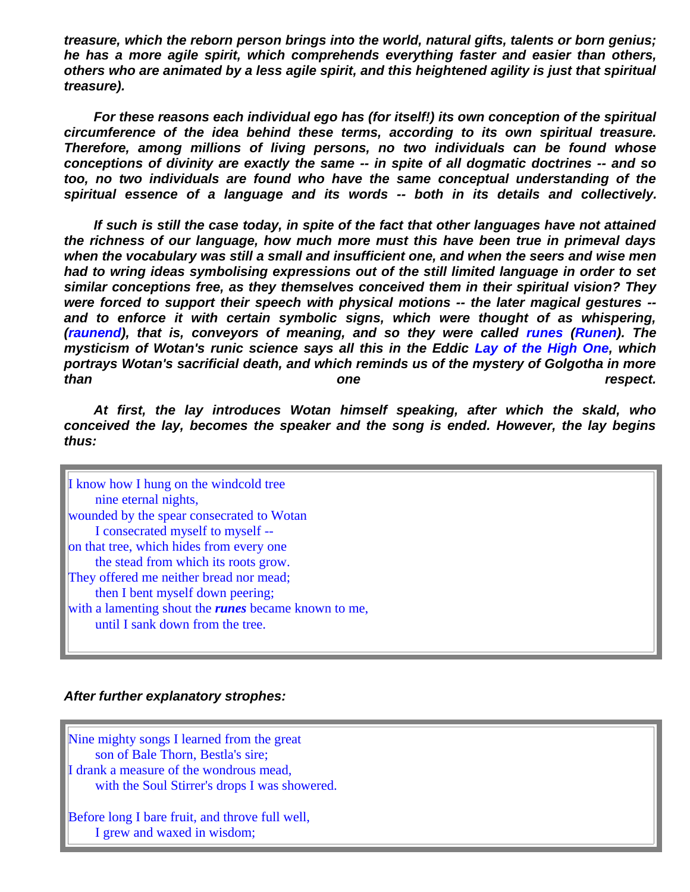***treasure, which the reborn person brings into the world, natural gifts, talents or born genius; he has a more agile spirit, which comprehends everything faster and easier than others, others who are animated by a less agile spirit, and this heightened agility is just that spiritual treasure).***

***For these reasons each individual ego has (for itself!) its own conception of the spiritual circumference of the idea behind these terms, according to its own spiritual treasure. Therefore, among millions of living persons, no two individuals can be found whose conceptions of divinity are exactly the same -- in spite of all dogmatic doctrines -- and so too, no two individuals are found who have the same conceptual understanding of the spiritual essence of a language and its words -- both in its details and collectively.***

***If such is still the case today, in spite of the fact that other languages have not attained the richness of our language, how much more must this have been true in primeval days when the vocabulary was still a small and insufficient one, and when the seers and wise men had to wring ideas symbolising expressions out of the still limited language in order to set similar conceptions free, as they themselves conceived them in their spiritual vision? They were forced to support their speech with physical motions -- the later magical gestures -- and to enforce it with certain symbolic signs, which were thought of as whispering, (raunend), that is, conveyors of meaning, and so they were called runes (Runen). The mysticism of Wotan's runic science says all this in the Eddic Lay of the High One, which portrays Wotan's sacrificial death, and which reminds us of the mystery of Golgotha in more than one respect.***

***At first, the lay introduces Wotan himself speaking, after which the skald, who conceived the lay, becomes the speaker and the song is ended. However, the lay begins thus:***

> I know how I hung on the windcold tree
> nine eternal nights,
> wounded by the spear consecrated to Wotan
> I consecrated myself to myself --
> on that tree, which hides from every one
> the stead from which its roots grow.
> They offered me neither bread nor mead;
> then I bent myself down peering;
> with a lamenting shout the ***runes*** became known to me,
> until I sank down from the tree.

***After further explanatory strophes:***

> Nine mighty songs I learned from the great
> son of Bale Thorn, Bestla's sire;
> I drank a measure of the wondrous mead,
> with the Soul Stirrer's drops I was showered.
>
> Before long I bare fruit, and throve full well,
> I grew and waxed in wisdom;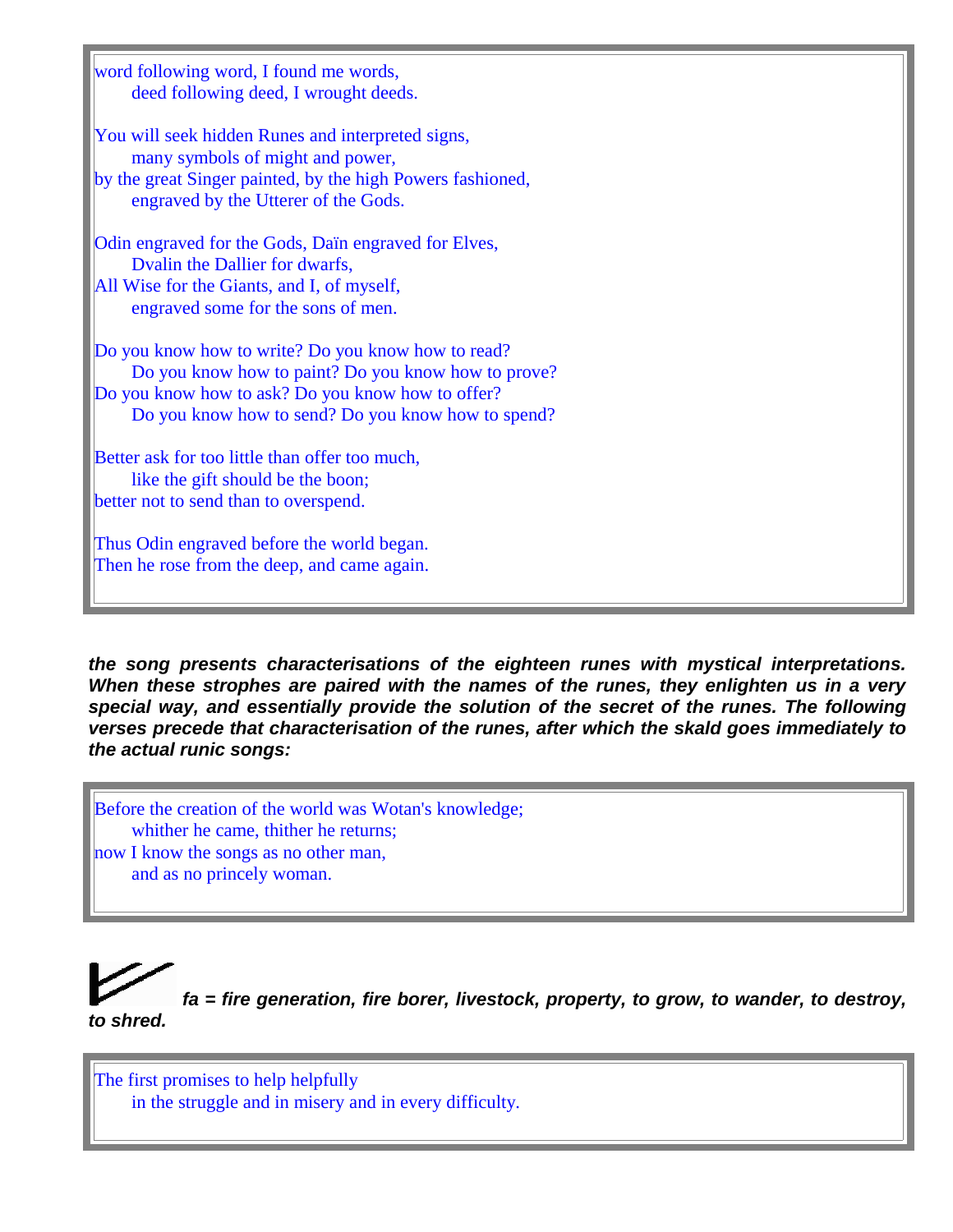word following word, I found me words,
    deed following deed, I wrought deeds.

You will seek hidden Runes and interpreted signs,
    many symbols of might and power,
by the great Singer painted, by the high Powers fashioned,
    engraved by the Utterer of the Gods.

Odin engraved for the Gods, Daïn engraved for Elves,
    Dvalin the Dallier for dwarfs,
All Wise for the Giants, and I, of myself,
    engraved some for the sons of men.

Do you know how to write? Do you know how to read?
    Do you know how to paint? Do you know how to prove?
Do you know how to ask? Do you know how to offer?
    Do you know how to send? Do you know how to spend?

Better ask for too little than offer too much,
    like the gift should be the boon;
better not to send than to overspend.

Thus Odin engraved before the world began.
Then he rose from the deep, and came again.

***the song presents characterisations of the eighteen runes with mystical interpretations. When these strophes are paired with the names of the runes, they enlighten us in a very special way, and essentially provide the solution of the secret of the runes. The following verses precede that characterisation of the runes, after which the skald goes immediately to the actual runic songs:***

Before the creation of the world was Wotan's knowledge;
    whither he came, thither he returns;
now I know the songs as no other man,
    and as no princely woman.

***fa = fire generation, fire borer, livestock, property, to grow, to wander, to destroy, to shred.***

The first promises to help helpfully
    in the struggle and in misery and in every difficulty.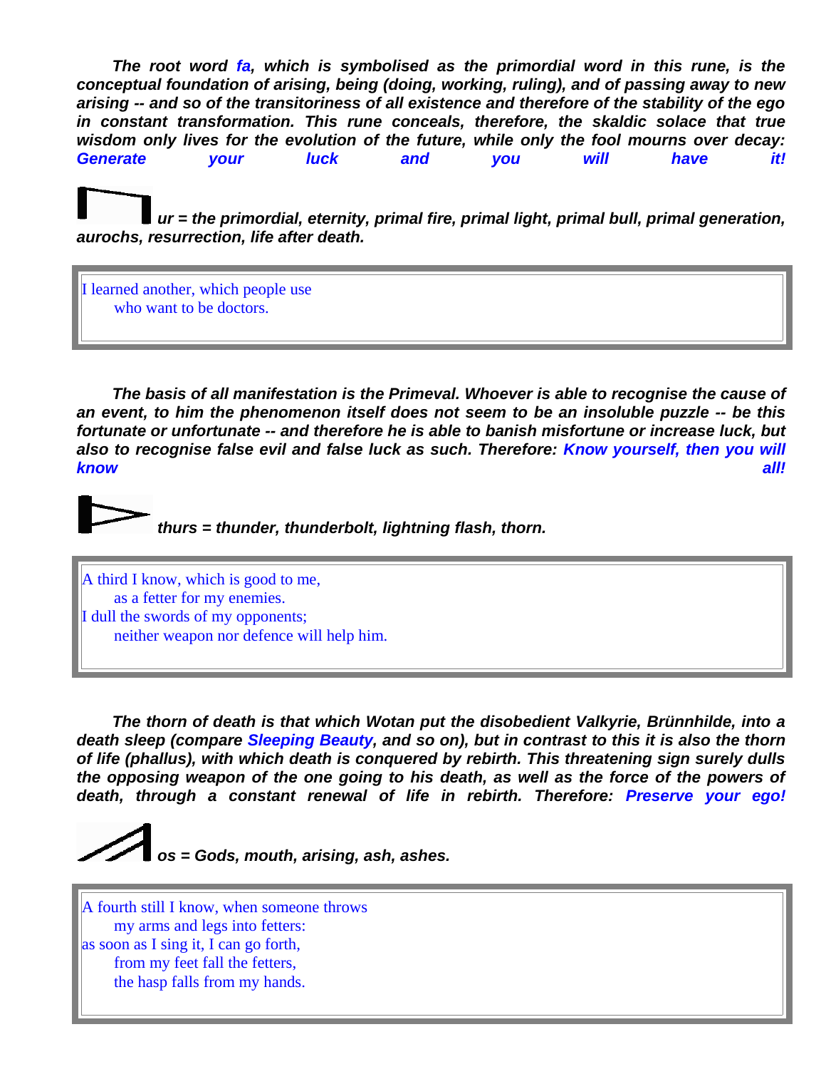***The root word fa, which is symbolised as the primordial word in this rune, is the conceptual foundation of arising, being (doing, working, ruling), and of passing away to new arising -- and so of the transitoriness of all existence and therefore of the stability of the ego in constant transformation. This rune conceals, therefore, the skaldic solace that true wisdom only lives for the evolution of the future, while only the fool mourns over decay: Generate your luck and you will have it!***

***ur = the primordial, eternity, primal fire, primal light, primal bull, primal generation, aurochs, resurrection, life after death.***

> I learned another, which people use
> who want to be doctors.

***The basis of all manifestation is the Primeval. Whoever is able to recognise the cause of an event, to him the phenomenon itself does not seem to be an insoluble puzzle -- be this fortunate or unfortunate -- and therefore he is able to banish misfortune or increase luck, but also to recognise false evil and false luck as such. Therefore: Know yourself, then you will know all!***

***thurs = thunder, thunderbolt, lightning flash, thorn.***

> A third I know, which is good to me,
> as a fetter for my enemies.
> I dull the swords of my opponents;
> neither weapon nor defence will help him.

***The thorn of death is that which Wotan put the disobedient Valkyrie, Brünnhilde, into a death sleep (compare Sleeping Beauty, and so on), but in contrast to this it is also the thorn of life (phallus), with which death is conquered by rebirth. This threatening sign surely dulls the opposing weapon of the one going to his death, as well as the force of the powers of death, through a constant renewal of life in rebirth. Therefore: Preserve your ego!***

***os = Gods, mouth, arising, ash, ashes.***

> A fourth still I know, when someone throws
> my arms and legs into fetters:
> as soon as I sing it, I can go forth,
> from my feet fall the fetters,
> the hasp falls from my hands.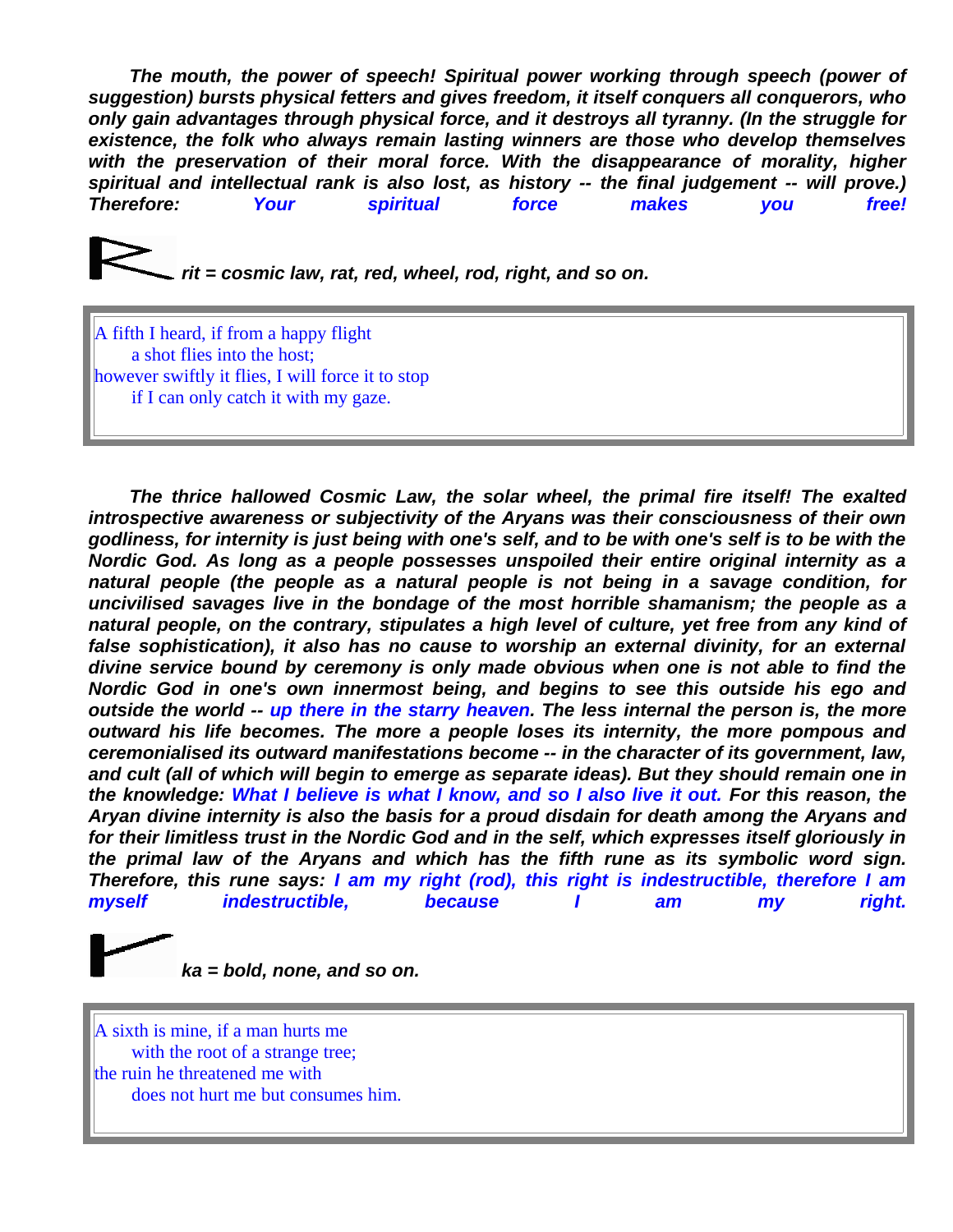***The mouth, the power of speech! Spiritual power working through speech (power of suggestion) bursts physical fetters and gives freedom, it itself conquers all conquerors, who only gain advantages through physical force, and it destroys all tyranny. (In the struggle for existence, the folk who always remain lasting winners are those who develop themselves with the preservation of their moral force. With the disappearance of morality, higher spiritual and intellectual rank is also lost, as history -- the final judgement -- will prove.) Therefore: Your spiritual force makes you free!***

***rit = cosmic law, rat, red, wheel, rod, right, and so on.***

> A fifth I heard, if from a happy flight
> a shot flies into the host;
> however swiftly it flies, I will force it to stop
> if I can only catch it with my gaze.

***The thrice hallowed Cosmic Law, the solar wheel, the primal fire itself! The exalted introspective awareness or subjectivity of the Aryans was their consciousness of their own godliness, for internity is just being with one's self, and to be with one's self is to be with the Nordic God. As long as a people possesses unspoiled their entire original internity as a natural people (the people as a natural people is not being in a savage condition, for uncivilised savages live in the bondage of the most horrible shamanism; the people as a natural people, on the contrary, stipulates a high level of culture, yet free from any kind of false sophistication), it also has no cause to worship an external divinity, for an external divine service bound by ceremony is only made obvious when one is not able to find the Nordic God in one's own innermost being, and begins to see this outside his ego and outside the world -- up there in the starry heaven. The less internal the person is, the more outward his life becomes. The more a people loses its internity, the more pompous and ceremonialised its outward manifestations become -- in the character of its government, law, and cult (all of which will begin to emerge as separate ideas). But they should remain one in the knowledge: What I believe is what I know, and so I also live it out. For this reason, the Aryan divine internity is also the basis for a proud disdain for death among the Aryans and for their limitless trust in the Nordic God and in the self, which expresses itself gloriously in the primal law of the Aryans and which has the fifth rune as its symbolic word sign. Therefore, this rune says: I am my right (rod), this right is indestructible, therefore I am myself indestructible, because I am my right.***

***ka = bold, none, and so on.***

> A sixth is mine, if a man hurts me
> with the root of a strange tree;
> the ruin he threatened me with
> does not hurt me but consumes him.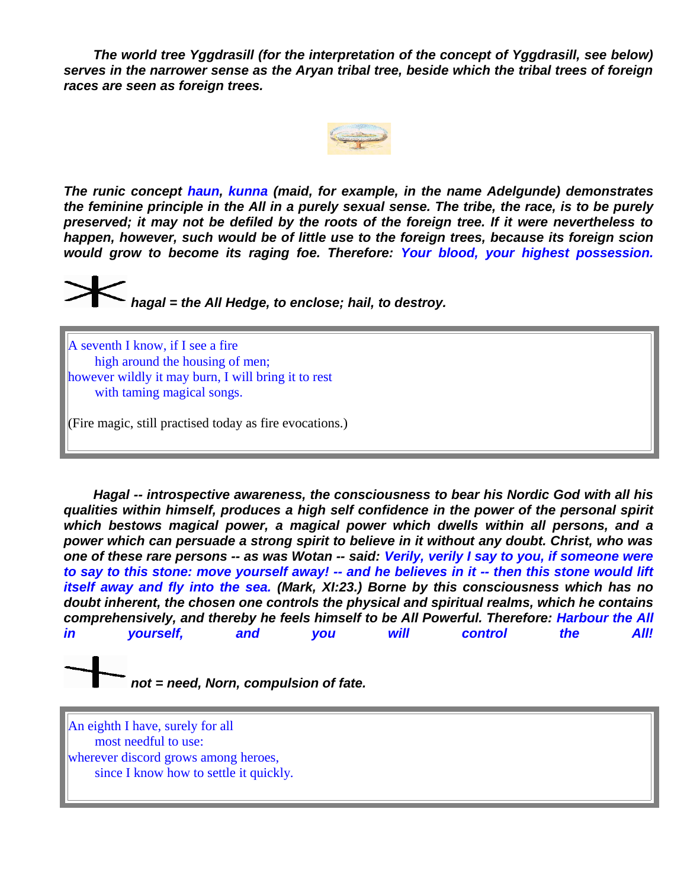***The world tree Yggdrasill (for the interpretation of the concept of Yggdrasill, see below) serves in the narrower sense as the Aryan tribal tree, beside which the tribal trees of foreign races are seen as foreign trees.***

***The runic concept haun, kunna (maid, for example, in the name Adelgunde) demonstrates the feminine principle in the All in a purely sexual sense. The tribe, the race, is to be purely preserved; it may not be defiled by the roots of the foreign tree. If it were nevertheless to happen, however, such would be of little use to the foreign trees, because its foreign scion would grow to become its raging foe. Therefore: Your blood, your highest possession.***

***hagal = the All Hedge, to enclose; hail, to destroy.***

> A seventh I know, if I see a fire
> high around the housing of men;
> however wildly it may burn, I will bring it to rest
> with taming magical songs.
>
> (Fire magic, still practised today as fire evocations.)

***Hagal -- introspective awareness, the consciousness to bear his Nordic God with all his qualities within himself, produces a high self confidence in the power of the personal spirit which bestows magical power, a magical power which dwells within all persons, and a power which can persuade a strong spirit to believe in it without any doubt. Christ, who was one of these rare persons -- as was Wotan -- said: Verily, verily I say to you, if someone were to say to this stone: move yourself away! -- and he believes in it -- then this stone would lift itself away and fly into the sea. (Mark, XI:23.) Borne by this consciousness which has no doubt inherent, the chosen one controls the physical and spiritual realms, which he contains comprehensively, and thereby he feels himself to be All Powerful. Therefore: Harbour the All in yourself, and you will control the All!***

***not = need, Norn, compulsion of fate.***

> An eighth I have, surely for all
> most needful to use:
> wherever discord grows among heroes,
> since I know how to settle it quickly.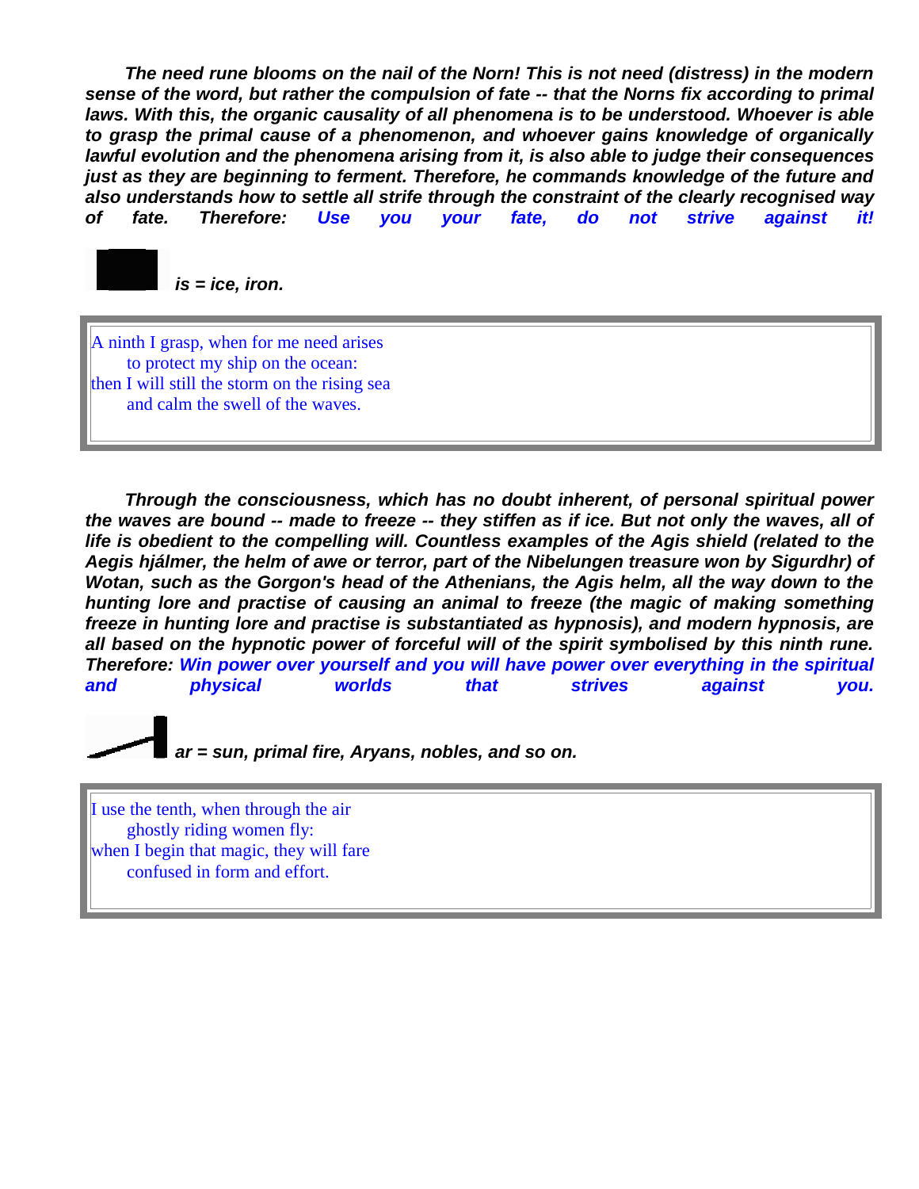***The need rune blooms on the nail of the Norn! This is not need (distress) in the modern sense of the word, but rather the compulsion of fate -- that the Norns fix according to primal laws. With this, the organic causality of all phenomena is to be understood. Whoever is able to grasp the primal cause of a phenomenon, and whoever gains knowledge of organically lawful evolution and the phenomena arising from it, is also able to judge their consequences just as they are beginning to ferment. Therefore, he commands knowledge of the future and also understands how to settle all strife through the constraint of the clearly recognised way of fate. Therefore: Use you your fate, do not strive against it!***

***is = ice, iron.***

> A ninth I grasp, when for me need arises
> to protect my ship on the ocean:
> then I will still the storm on the rising sea
> and calm the swell of the waves.

***Through the consciousness, which has no doubt inherent, of personal spiritual power the waves are bound -- made to freeze -- they stiffen as if ice. But not only the waves, all of life is obedient to the compelling will. Countless examples of the Agis shield (related to the Aegis hjálmer, the helm of awe or terror, part of the Nibelungen treasure won by Sigurdhr) of Wotan, such as the Gorgon's head of the Athenians, the Agis helm, all the way down to the hunting lore and practise of causing an animal to freeze (the magic of making something freeze in hunting lore and practise is substantiated as hypnosis), and modern hypnosis, are all based on the hypnotic power of forceful will of the spirit symbolised by this ninth rune. Therefore: Win power over yourself and you will have power over everything in the spiritual and physical worlds that strives against you.***

***ar = sun, primal fire, Aryans, nobles, and so on.***

> I use the tenth, when through the air
> ghostly riding women fly:
> when I begin that magic, they will fare
> confused in form and effort.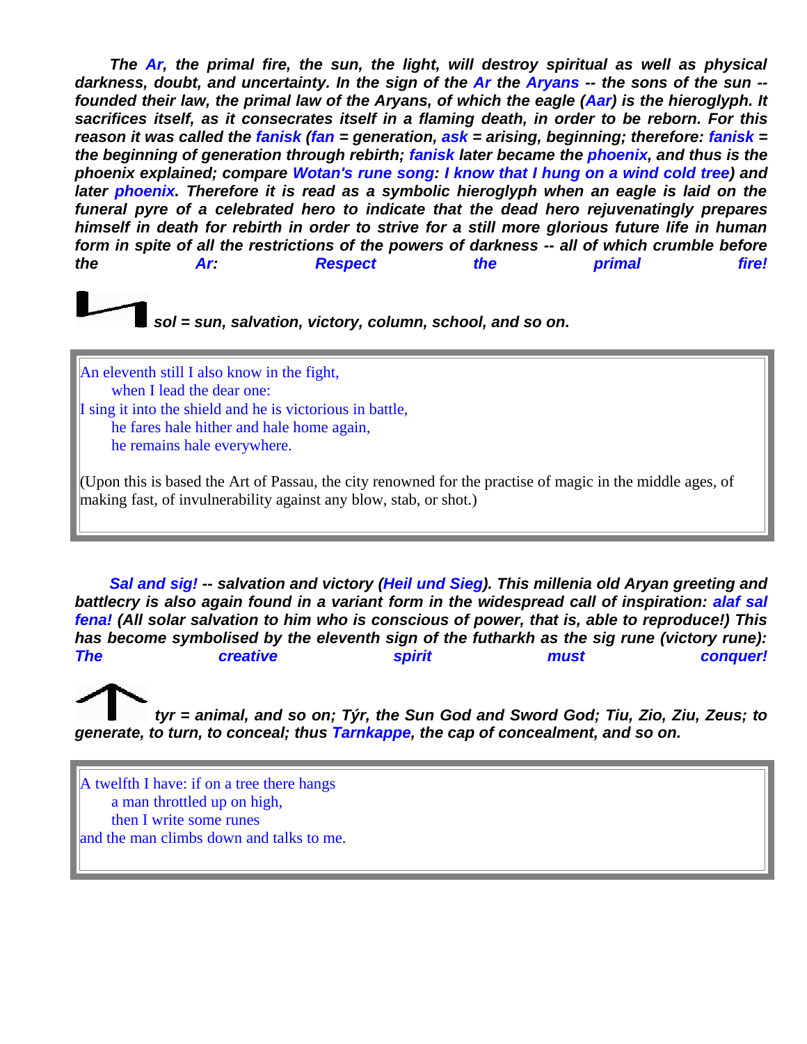***The Ar, the primal fire, the sun, the light, will destroy spiritual as well as physical darkness, doubt, and uncertainty. In the sign of the Ar the Aryans -- the sons of the sun -- founded their law, the primal law of the Aryans, of which the eagle (Aar) is the hieroglyph. It sacrifices itself, as it consecrates itself in a flaming death, in order to be reborn. For this reason it was called the fanisk (fan = generation, ask = arising, beginning; therefore: fanisk = the beginning of generation through rebirth; fanisk later became the phoenix, and thus is the phoenix explained; compare Wotan's rune song: I know that I hung on a wind cold tree) and later phoenix. Therefore it is read as a symbolic hieroglyph when an eagle is laid on the funeral pyre of a celebrated hero to indicate that the dead hero rejuvenatingly prepares himself in death for rebirth in order to strive for a still more glorious future life in human form in spite of all the restrictions of the powers of darkness -- all of which crumble before the Ar: Respect the primal fire!***

***sol = sun, salvation, victory, column, school, and so on.***

> An eleventh still I also know in the fight,
> when I lead the dear one:
> I sing it into the shield and he is victorious in battle,
> he fares hale hither and hale home again,
> he remains hale everywhere.
>
> (Upon this is based the Art of Passau, the city renowned for the practise of magic in the middle ages, of making fast, of invulnerability against any blow, stab, or shot.)

***Sal and sig! -- salvation and victory (Heil und Sieg). This millenia old Aryan greeting and battlecry is also again found in a variant form in the widespread call of inspiration: alaf sal fena! (All solar salvation to him who is conscious of power, that is, able to reproduce!) This has become symbolised by the eleventh sign of the futharkh as the sig rune (victory rune): The creative spirit must conquer!***

***tyr = animal, and so on; Týr, the Sun God and Sword God; Tiu, Zio, Ziu, Zeus; to generate, to turn, to conceal; thus Tarnkappe, the cap of concealment, and so on.***

> A twelfth I have: if on a tree there hangs
> a man throttled up on high,
> then I write some runes
> and the man climbs down and talks to me.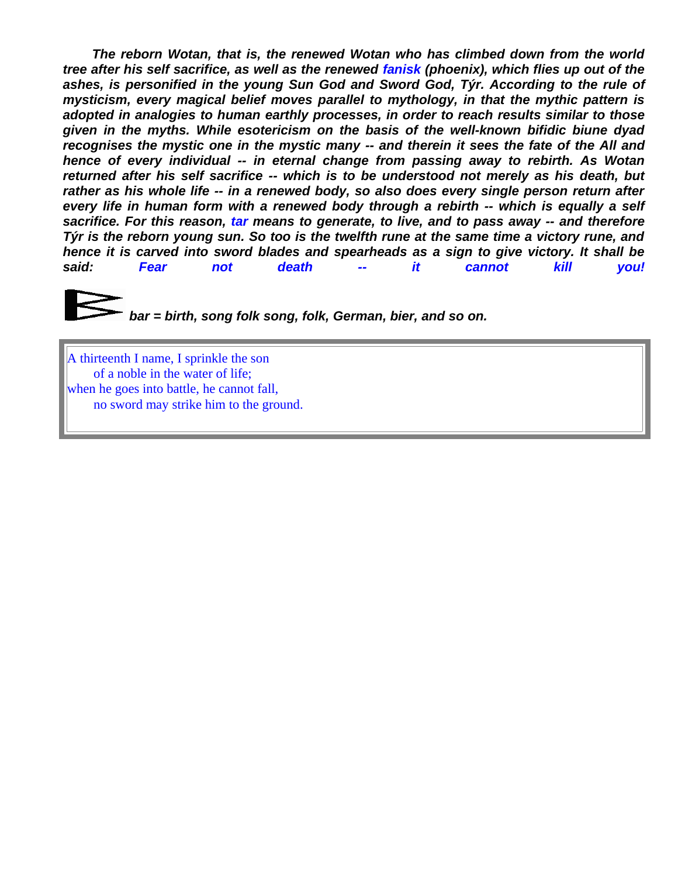***The reborn Wotan, that is, the renewed Wotan who has climbed down from the world tree after his self sacrifice, as well as the renewed fanisk (phoenix), which flies up out of the ashes, is personified in the young Sun God and Sword God, Týr. According to the rule of mysticism, every magical belief moves parallel to mythology, in that the mythic pattern is adopted in analogies to human earthly processes, in order to reach results similar to those given in the myths. While esotericism on the basis of the well-known bifidic biune dyad recognises the mystic one in the mystic many -- and therein it sees the fate of the All and hence of every individual -- in eternal change from passing away to rebirth. As Wotan returned after his self sacrifice -- which is to be understood not merely as his death, but rather as his whole life -- in a renewed body, so also does every single person return after every life in human form with a renewed body through a rebirth -- which is equally a self sacrifice. For this reason, tar means to generate, to live, and to pass away -- and therefore Týr is the reborn young sun. So too is the twelfth rune at the same time a victory rune, and hence it is carved into sword blades and spearheads as a sign to give victory. It shall be said: Fear not death -- it cannot kill you!***

***bar = birth, song folk song, folk, German, bier, and so on.***

> A thirteenth I name, I sprinkle the son
> of a noble in the water of life;
> when he goes into battle, he cannot fall,
> no sword may strike him to the ground.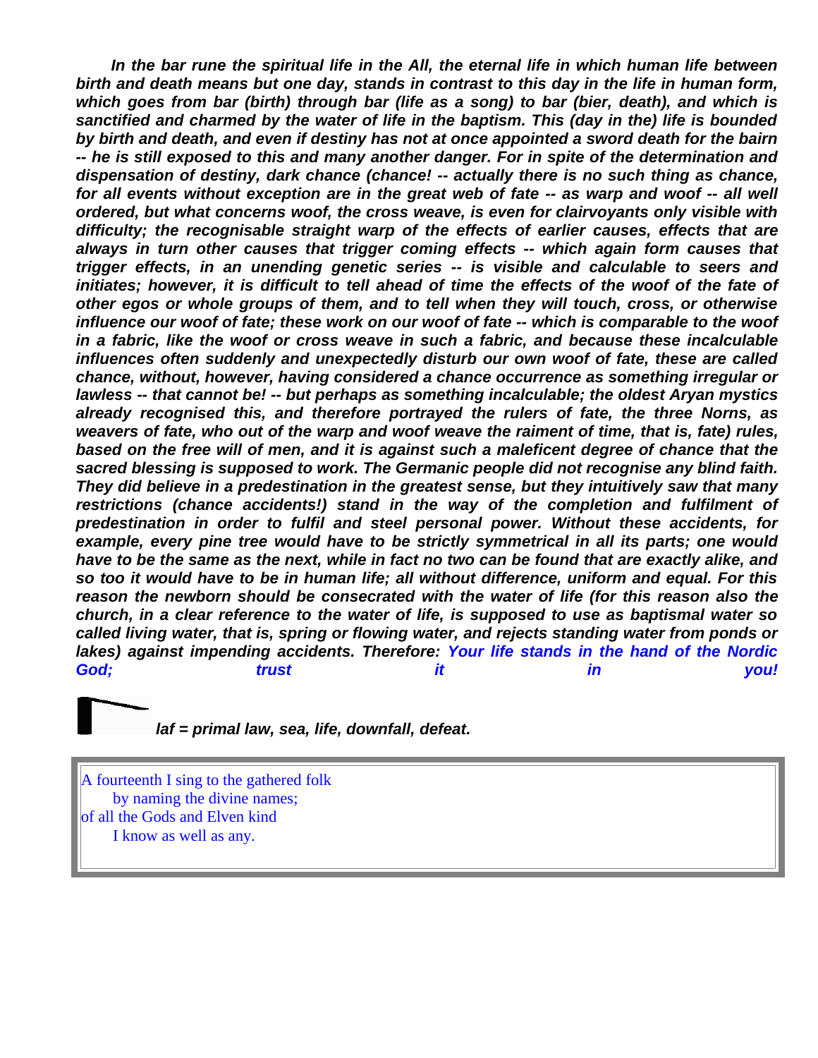*In the bar rune the spiritual life in the All, the eternal life in which human life between birth and death means but one day, stands in contrast to this day in the life in human form, which goes from bar (birth) through bar (life as a song) to bar (bier, death), and which is sanctified and charmed by the water of life in the baptism. This (day in the) life is bounded by birth and death, and even if destiny has not at once appointed a sword death for the bairn -- he is still exposed to this and many another danger. For in spite of the determination and dispensation of destiny, dark chance (chance! -- actually there is no such thing as chance, for all events without exception are in the great web of fate -- as warp and woof -- all well ordered, but what concerns woof, the cross weave, is even for clairvoyants only visible with difficulty; the recognisable straight warp of the effects of earlier causes, effects that are always in turn other causes that trigger coming effects -- which again form causes that trigger effects, in an unending genetic series -- is visible and calculable to seers and initiates; however, it is difficult to tell ahead of time the effects of the woof of the fate of other egos or whole groups of them, and to tell when they will touch, cross, or otherwise influence our woof of fate; these work on our woof of fate -- which is comparable to the woof in a fabric, like the woof or cross weave in such a fabric, and because these incalculable influences often suddenly and unexpectedly disturb our own woof of fate, these are called chance, without, however, having considered a chance occurrence as something irregular or lawless -- that cannot be! -- but perhaps as something incalculable; the oldest Aryan mystics already recognised this, and therefore portrayed the rulers of fate, the three Norns, as weavers of fate, who out of the warp and woof weave the raiment of time, that is, fate) rules, based on the free will of men, and it is against such a maleficent degree of chance that the sacred blessing is supposed to work. The Germanic people did not recognise any blind faith. They did believe in a predestination in the greatest sense, but they intuitively saw that many restrictions (chance accidents!) stand in the way of the completion and fulfilment of predestination in order to fulfil and steel personal power. Without these accidents, for example, every pine tree would have to be strictly symmetrical in all its parts; one would have to be the same as the next, while in fact no two can be found that are exactly alike, and so too it would have to be in human life; all without difference, uniform and equal. For this reason the newborn should be consecrated with the water of life (for this reason also the church, in a clear reference to the water of life, is supposed to use as baptismal water so called living water, that is, spring or flowing water, and rejects standing water from ponds or lakes) against impending accidents. Therefore: Your life stands in the hand of the Nordic God; trust it in you!*

*laf = primal law, sea, life, downfall, defeat.*

A fourteenth I sing to the gathered folk
by naming the divine names;
of all the Gods and Elven kind
I know as well as any.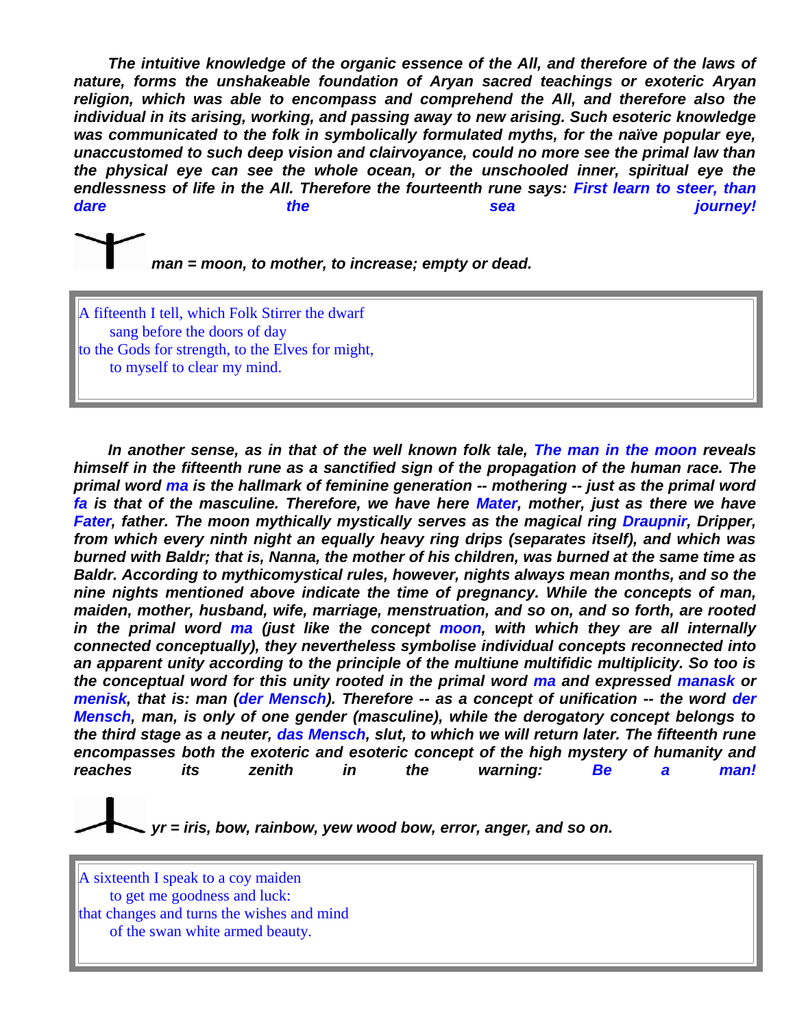***The intuitive knowledge of the organic essence of the All, and therefore of the laws of nature, forms the unshakeable foundation of Aryan sacred teachings or exoteric Aryan religion, which was able to encompass and comprehend the All, and therefore also the individual in its arising, working, and passing away to new arising. Such esoteric knowledge was communicated to the folk in symbolically formulated myths, for the naïve popular eye, unaccustomed to such deep vision and clairvoyance, could no more see the primal law than the physical eye can see the whole ocean, or the unschooled inner, spiritual eye the endlessness of life in the All. Therefore the fourteenth rune says: First learn to steer, than dare the sea journey!***

***man = moon, to mother, to increase; empty or dead.***

> A fifteenth I tell, which Folk Stirrer the dwarf
> sang before the doors of day
> to the Gods for strength, to the Elves for might,
> to myself to clear my mind.

***In another sense, as in that of the well known folk tale, The man in the moon reveals himself in the fifteenth rune as a sanctified sign of the propagation of the human race. The primal word ma is the hallmark of feminine generation -- mothering -- just as the primal word fa is that of the masculine. Therefore, we have here Mater, mother, just as there we have Fater, father. The moon mythically mystically serves as the magical ring Draupnir, Dripper, from which every ninth night an equally heavy ring drips (separates itself), and which was burned with Baldr; that is, Nanna, the mother of his children, was burned at the same time as Baldr. According to mythicomystical rules, however, nights always mean months, and so the nine nights mentioned above indicate the time of pregnancy. While the concepts of man, maiden, mother, husband, wife, marriage, menstruation, and so on, and so forth, are rooted in the primal word ma (just like the concept moon, with which they are all internally connected conceptually), they nevertheless symbolise individual concepts reconnected into an apparent unity according to the principle of the multiune multifidic multiplicity. So too is the conceptual word for this unity rooted in the primal word ma and expressed manask or menisk, that is: man (der Mensch). Therefore -- as a concept of unification -- the word der Mensch, man, is only of one gender (masculine), while the derogatory concept belongs to the third stage as a neuter, das Mensch, slut, to which we will return later. The fifteenth rune encompasses both the exoteric and esoteric concept of the high mystery of humanity and reaches its zenith in the warning: Be a man!***

***yr = iris, bow, rainbow, yew wood bow, error, anger, and so on.***

> A sixteenth I speak to a coy maiden
> to get me goodness and luck:
> that changes and turns the wishes and mind
> of the swan white armed beauty.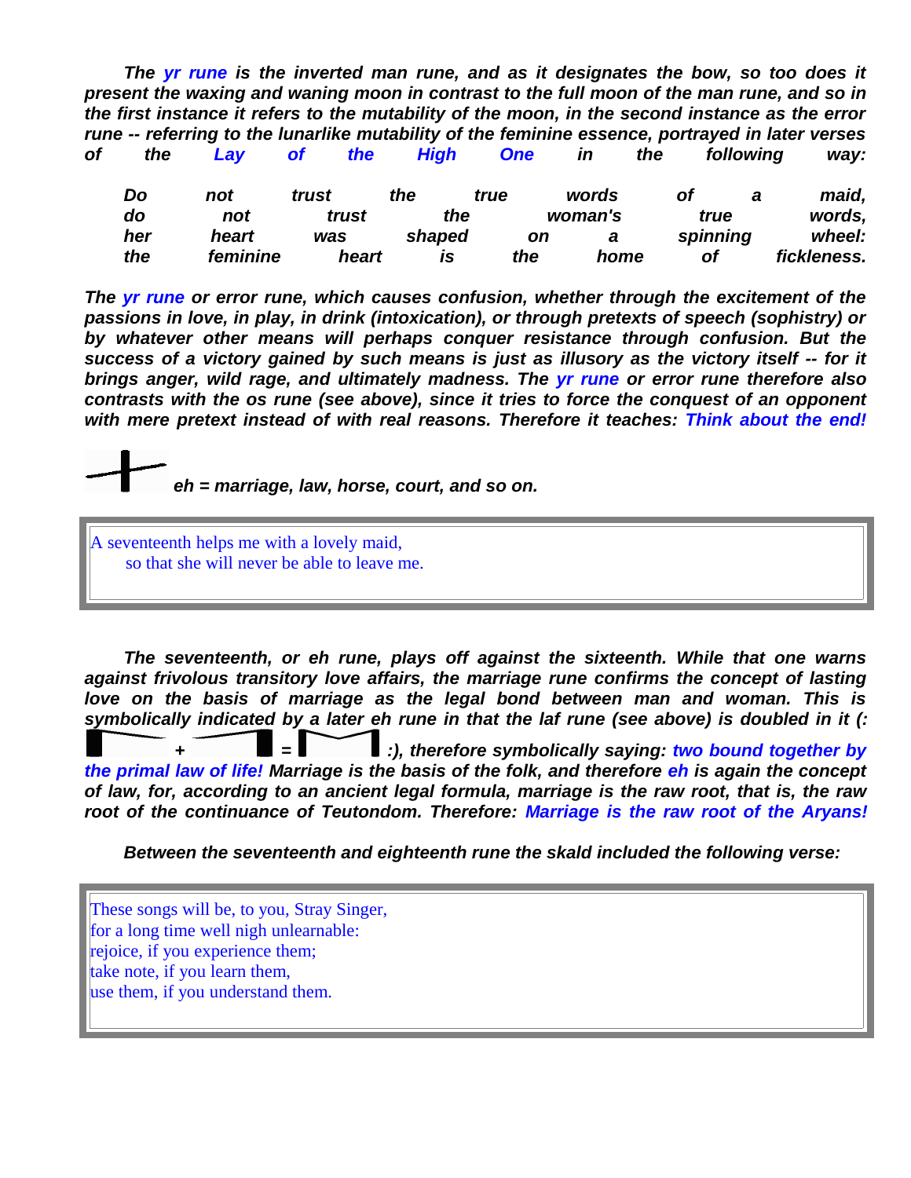*The yr rune is the inverted man rune, and as it designates the bow, so too does it present the waxing and waning moon in contrast to the full moon of the man rune, and so in the first instance it refers to the mutability of the moon, in the second instance as the error rune -- referring to the lunarlike mutability of the feminine essence, portrayed in later verses of the Lay of the High One in the following way:*

> *Do not trust the true words of a maid,*
> *do not trust the woman's true words,*
> *her heart was shaped on a spinning wheel:*
> *the feminine heart is the home of fickleness.*

*The yr rune or error rune, which causes confusion, whether through the excitement of the passions in love, in play, in drink (intoxication), or through pretexts of speech (sophistry) or by whatever other means will perhaps conquer resistance through confusion. But the success of a victory gained by such means is just as illusory as the victory itself -- for it brings anger, wild rage, and ultimately madness. The yr rune or error rune therefore also contrasts with the os rune (see above), since it tries to force the conquest of an opponent with mere pretext instead of with real reasons. Therefore it teaches: Think about the end!*

*eh = marriage, law, horse, court, and so on.*

> A seventeenth helps me with a lovely maid,
> so that she will never be able to leave me.

*The seventeenth, or eh rune, plays off against the sixteenth. While that one warns against frivolous transitory love affairs, the marriage rune confirms the concept of lasting love on the basis of marriage as the legal bond between man and woman. This is symbolically indicated by a later eh rune in that the laf rune (see above) is doubled in it (: + = :), therefore symbolically saying: two bound together by the primal law of life! Marriage is the basis of the folk, and therefore eh is again the concept of law, for, according to an ancient legal formula, marriage is the raw root, that is, the raw root of the continuance of Teutondom. Therefore: Marriage is the raw root of the Aryans!*

*Between the seventeenth and eighteenth rune the skald included the following verse:*

> These songs will be, to you, Stray Singer,
> for a long time well nigh unlearnable:
> rejoice, if you experience them;
> take note, if you learn them,
> use them, if you understand them.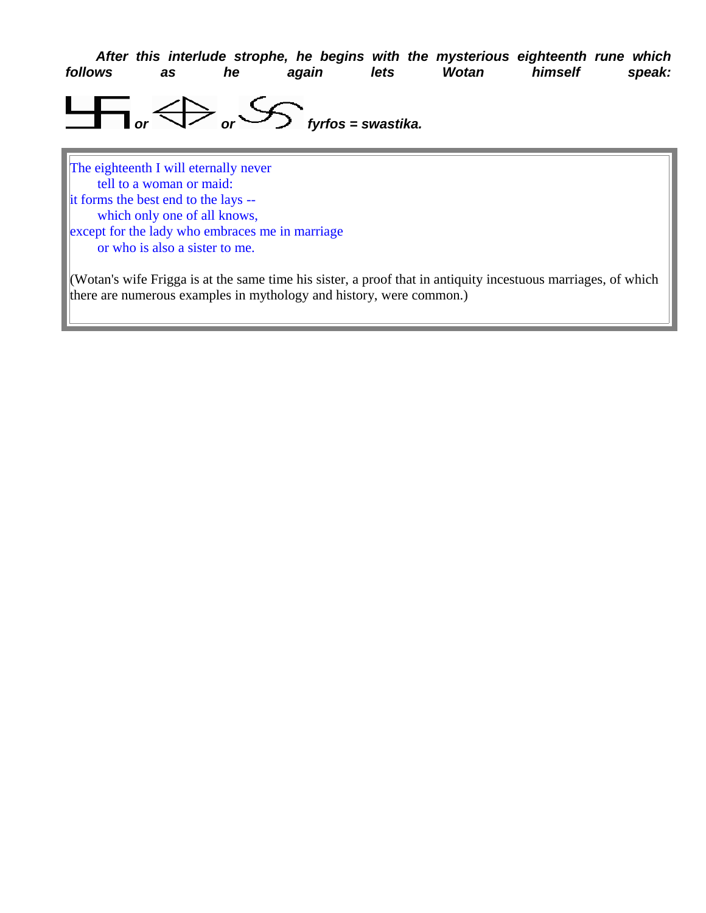***After this interlude strophe, he begins with the mysterious eighteenth rune which follows as he again lets Wotan himself speak:***

*or* *or* ***fyrfos = swastika.***

The eighteenth I will eternally never
tell to a woman or maid:
it forms the best end to the lays --
which only one of all knows,
except for the lady who embraces me in marriage
or who is also a sister to me.

(Wotan's wife Frigga is at the same time his sister, a proof that in antiquity incestuous marriages, of which there are numerous examples in mythology and history, were common.)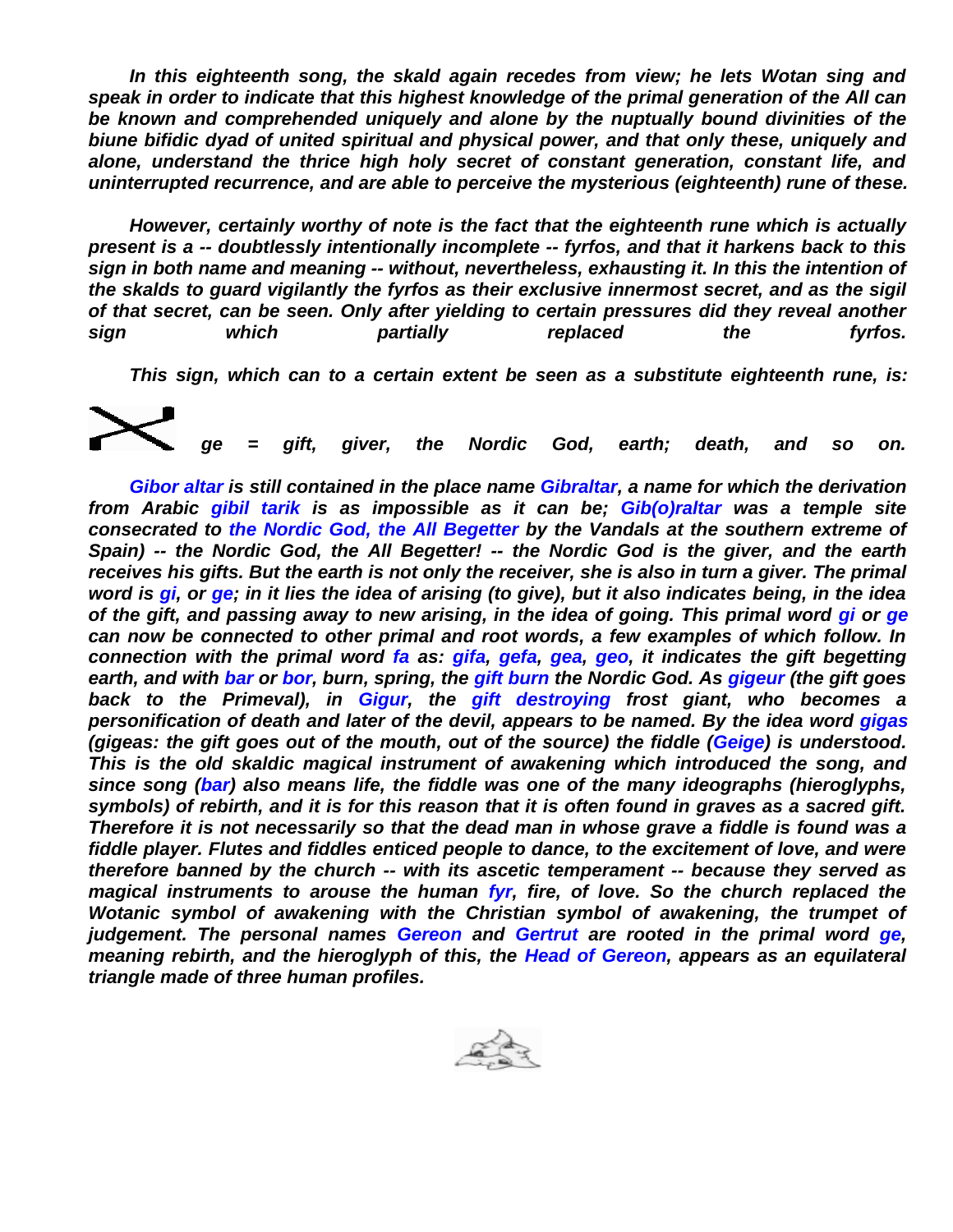*In this eighteenth song, the skald again recedes from view; he lets Wotan sing and speak in order to indicate that this highest knowledge of the primal generation of the All can be known and comprehended uniquely and alone by the nuptually bound divinities of the biune bifidic dyad of united spiritual and physical power, and that only these, uniquely and alone, understand the thrice high holy secret of constant generation, constant life, and uninterrupted recurrence, and are able to perceive the mysterious (eighteenth) rune of these.*

*However, certainly worthy of note is the fact that the eighteenth rune which is actually present is a -- doubtlessly intentionally incomplete -- fyrfos, and that it harkens back to this sign in both name and meaning -- without, nevertheless, exhausting it. In this the intention of the skalds to guard vigilantly the fyrfos as their exclusive innermost secret, and as the sigil of that secret, can be seen. Only after yielding to certain pressures did they reveal another sign which partially replaced the fyrfos.*

*This sign, which can to a certain extent be seen as a substitute eighteenth rune, is:*

*ge = gift, giver, the Nordic God, earth; death, and so on.*

*Gibor altar is still contained in the place name Gibraltar, a name for which the derivation from Arabic gibil tarik is as impossible as it can be; Gib(o)raltar was a temple site consecrated to the Nordic God, the All Begetter by the Vandals at the southern extreme of Spain) -- the Nordic God, the All Begetter! -- the Nordic God is the giver, and the earth receives his gifts. But the earth is not only the receiver, she is also in turn a giver. The primal word is gi, or ge; in it lies the idea of arising (to give), but it also indicates being, in the idea of the gift, and passing away to new arising, in the idea of going. This primal word gi or ge can now be connected to other primal and root words, a few examples of which follow. In connection with the primal word fa as: gifa, gefa, gea, geo, it indicates the gift begetting earth, and with bar or bor, burn, spring, the gift burn the Nordic God. As gigeur (the gift goes back to the Primeval), in Gigur, the gift destroying frost giant, who becomes a personification of death and later of the devil, appears to be named. By the idea word gigas (gigeas: the gift goes out of the mouth, out of the source) the fiddle (Geige) is understood. This is the old skaldic magical instrument of awakening which introduced the song, and since song (bar) also means life, the fiddle was one of the many ideographs (hieroglyphs, symbols) of rebirth, and it is for this reason that it is often found in graves as a sacred gift. Therefore it is not necessarily so that the dead man in whose grave a fiddle is found was a fiddle player. Flutes and fiddles enticed people to dance, to the excitement of love, and were therefore banned by the church -- with its ascetic temperament -- because they served as magical instruments to arouse the human fyr, fire, of love. So the church replaced the Wotanic symbol of awakening with the Christian symbol of awakening, the trumpet of judgement. The personal names Gereon and Gertrut are rooted in the primal word ge, meaning rebirth, and the hieroglyph of this, the Head of Gereon, appears as an equilateral triangle made of three human profiles.*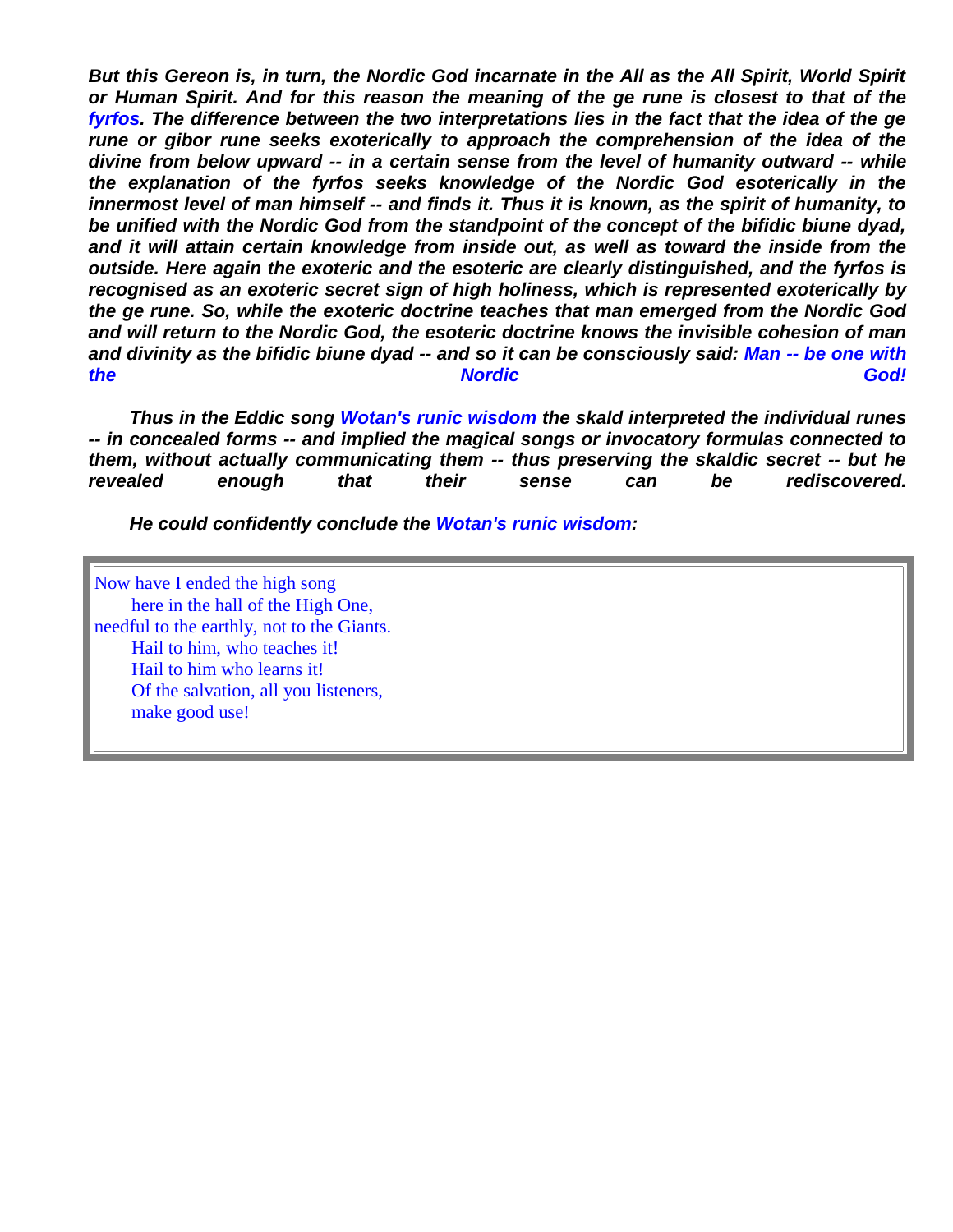***But this Gereon is, in turn, the Nordic God incarnate in the All as the All Spirit, World Spirit or Human Spirit. And for this reason the meaning of the ge rune is closest to that of the fyrfos. The difference between the two interpretations lies in the fact that the idea of the ge rune or gibor rune seeks exoterically to approach the comprehension of the idea of the divine from below upward -- in a certain sense from the level of humanity outward -- while the explanation of the fyrfos seeks knowledge of the Nordic God esoterically in the innermost level of man himself -- and finds it. Thus it is known, as the spirit of humanity, to be unified with the Nordic God from the standpoint of the concept of the bifidic biune dyad, and it will attain certain knowledge from inside out, as well as toward the inside from the outside. Here again the exoteric and the esoteric are clearly distinguished, and the fyrfos is recognised as an exoteric secret sign of high holiness, which is represented exoterically by the ge rune. So, while the exoteric doctrine teaches that man emerged from the Nordic God and will return to the Nordic God, the esoteric doctrine knows the invisible cohesion of man and divinity as the bifidic biune dyad -- and so it can be consciously said: Man -- be one with the Nordic God!***

***Thus in the Eddic song Wotan's runic wisdom the skald interpreted the individual runes -- in concealed forms -- and implied the magical songs or invocatory formulas connected to them, without actually communicating them -- thus preserving the skaldic secret -- but he revealed enough that their sense can be rediscovered.***

***He could confidently conclude the Wotan's runic wisdom:***

> Now have I ended the high song
> here in the hall of the High One,
> needful to the earthly, not to the Giants.
> Hail to him, who teaches it!
> Hail to him who learns it!
> Of the salvation, all you listeners,
> make good use!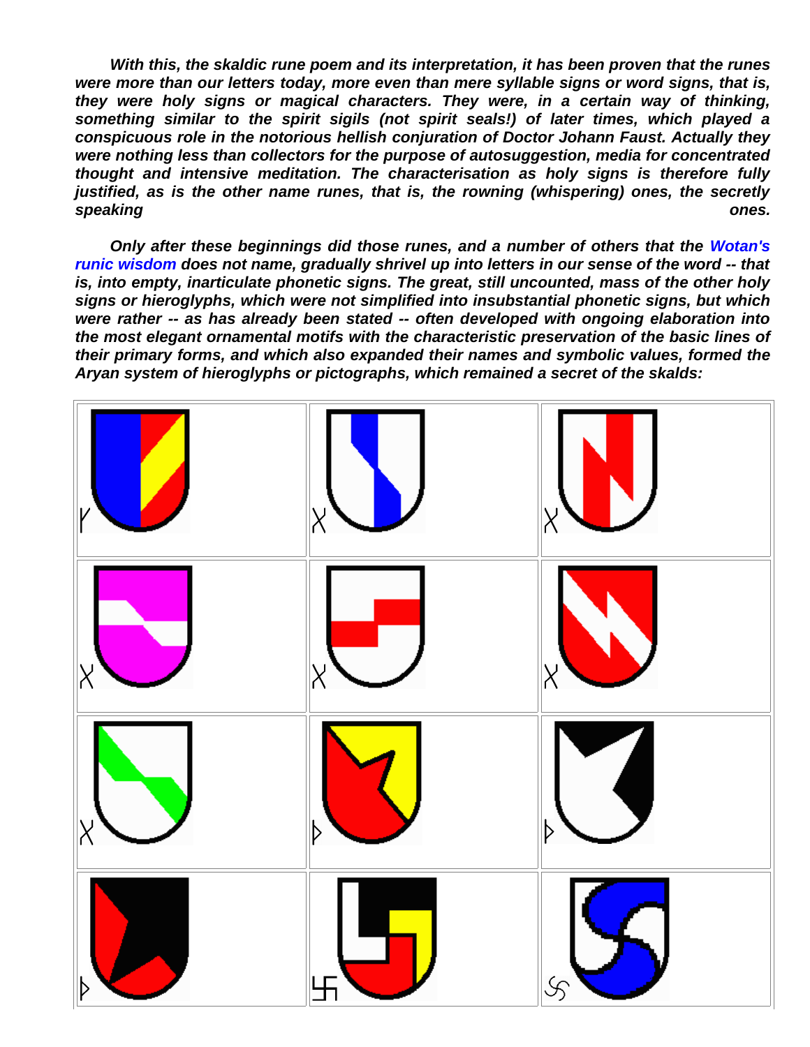*With this, the skaldic rune poem and its interpretation, it has been proven that the runes were more than our letters today, more even than mere syllable signs or word signs, that is, they were holy signs or magical characters. They were, in a certain way of thinking, something similar to the spirit sigils (not spirit seals!) of later times, which played a conspicuous role in the notorious hellish conjuration of Doctor Johann Faust. Actually they were nothing less than collectors for the purpose of autosuggestion, media for concentrated thought and intensive meditation. The characterisation as holy signs is therefore fully justified, as is the other name runes, that is, the rowning (whispering) ones, the secretly speaking ones.*

*Only after these beginnings did those runes, and a number of others that the Wotan's runic wisdom does not name, gradually shrivel up into letters in our sense of the word -- that is, into empty, inarticulate phonetic signs. The great, still uncounted, mass of the other holy signs or hieroglyphs, which were not simplified into insubstantial phonetic signs, but which were rather -- as has already been stated -- often developed with ongoing elaboration into the most elegant ornamental motifs with the characteristic preservation of the basic lines of their primary forms, and which also expanded their names and symbolic values, formed the Aryan system of hieroglyphs or pictographs, which remained a secret of the skalds:*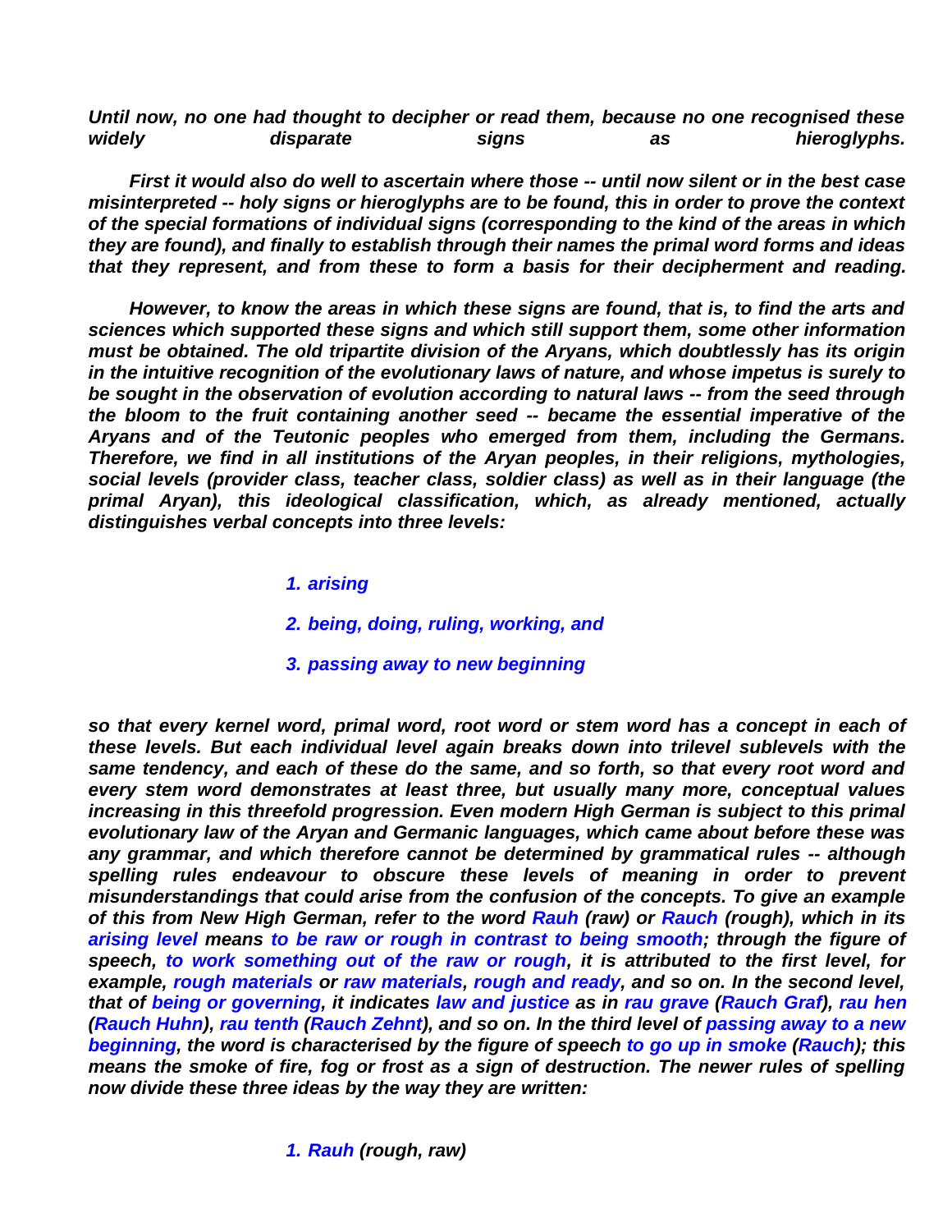*Until now, no one had thought to decipher or read them, because no one recognised these widely disparate signs as hieroglyphs.*

*First it would also do well to ascertain where those -- until now silent or in the best case misinterpreted -- holy signs or hieroglyphs are to be found, this in order to prove the context of the special formations of individual signs (corresponding to the kind of the areas in which they are found), and finally to establish through their names the primal word forms and ideas that they represent, and from these to form a basis for their decipherment and reading.*

*However, to know the areas in which these signs are found, that is, to find the arts and sciences which supported these signs and which still support them, some other information must be obtained. The old tripartite division of the Aryans, which doubtlessly has its origin in the intuitive recognition of the evolutionary laws of nature, and whose impetus is surely to be sought in the observation of evolution according to natural laws -- from the seed through the bloom to the fruit containing another seed -- became the essential imperative of the Aryans and of the Teutonic peoples who emerged from them, including the Germans. Therefore, we find in all institutions of the Aryan peoples, in their religions, mythologies, social levels (provider class, teacher class, soldier class) as well as in their language (the primal Aryan), this ideological classification, which, as already mentioned, actually distinguishes verbal concepts into three levels:*

1. *arising*
2. *being, doing, ruling, working, and*
3. *passing away to new beginning*

*so that every kernel word, primal word, root word or stem word has a concept in each of these levels. But each individual level again breaks down into trilevel sublevels with the same tendency, and each of these do the same, and so forth, so that every root word and every stem word demonstrates at least three, but usually many more, conceptual values increasing in this threefold progression. Even modern High German is subject to this primal evolutionary law of the Aryan and Germanic languages, which came about before these was any grammar, and which therefore cannot be determined by grammatical rules -- although spelling rules endeavour to obscure these levels of meaning in order to prevent misunderstandings that could arise from the confusion of the concepts. To give an example of this from New High German, refer to the word Rauh (raw) or Rauch (rough), which in its arising level means to be raw or rough in contrast to being smooth; through the figure of speech, to work something out of the raw or rough, it is attributed to the first level, for example, rough materials or raw materials, rough and ready, and so on. In the second level, that of being or governing, it indicates law and justice as in rau grave (Rauch Graf), rau hen (Rauch Huhn), rau tenth (Rauch Zehnt), and so on. In the third level of passing away to a new beginning, the word is characterised by the figure of speech to go up in smoke (Rauch); this means the smoke of fire, fog or frost as a sign of destruction. The newer rules of spelling now divide these three ideas by the way they are written:*

1. *Rauh (rough, raw)*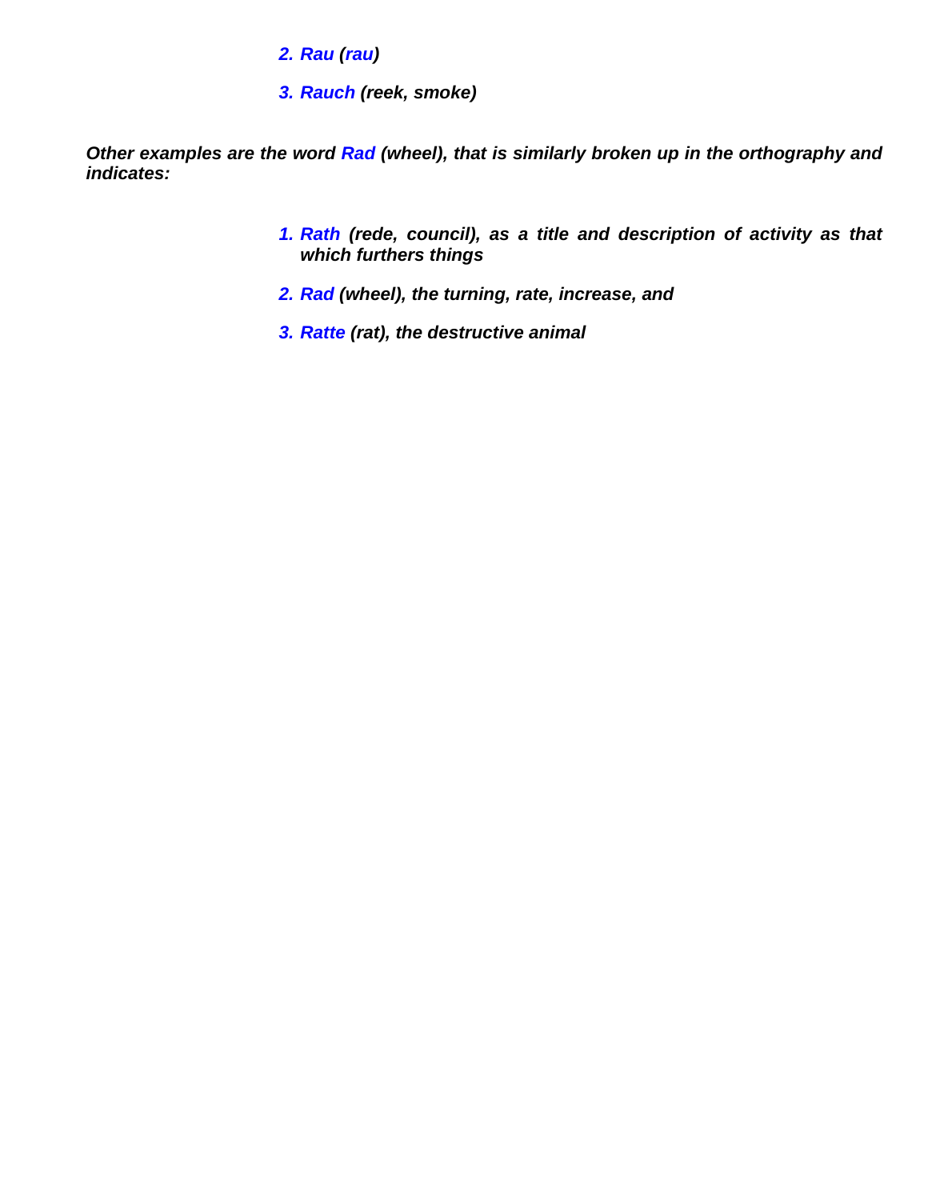2. *Rau (rau)*

3. *Rauch (reek, smoke)*

***Other examples are the word Rad (wheel), that is similarly broken up in the orthography and indicates:***

1. ***Rath (rede, council), as a title and description of activity as that which furthers things***

2. ***Rad (wheel), the turning, rate, increase, and***

3. ***Ratte (rat), the destructive animal***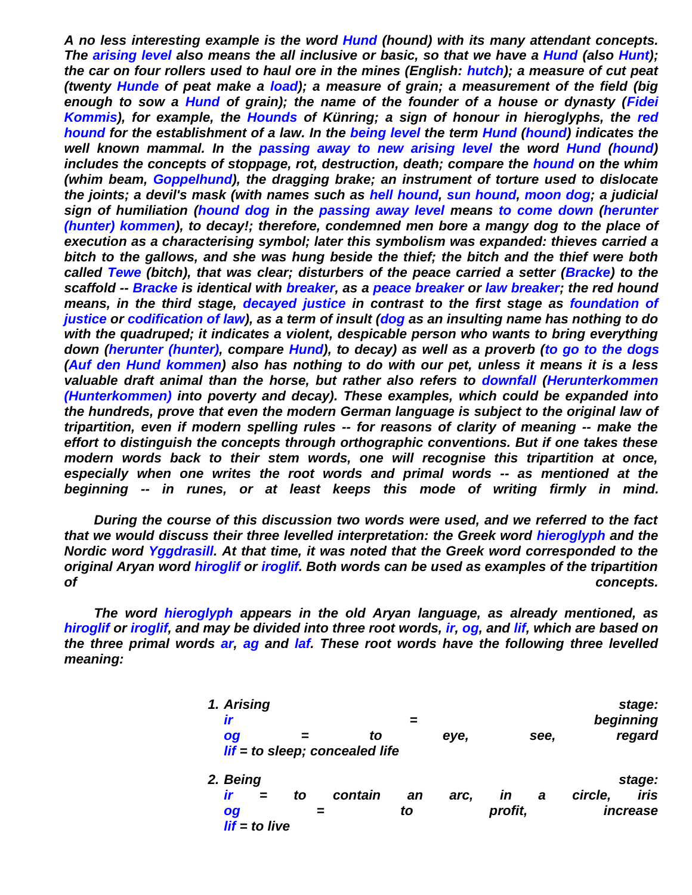*A no less interesting example is the word Hund (hound) with its many attendant concepts. The arising level also means the all inclusive or basic, so that we have a Hund (also Hunt); the car on four rollers used to haul ore in the mines (English: hutch); a measure of cut peat (twenty Hunde of peat make a load); a measure of grain; a measurement of the field (big enough to sow a Hund of grain); the name of the founder of a house or dynasty (Fidei Kommis), for example, the Hounds of Künring; a sign of honour in hieroglyphs, the red hound for the establishment of a law. In the being level the term Hund (hound) indicates the well known mammal. In the passing away to new arising level the word Hund (hound) includes the concepts of stoppage, rot, destruction, death; compare the hound on the whim (whim beam, Goppelhund), the dragging brake; an instrument of torture used to dislocate the joints; a devil's mask (with names such as hell hound, sun hound, moon dog; a judicial sign of humiliation (hound dog in the passing away level means to come down (herunter (hunter) kommen), to decay!; therefore, condemned men bore a mangy dog to the place of execution as a characterising symbol; later this symbolism was expanded: thieves carried a bitch to the gallows, and she was hung beside the thief; the bitch and the thief were both called Tewe (bitch), that was clear; disturbers of the peace carried a setter (Bracke) to the scaffold -- Bracke is identical with breaker, as a peace breaker or law breaker; the red hound means, in the third stage, decayed justice in contrast to the first stage as foundation of justice or codification of law), as a term of insult (dog as an insulting name has nothing to do with the quadruped; it indicates a violent, despicable person who wants to bring everything down (herunter (hunter), compare Hund), to decay) as well as a proverb (to go to the dogs (Auf den Hund kommen) also has nothing to do with our pet, unless it means it is a less valuable draft animal than the horse, but rather also refers to downfall (Herunterkommen (Hunterkommen) into poverty and decay). These examples, which could be expanded into the hundreds, prove that even the modern German language is subject to the original law of tripartition, even if modern spelling rules -- for reasons of clarity of meaning -- make the effort to distinguish the concepts through orthographic conventions. But if one takes these modern words back to their stem words, one will recognise this tripartition at once, especially when one writes the root words and primal words -- as mentioned at the beginning -- in runes, or at least keeps this mode of writing firmly in mind.*

*During the course of this discussion two words were used, and we referred to the fact that we would discuss their three levelled interpretation: the Greek word hieroglyph and the Nordic word Yggdrasill. At that time, it was noted that the Greek word corresponded to the original Aryan word hiroglif or iroglif. Both words can be used as examples of the tripartition of concepts.*

*The word hieroglyph appears in the old Aryan language, as already mentioned, as hiroglif or iroglif, and may be divided into three root words, ir, og, and lif, which are based on the three primal words ar, ag and laf. These root words have the following three levelled meaning:*

1. *Arising stage:*
   *ir = beginning*
   *og = to eye, see, regard*
   *lif = to sleep; concealed life*

2. *Being stage:*
   *ir = to contain an arc, in a circle, iris*
   *og = to profit, increase*
   *lif = to live*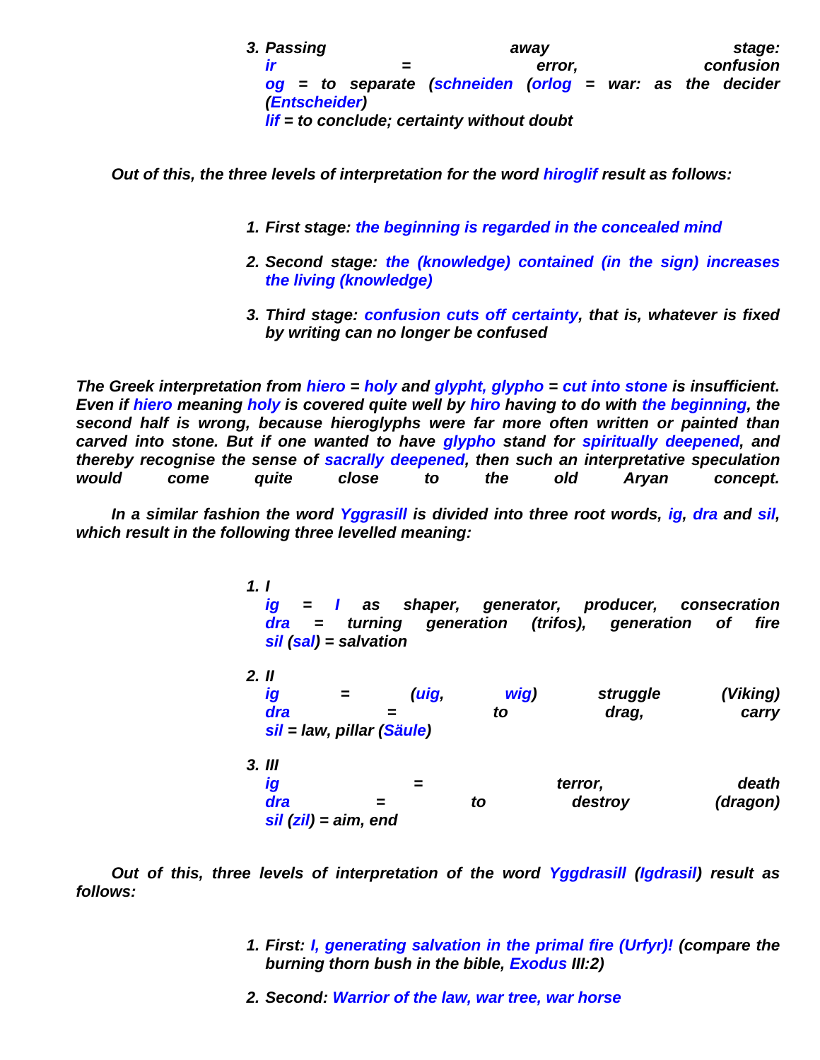3. *Passing away stage:*
   *ir = error, confusion*
   *og = to separate (schneiden (orlog = war: as the decider (Entscheider)*
   *lif = to conclude; certainty without doubt*

*Out of this, the three levels of interpretation for the word hiroglif result as follows:*

1. *First stage: the beginning is regarded in the concealed mind*

2. *Second stage: the (knowledge) contained (in the sign) increases the living (knowledge)*

3. *Third stage: confusion cuts off certainty, that is, whatever is fixed by writing can no longer be confused*

*The Greek interpretation from hiero = holy and glypht, glypho = cut into stone is insufficient. Even if hiero meaning holy is covered quite well by hiro having to do with the beginning, the second half is wrong, because hieroglyphs were far more often written or painted than carved into stone. But if one wanted to have glypho stand for spiritually deepened, and thereby recognise the sense of sacrally deepened, then such an interpretative speculation would come quite close to the old Aryan concept.*

*In a similar fashion the word Yggrasill is divided into three root words, ig, dra and sil, which result in the following three levelled meaning:*

1. *I*
   *ig = I as shaper, generator, producer, consecration*
   *dra = turning generation (trifos), generation of fire*
   *sil (sal) = salvation*

2. *II*
   *ig = (uig, wig) struggle (Viking)*
   *dra = to drag, carry*
   *sil = law, pillar (Säule)*

3. *III*
   *ig = terror, death*
   *dra = to destroy (dragon)*
   *sil (zil) = aim, end*

*Out of this, three levels of interpretation of the word Yggdrasill (Igdrasil) result as follows:*

1. *First: I, generating salvation in the primal fire (Urfyr)! (compare the burning thorn bush in the bible, Exodus III:2)*

2. *Second: Warrior of the law, war tree, war horse*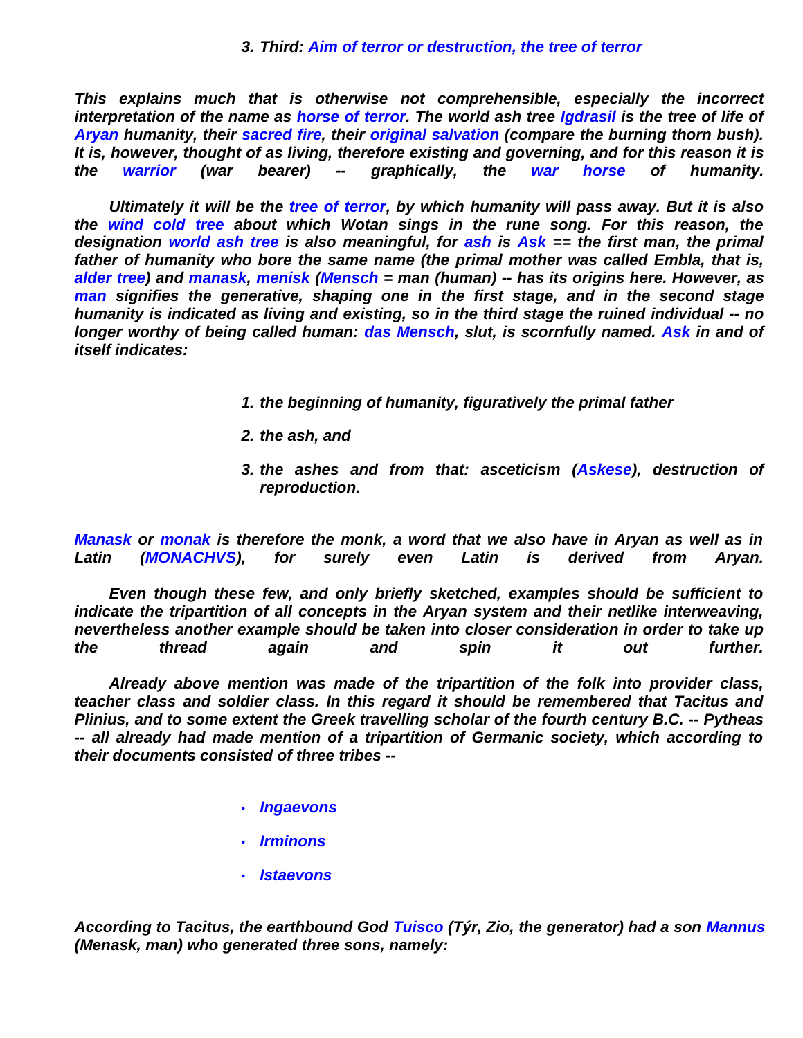3. *Third: Aim of terror or destruction, the tree of terror*

*This explains much that is otherwise not comprehensible, especially the incorrect interpretation of the name as horse of terror. The world ash tree Igdrasil is the tree of life of Aryan humanity, their sacred fire, their original salvation (compare the burning thorn bush). It is, however, thought of as living, therefore existing and governing, and for this reason it is the warrior (war bearer) -- graphically, the war horse of humanity.*

*Ultimately it will be the tree of terror, by which humanity will pass away. But it is also the wind cold tree about which Wotan sings in the rune song. For this reason, the designation world ash tree is also meaningful, for ash is Ask == the first man, the primal father of humanity who bore the same name (the primal mother was called Embla, that is, alder tree) and manask, menisk (Mensch = man (human) -- has its origins here. However, as man signifies the generative, shaping one in the first stage, and in the second stage humanity is indicated as living and existing, so in the third stage the ruined individual -- no longer worthy of being called human: das Mensch, slut, is scornfully named. Ask in and of itself indicates:*

1. *the beginning of humanity, figuratively the primal father*
2. *the ash, and*
3. *the ashes and from that: asceticism (Askese), destruction of reproduction.*

*Manask or monak is therefore the monk, a word that we also have in Aryan as well as in Latin (MONACHVS), for surely even Latin is derived from Aryan.*

*Even though these few, and only briefly sketched, examples should be sufficient to indicate the tripartition of all concepts in the Aryan system and their netlike interweaving, nevertheless another example should be taken into closer consideration in order to take up the thread again and spin it out further.*

*Already above mention was made of the tripartition of the folk into provider class, teacher class and soldier class. In this regard it should be remembered that Tacitus and Plinius, and to some extent the Greek travelling scholar of the fourth century B.C. -- Pytheas -- all already had made mention of a tripartition of Germanic society, which according to their documents consisted of three tribes --*

- *Ingaevons*
- *Irminons*
- *Istaevons*

*According to Tacitus, the earthbound God Tuisco (Týr, Zio, the generator) had a son Mannus (Menask, man) who generated three sons, namely:*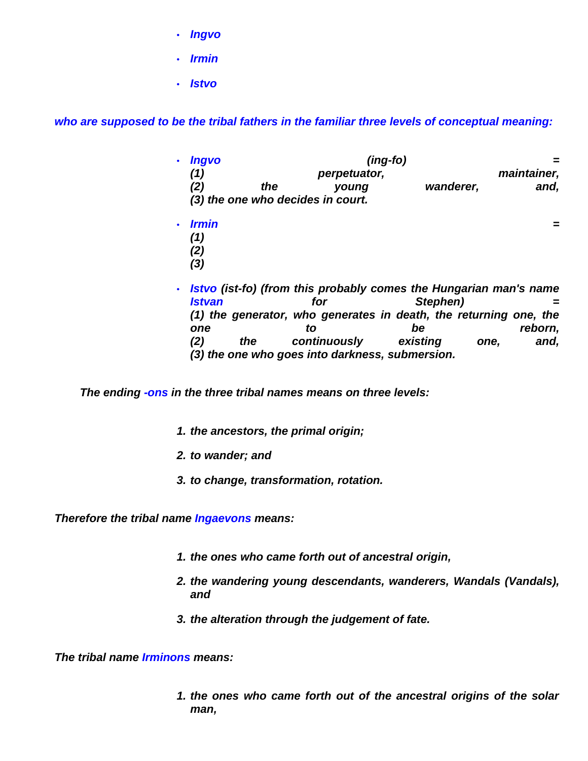- ***Ingvo***
- ***Irmin***
- ***Istvo***

***who are supposed to be the tribal fathers in the familiar three levels of conceptual meaning:***

- ***Ingvo** (ing-fo) =*
  *(1) perpetuator, maintainer,*
  *(2) the young wanderer, and,*
  *(3) the one who decides in court.*
- ***Irmin** =*
  *(1)*
  *(2)*
  *(3)*
- ***Istvo** (ist-fo) (from this probably comes the Hungarian man's name **Istvan** for Stephen) =*
  *(1) the generator, who generates in death, the returning one, the one to be reborn,*
  *(2) the continuously existing one, and,*
  *(3) the one who goes into darkness, submersion.*

***The ending -ons in the three tribal names means on three levels:***

1. ***the ancestors, the primal origin;***
2. ***to wander; and***
3. ***to change, transformation, rotation.***

***Therefore the tribal name Ingaevons means:***

1. ***the ones who came forth out of ancestral origin,***
2. ***the wandering young descendants, wanderers, Wandals (Vandals), and***
3. ***the alteration through the judgement of fate.***

***The tribal name Irminons means:***

1. ***the ones who came forth out of the ancestral origins of the solar man,***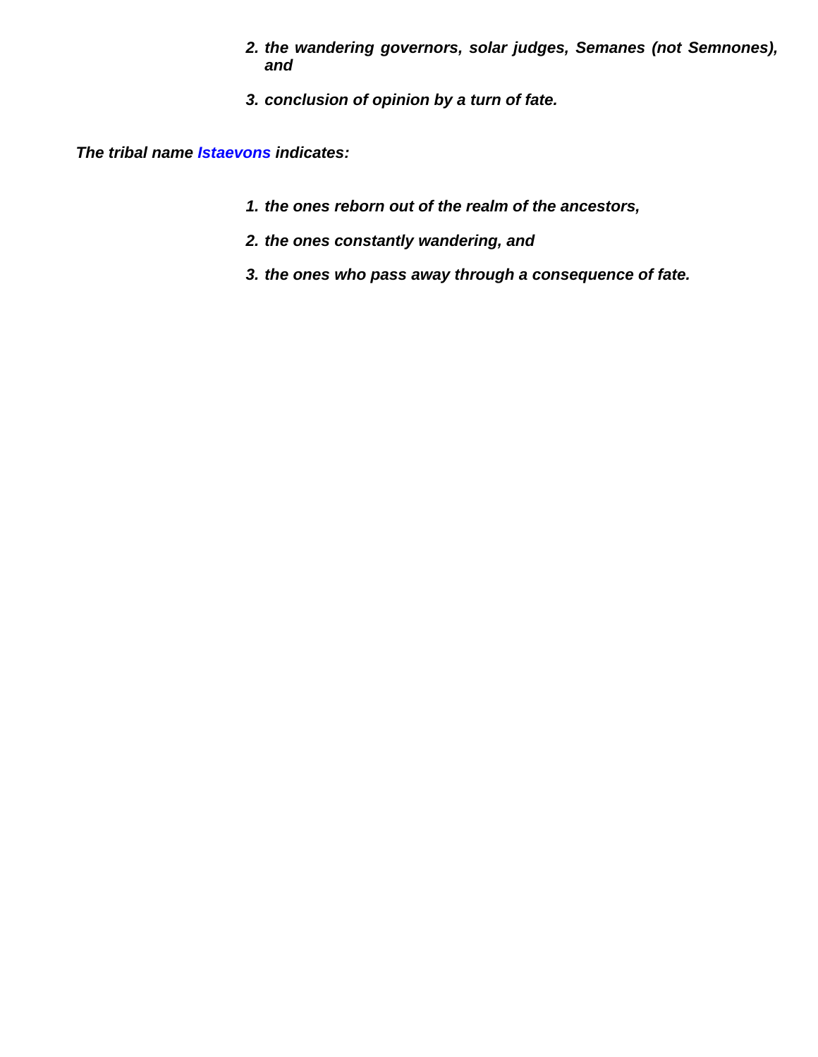2. *the wandering governors, solar judges, Semanes (not Semnones), and*
3. *conclusion of opinion by a turn of fate.*

***The tribal name Istaevons indicates:***

1. *the ones reborn out of the realm of the ancestors,*
2. *the ones constantly wandering, and*
3. *the ones who pass away through a consequence of fate.*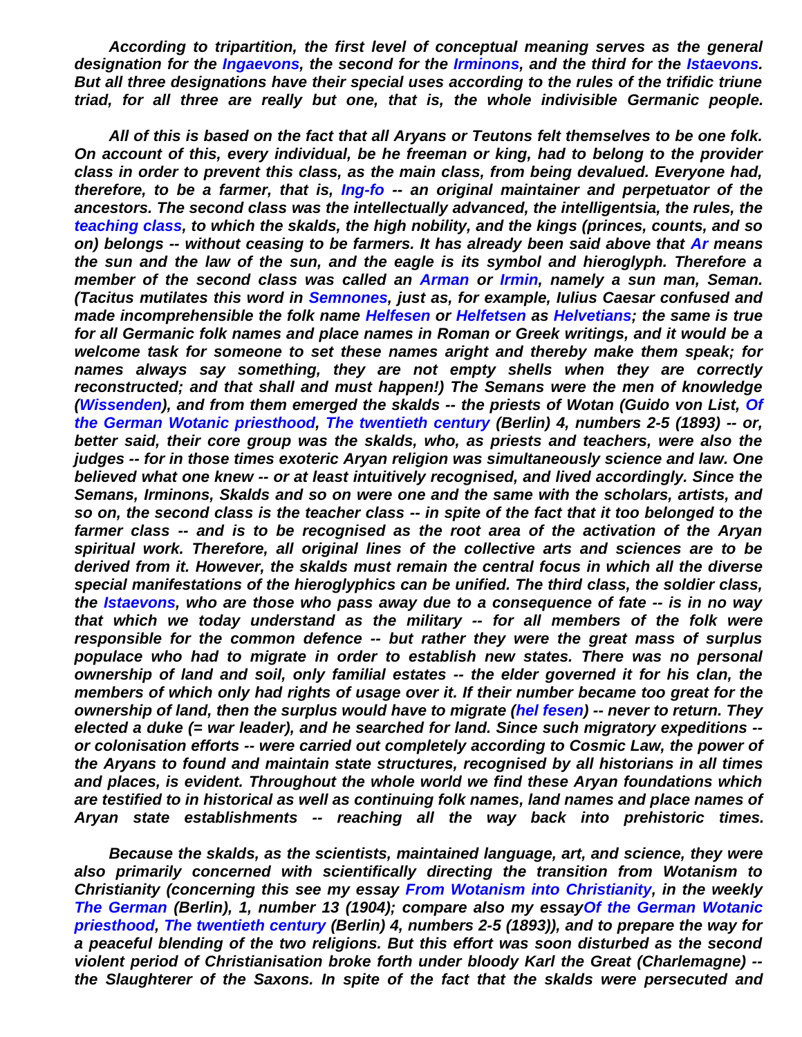*According to tripartition, the first level of conceptual meaning serves as the general designation for the **Ingaevons**, the second for the **Irminons**, and the third for the **Istaevons**. But all three designations have their special uses according to the rules of the trifidic triune triad, for all three are really but one, that is, the whole indivisible Germanic people.*

*All of this is based on the fact that all Aryans or Teutons felt themselves to be one folk. On account of this, every individual, be he freeman or king, had to belong to the provider class in order to prevent this class, as the main class, from being devalued. Everyone had, therefore, to be a farmer, that is, **Ing-fo** -- an original maintainer and perpetuator of the ancestors. The second class was the intellectually advanced, the intelligentsia, the rules, the **teaching class**, to which the skalds, the high nobility, and the kings (princes, counts, and so on) belongs -- without ceasing to be farmers. It has already been said above that **Ar** means the sun and the law of the sun, and the eagle is its symbol and hieroglyph. Therefore a member of the second class was called an **Arman** or **Irmin**, namely a sun man, Seman. (Tacitus mutilates this word in **Semnones**, just as, for example, Iulius Caesar confused and made incomprehensible the folk name **Helfesen** or **Helfetsen** as **Helvetians**; the same is true for all Germanic folk names and place names in Roman or Greek writings, and it would be a welcome task for someone to set these names aright and thereby make them speak; for names always say something, they are not empty shells when they are correctly reconstructed; and that shall and must happen!) The Semans were the men of knowledge (**Wissenden**), and from them emerged the skalds -- the priests of Wotan (Guido von List, **Of the German Wotanic priesthood**, **The twentieth century** (Berlin) 4, numbers 2-5 (1893) -- or, better said, their core group was the skalds, who, as priests and teachers, were also the judges -- for in those times exoteric Aryan religion was simultaneously science and law. One believed what one knew -- or at least intuitively recognised, and lived accordingly. Since the Semans, Irminons, Skalds and so on were one and the same with the scholars, artists, and so on, the second class is the teacher class -- in spite of the fact that it too belonged to the farmer class -- and is to be recognised as the root area of the activation of the Aryan spiritual work. Therefore, all original lines of the collective arts and sciences are to be derived from it. However, the skalds must remain the central focus in which all the diverse special manifestations of the hieroglyphics can be unified. The third class, the soldier class, the **Istaevons**, who are those who pass away due to a consequence of fate -- is in no way that which we today understand as the military -- for all members of the folk were responsible for the common defence -- but rather they were the great mass of surplus populace who had to migrate in order to establish new states. There was no personal ownership of land and soil, only familial estates -- the elder governed it for his clan, the members of which only had rights of usage over it. If their number became too great for the ownership of land, then the surplus would have to migrate (**hel fesen**) -- never to return. They elected a duke (= war leader), and he searched for land. Since such migratory expeditions -- or colonisation efforts -- were carried out completely according to Cosmic Law, the power of the Aryans to found and maintain state structures, recognised by all historians in all times and places, is evident. Throughout the whole world we find these Aryan foundations which are testified to in historical as well as continuing folk names, land names and place names of Aryan state establishments -- reaching all the way back into prehistoric times.*

*Because the skalds, as the scientists, maintained language, art, and science, they were also primarily concerned with scientifically directing the transition from Wotanism to Christianity (concerning this see my essay **From Wotanism into Christianity**, in the weekly **The German** (Berlin), 1, number 13 (1904); compare also my essay**Of the German Wotanic priesthood**, **The twentieth century** (Berlin) 4, numbers 2-5 (1893)), and to prepare the way for a peaceful blending of the two religions. But this effort was soon disturbed as the second violent period of Christianisation broke forth under bloody Karl the Great (Charlemagne) -- the Slaughterer of the Saxons. In spite of the fact that the skalds were persecuted and*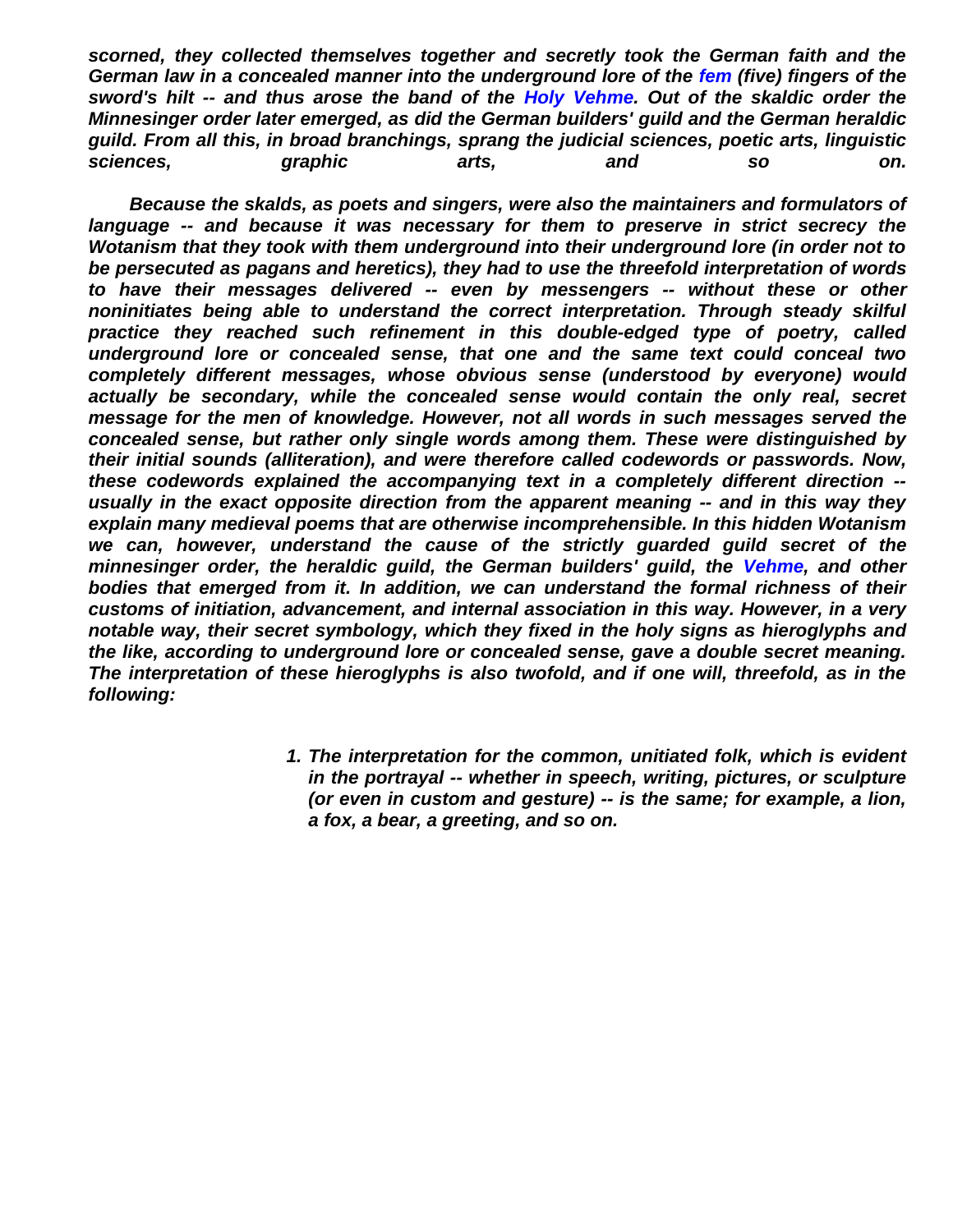*scorned, they collected themselves together and secretly took the German faith and the German law in a concealed manner into the underground lore of the fem (five) fingers of the sword's hilt -- and thus arose the band of the Holy Vehme. Out of the skaldic order the Minnesinger order later emerged, as did the German builders' guild and the German heraldic guild. From all this, in broad branchings, sprang the judicial sciences, poetic arts, linguistic sciences, graphic arts, and so on.*

*Because the skalds, as poets and singers, were also the maintainers and formulators of language -- and because it was necessary for them to preserve in strict secrecy the Wotanism that they took with them underground into their underground lore (in order not to be persecuted as pagans and heretics), they had to use the threefold interpretation of words to have their messages delivered -- even by messengers -- without these or other noninitiates being able to understand the correct interpretation. Through steady skilful practice they reached such refinement in this double-edged type of poetry, called underground lore or concealed sense, that one and the same text could conceal two completely different messages, whose obvious sense (understood by everyone) would actually be secondary, while the concealed sense would contain the only real, secret message for the men of knowledge. However, not all words in such messages served the concealed sense, but rather only single words among them. These were distinguished by their initial sounds (alliteration), and were therefore called codewords or passwords. Now, these codewords explained the accompanying text in a completely different direction -- usually in the exact opposite direction from the apparent meaning -- and in this way they explain many medieval poems that are otherwise incomprehensible. In this hidden Wotanism we can, however, understand the cause of the strictly guarded guild secret of the minnesinger order, the heraldic guild, the German builders' guild, the Vehme, and other bodies that emerged from it. In addition, we can understand the formal richness of their customs of initiation, advancement, and internal association in this way. However, in a very notable way, their secret symbology, which they fixed in the holy signs as hieroglyphs and the like, according to underground lore or concealed sense, gave a double secret meaning. The interpretation of these hieroglyphs is also twofold, and if one will, threefold, as in the following:*

1. *The interpretation for the common, unitiated folk, which is evident in the portrayal -- whether in speech, writing, pictures, or sculpture (or even in custom and gesture) -- is the same; for example, a lion, a fox, a bear, a greeting, and so on.*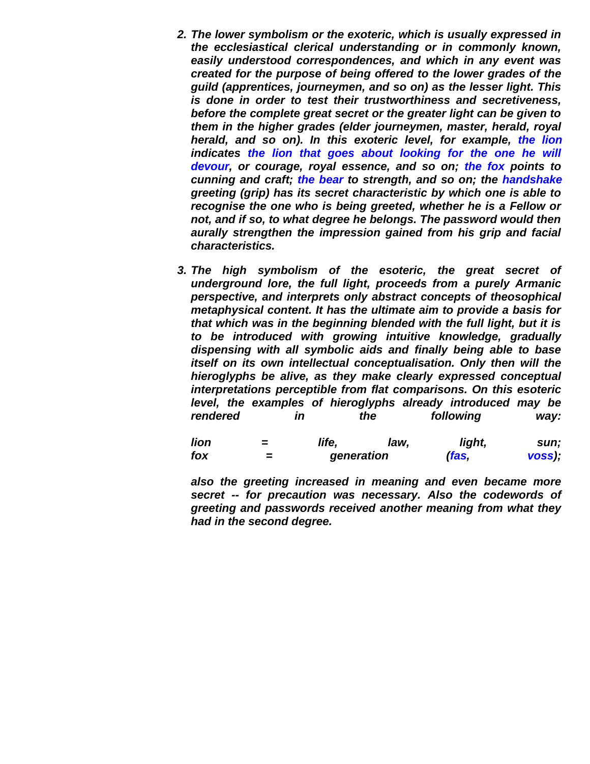2. ***The lower symbolism or the exoteric, which is usually expressed in the ecclesiastical clerical understanding or in commonly known, easily understood correspondences, and which in any event was created for the purpose of being offered to the lower grades of the guild (apprentices, journeymen, and so on) as the lesser light. This is done in order to test their trustworthiness and secretiveness, before the complete great secret or the greater light can be given to them in the higher grades (elder journeymen, master, herald, royal herald, and so on). In this exoteric level, for example, the lion indicates the lion that goes about looking for the one he will devour, or courage, royal essence, and so on; the fox points to cunning and craft; the bear to strength, and so on; the handshake greeting (grip) has its secret characteristic by which one is able to recognise the one who is being greeted, whether he is a Fellow or not, and if so, to what degree he belongs. The password would then aurally strengthen the impression gained from his grip and facial characteristics.***

3. ***The high symbolism of the esoteric, the great secret of underground lore, the full light, proceeds from a purely Armanic perspective, and interprets only abstract concepts of theosophical metaphysical content. It has the ultimate aim to provide a basis for that which was in the beginning blended with the full light, but it is to be introduced with growing intuitive knowledge, gradually dispensing with all symbolic aids and finally being able to base itself on its own intellectual conceptualisation. Only then will the hieroglyphs be alive, as they make clearly expressed conceptual interpretations perceptible from flat comparisons. On this esoteric level, the examples of hieroglyphs already introduced may be rendered in the following way:***

   ***lion = life, law, light, sun;***
   ***fox = generation (fas, voss);***

   ***also the greeting increased in meaning and even became more secret -- for precaution was necessary. Also the codewords of greeting and passwords received another meaning from what they had in the second degree.***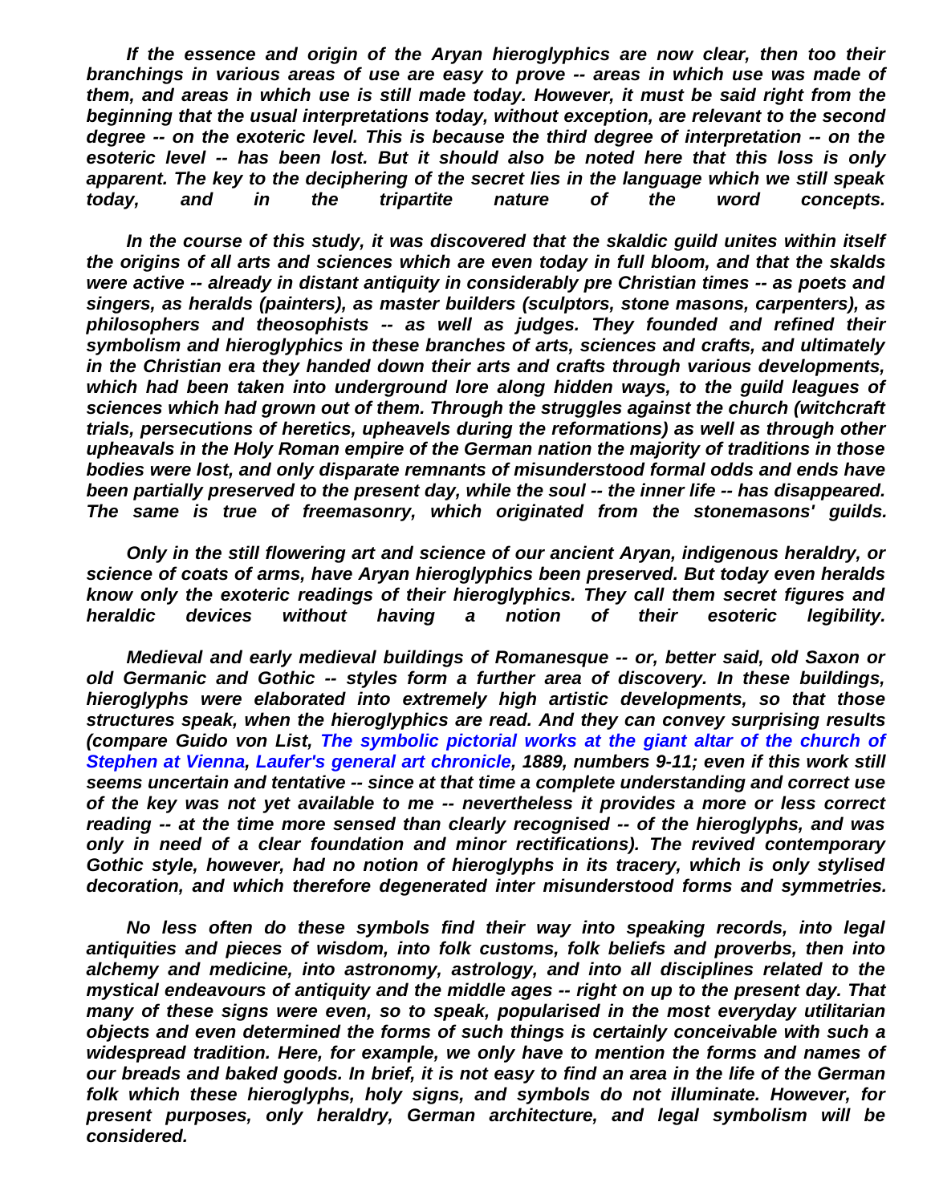*If the essence and origin of the Aryan hieroglyphics are now clear, then too their branchings in various areas of use are easy to prove -- areas in which use was made of them, and areas in which use is still made today. However, it must be said right from the beginning that the usual interpretations today, without exception, are relevant to the second degree -- on the exoteric level. This is because the third degree of interpretation -- on the esoteric level -- has been lost. But it should also be noted here that this loss is only apparent. The key to the deciphering of the secret lies in the language which we still speak today, and in the tripartite nature of the word concepts.*

*In the course of this study, it was discovered that the skaldic guild unites within itself the origins of all arts and sciences which are even today in full bloom, and that the skalds were active -- already in distant antiquity in considerably pre Christian times -- as poets and singers, as heralds (painters), as master builders (sculptors, stone masons, carpenters), as philosophers and theosophists -- as well as judges. They founded and refined their symbolism and hieroglyphics in these branches of arts, sciences and crafts, and ultimately in the Christian era they handed down their arts and crafts through various developments, which had been taken into underground lore along hidden ways, to the guild leagues of sciences which had grown out of them. Through the struggles against the church (witchcraft trials, persecutions of heretics, upheavels during the reformations) as well as through other upheavals in the Holy Roman empire of the German nation the majority of traditions in those bodies were lost, and only disparate remnants of misunderstood formal odds and ends have been partially preserved to the present day, while the soul -- the inner life -- has disappeared. The same is true of freemasonry, which originated from the stonemasons' guilds.*

*Only in the still flowering art and science of our ancient Aryan, indigenous heraldry, or science of coats of arms, have Aryan hieroglyphics been preserved. But today even heralds know only the exoteric readings of their hieroglyphics. They call them secret figures and heraldic devices without having a notion of their esoteric legibility.*

*Medieval and early medieval buildings of Romanesque -- or, better said, old Saxon or old Germanic and Gothic -- styles form a further area of discovery. In these buildings, hieroglyphs were elaborated into extremely high artistic developments, so that those structures speak, when the hieroglyphics are read. And they can convey surprising results (compare Guido von List, The symbolic pictorial works at the giant altar of the church of Stephen at Vienna, Laufer's general art chronicle, 1889, numbers 9-11; even if this work still seems uncertain and tentative -- since at that time a complete understanding and correct use of the key was not yet available to me -- nevertheless it provides a more or less correct reading -- at the time more sensed than clearly recognised -- of the hieroglyphs, and was only in need of a clear foundation and minor rectifications). The revived contemporary Gothic style, however, had no notion of hieroglyphs in its tracery, which is only stylised decoration, and which therefore degenerated inter misunderstood forms and symmetries.*

*No less often do these symbols find their way into speaking records, into legal antiquities and pieces of wisdom, into folk customs, folk beliefs and proverbs, then into alchemy and medicine, into astronomy, astrology, and into all disciplines related to the mystical endeavours of antiquity and the middle ages -- right on up to the present day. That many of these signs were even, so to speak, popularised in the most everyday utilitarian objects and even determined the forms of such things is certainly conceivable with such a widespread tradition. Here, for example, we only have to mention the forms and names of our breads and baked goods. In brief, it is not easy to find an area in the life of the German folk which these hieroglyphs, holy signs, and symbols do not illuminate. However, for present purposes, only heraldry, German architecture, and legal symbolism will be considered.*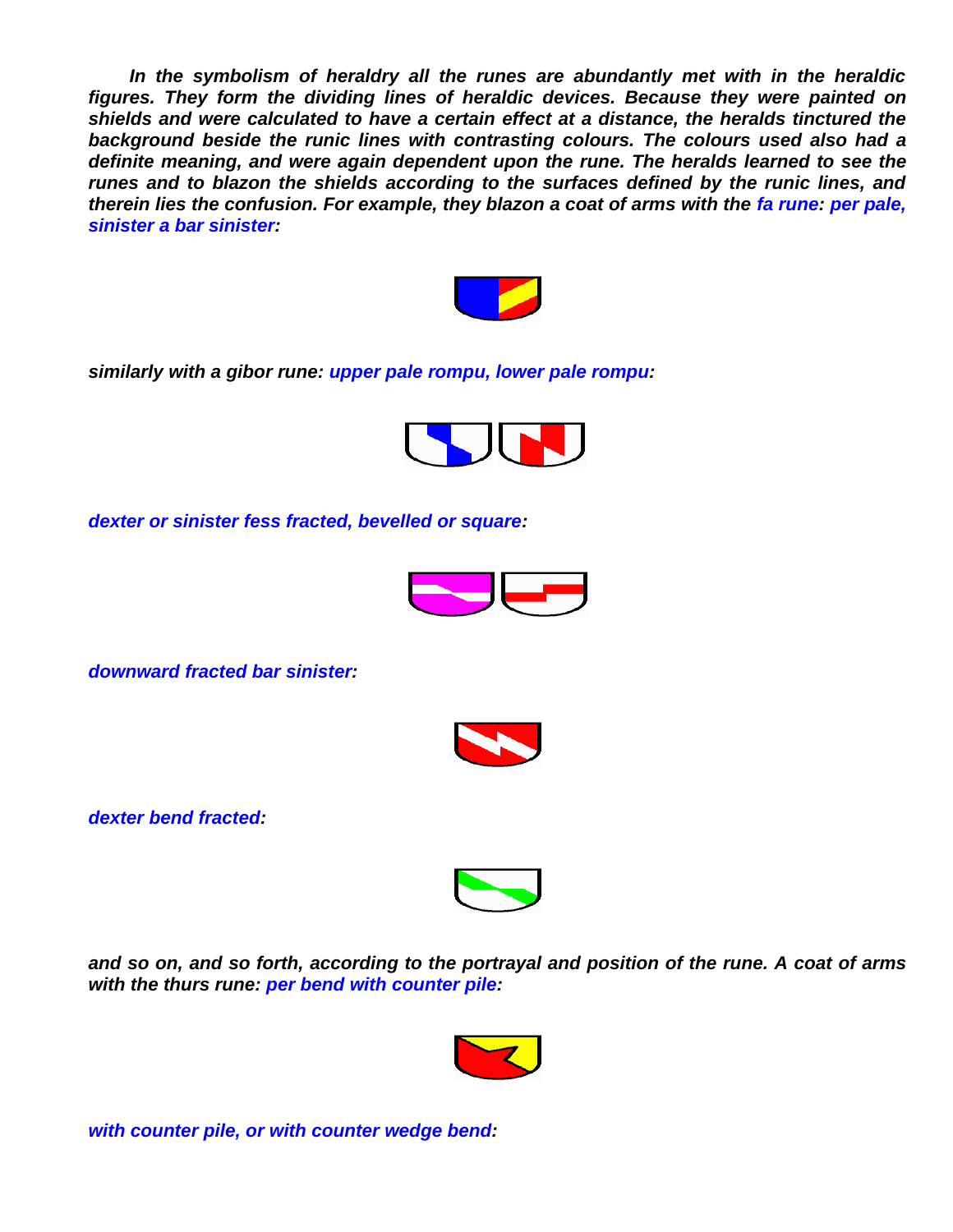***In the symbolism of heraldry all the runes are abundantly met with in the heraldic figures. They form the dividing lines of heraldic devices. Because they were painted on shields and were calculated to have a certain effect at a distance, the heralds tinctured the background beside the runic lines with contrasting colours. The colours used also had a definite meaning, and were again dependent upon the rune. The heralds learned to see the runes and to blazon the shields according to the surfaces defined by the runic lines, and therein lies the confusion. For example, they blazon a coat of arms with the fa rune: per pale, sinister a bar sinister:***

***similarly with a gibor rune: upper pale rompu, lower pale rompu:***

***dexter or sinister fess fracted, bevelled or square:***

***downward fracted bar sinister:***

***dexter bend fracted:***

***and so on, and so forth, according to the portrayal and position of the rune. A coat of arms with the thurs rune: per bend with counter pile:***

***with counter pile, or with counter wedge bend:***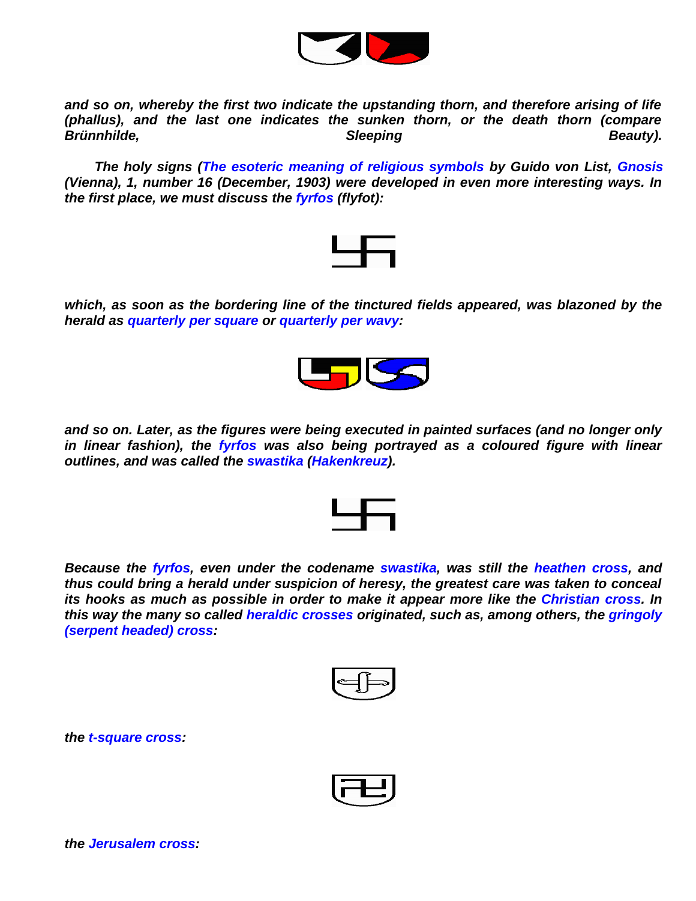*and so on, whereby the first two indicate the upstanding thorn, and therefore arising of life (phallus), and the last one indicates the sunken thorn, or the death thorn (compare Brünnhilde, Sleeping Beauty).*

*The holy signs (The esoteric meaning of religious symbols by Guido von List, Gnosis (Vienna), 1, number 16 (December, 1903) were developed in even more interesting ways. In the first place, we must discuss the fyrfos (flyfot):*

*which, as soon as the bordering line of the tinctured fields appeared, was blazoned by the herald as quarterly per square or quarterly per wavy:*

*and so on. Later, as the figures were being executed in painted surfaces (and no longer only in linear fashion), the fyrfos was also being portrayed as a coloured figure with linear outlines, and was called the swastika (Hakenkreuz).*

*Because the fyrfos, even under the codename swastika, was still the heathen cross, and thus could bring a herald under suspicion of heresy, the greatest care was taken to conceal its hooks as much as possible in order to make it appear more like the Christian cross. In this way the many so called heraldic crosses originated, such as, among others, the gringoly (serpent headed) cross:*

*the t-square cross:*

*the Jerusalem cross:*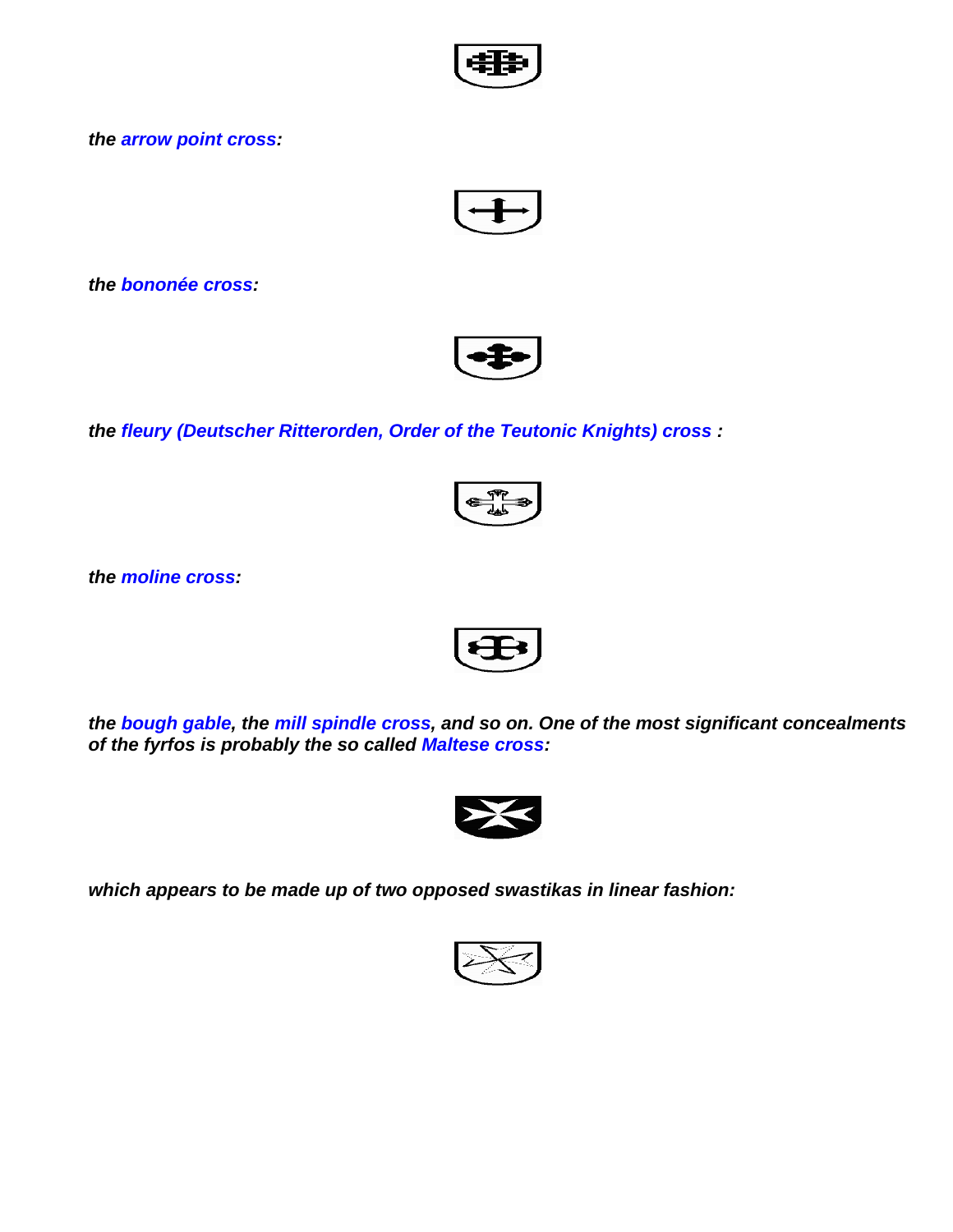*the **arrow point cross**:*

*the **bononée cross**:*

*the **fleury (Deutscher Ritterorden, Order of the Teutonic Knights) cross** :*

*the **moline cross**:*

*the **bough gable**, the **mill spindle cross**, and so on. One of the most significant concealments of the fyrfos is probably the so called **Maltese cross**:*

*which appears to be made up of two opposed swastikas in linear fashion:*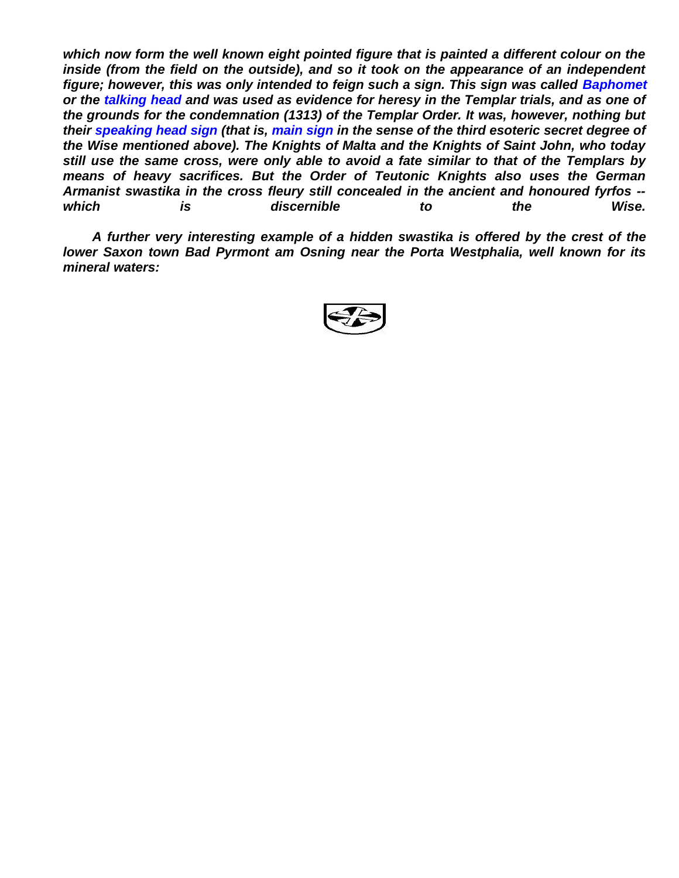*which now form the well known eight pointed figure that is painted a different colour on the inside (from the field on the outside), and so it took on the appearance of an independent figure; however, this was only intended to feign such a sign. This sign was called **Baphomet** or the **talking head** and was used as evidence for heresy in the Templar trials, and as one of the grounds for the condemnation (1313) of the Templar Order. It was, however, nothing but their **speaking head sign** (that is, **main sign** in the sense of the third esoteric secret degree of the Wise mentioned above). The Knights of Malta and the Knights of Saint John, who today still use the same cross, were only able to avoid a fate similar to that of the Templars by means of heavy sacrifices. But the Order of Teutonic Knights also uses the German Armanist swastika in the cross fleury still concealed in the ancient and honoured fyrfos -- which is discernible to the Wise.*

*A further very interesting example of a hidden swastika is offered by the crest of the lower Saxon town Bad Pyrmont am Osning near the Porta Westphalia, well known for its mineral waters:*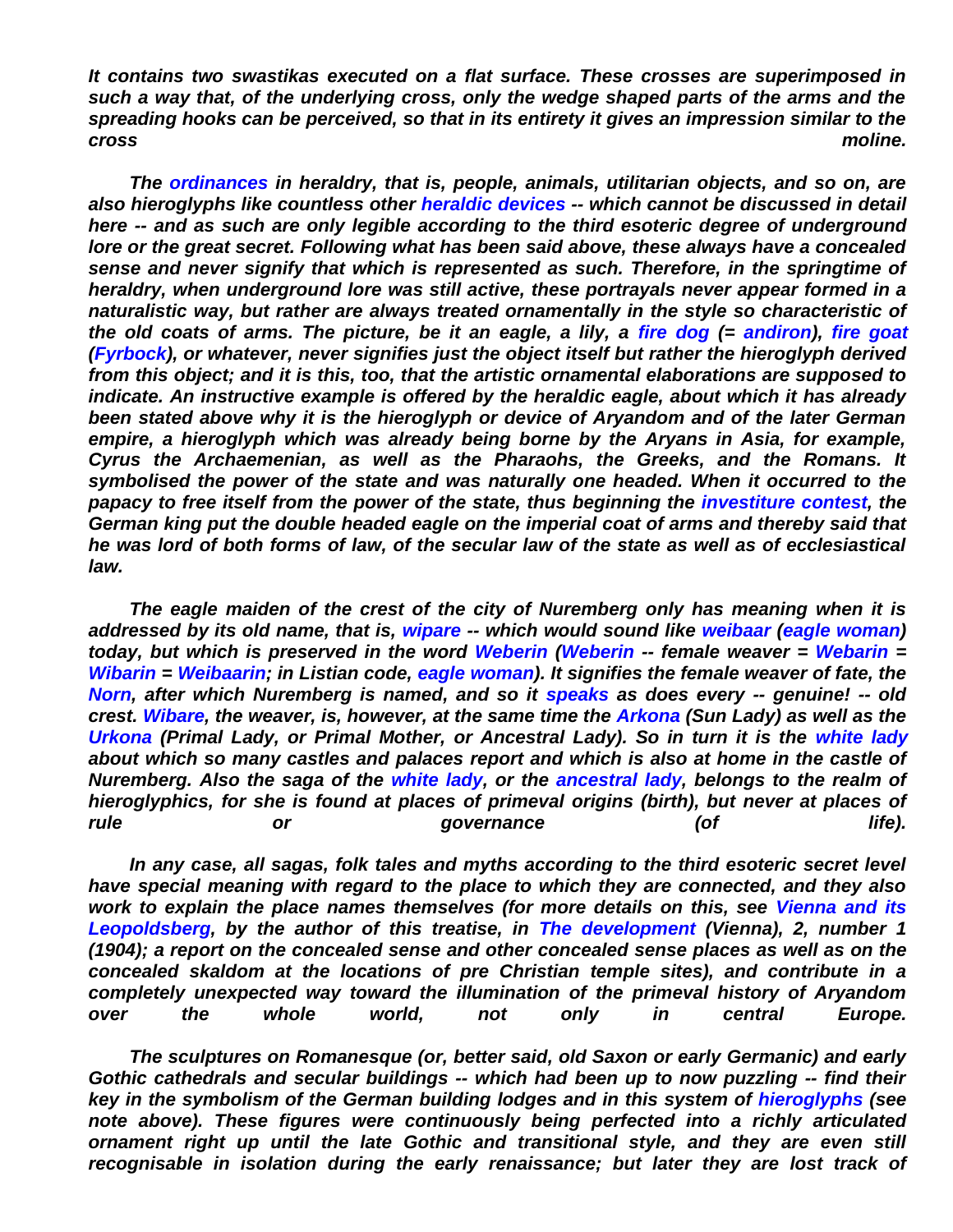*It contains two swastikas executed on a flat surface. These crosses are superimposed in such a way that, of the underlying cross, only the wedge shaped parts of the arms and the spreading hooks can be perceived, so that in its entirety it gives an impression similar to the cross moline.*

*The ordinances in heraldry, that is, people, animals, utilitarian objects, and so on, are also hieroglyphs like countless other heraldic devices -- which cannot be discussed in detail here -- and as such are only legible according to the third esoteric degree of underground lore or the great secret. Following what has been said above, these always have a concealed sense and never signify that which is represented as such. Therefore, in the springtime of heraldry, when underground lore was still active, these portrayals never appear formed in a naturalistic way, but rather are always treated ornamentally in the style so characteristic of the old coats of arms. The picture, be it an eagle, a lily, a fire dog (= andiron), fire goat (Fyrbock), or whatever, never signifies just the object itself but rather the hieroglyph derived from this object; and it is this, too, that the artistic ornamental elaborations are supposed to indicate. An instructive example is offered by the heraldic eagle, about which it has already been stated above why it is the hieroglyph or device of Aryandom and of the later German empire, a hieroglyph which was already being borne by the Aryans in Asia, for example, Cyrus the Archaemenian, as well as the Pharaohs, the Greeks, and the Romans. It symbolised the power of the state and was naturally one headed. When it occurred to the papacy to free itself from the power of the state, thus beginning the investiture contest, the German king put the double headed eagle on the imperial coat of arms and thereby said that he was lord of both forms of law, of the secular law of the state as well as of ecclesiastical law.*

*The eagle maiden of the crest of the city of Nuremberg only has meaning when it is addressed by its old name, that is, wipare -- which would sound like weibaar (eagle woman) today, but which is preserved in the word Weberin (Weberin -- female weaver = Webarin = Wibarin = Weibaarin; in Listian code, eagle woman). It signifies the female weaver of fate, the Norn, after which Nuremberg is named, and so it speaks as does every -- genuine! -- old crest. Wibare, the weaver, is, however, at the same time the Arkona (Sun Lady) as well as the Urkona (Primal Lady, or Primal Mother, or Ancestral Lady). So in turn it is the white lady about which so many castles and palaces report and which is also at home in the castle of Nuremberg. Also the saga of the white lady, or the ancestral lady, belongs to the realm of hieroglyphics, for she is found at places of primeval origins (birth), but never at places of rule or governance (of life).*

*In any case, all sagas, folk tales and myths according to the third esoteric secret level have special meaning with regard to the place to which they are connected, and they also work to explain the place names themselves (for more details on this, see Vienna and its Leopoldsberg, by the author of this treatise, in The development (Vienna), 2, number 1 (1904); a report on the concealed sense and other concealed sense places as well as on the concealed skaldom at the locations of pre Christian temple sites), and contribute in a completely unexpected way toward the illumination of the primeval history of Aryandom over the whole world, not only in central Europe.*

*The sculptures on Romanesque (or, better said, old Saxon or early Germanic) and early Gothic cathedrals and secular buildings -- which had been up to now puzzling -- find their key in the symbolism of the German building lodges and in this system of hieroglyphs (see note above). These figures were continuously being perfected into a richly articulated ornament right up until the late Gothic and transitional style, and they are even still recognisable in isolation during the early renaissance; but later they are lost track of*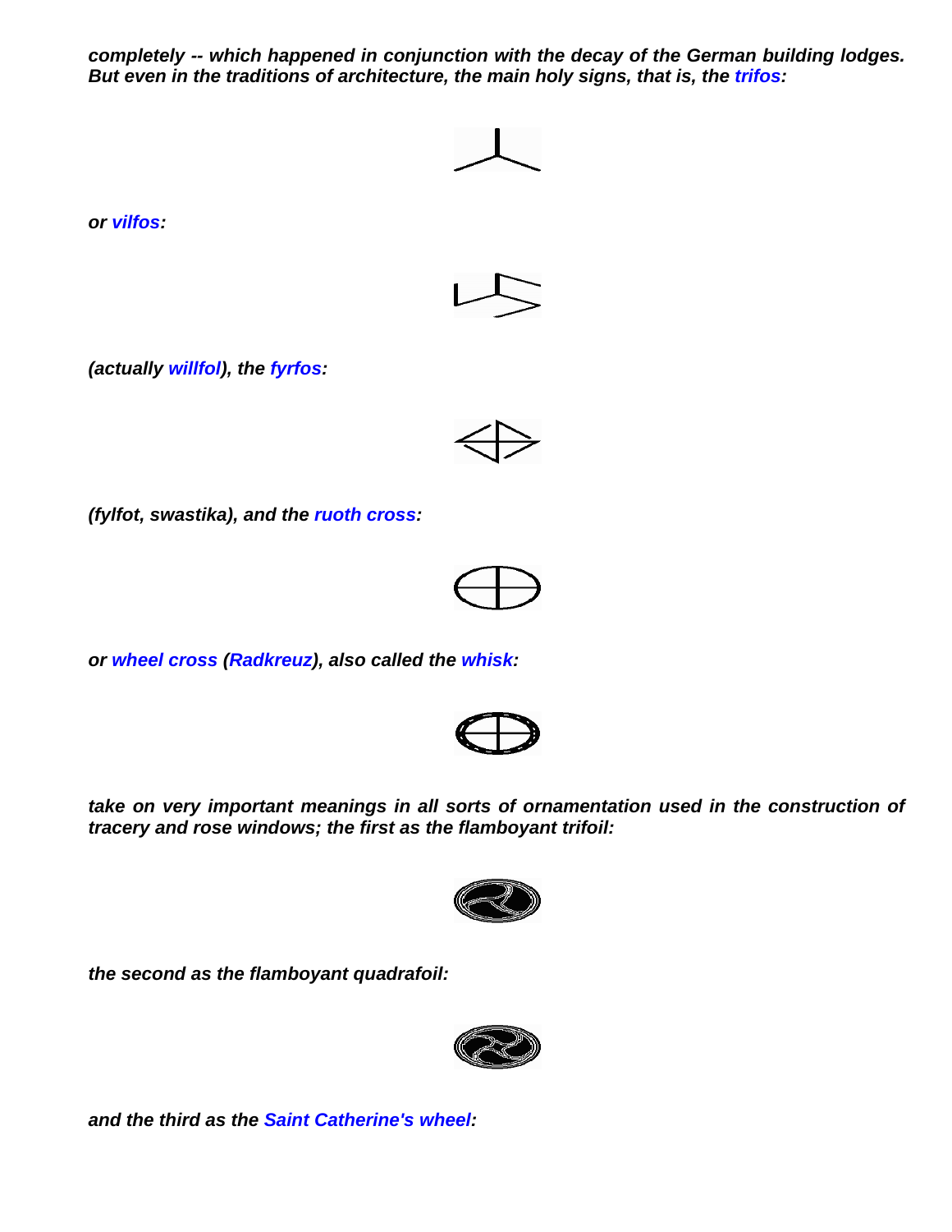***completely -- which happened in conjunction with the decay of the German building lodges. But even in the traditions of architecture, the main holy signs, that is, the trifos:***

***or vilfos:***

***(actually willfol), the fyrfos:***

***(fylfot, swastika), and the ruoth cross:***

***or wheel cross (Radkreuz), also called the whisk:***

***take on very important meanings in all sorts of ornamentation used in the construction of tracery and rose windows; the first as the flamboyant trifoil:***

***the second as the flamboyant quadrafoil:***

***and the third as the Saint Catherine's wheel:***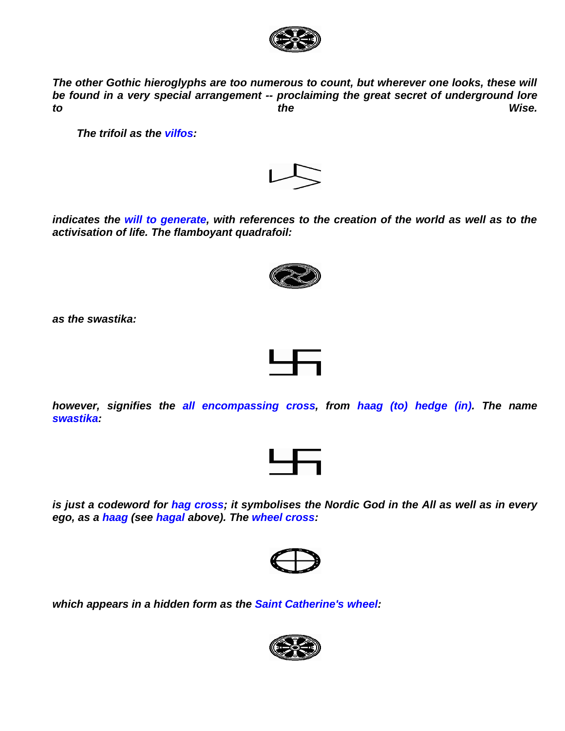*The other Gothic hieroglyphs are too numerous to count, but wherever one looks, these will be found in a very special arrangement -- proclaiming the great secret of underground lore to the Wise.*

*The trifoil as the* ***vilfos****:*

*indicates the* ***will to generate****, with references to the creation of the world as well as to the activisation of life. The flamboyant quadrafoil:*

*as the swastika:*

*however, signifies the* ***all encompassing cross****, from* ***haag (to) hedge (in)****. The name* ***swastika****:*

*is just a codeword for* ***hag cross****; it symbolises the Nordic God in the All as well as in every ego, as a* ***haag*** *(see* ***hagal*** *above). The* ***wheel cross****:*

*which appears in a hidden form as the* ***Saint Catherine's wheel****:*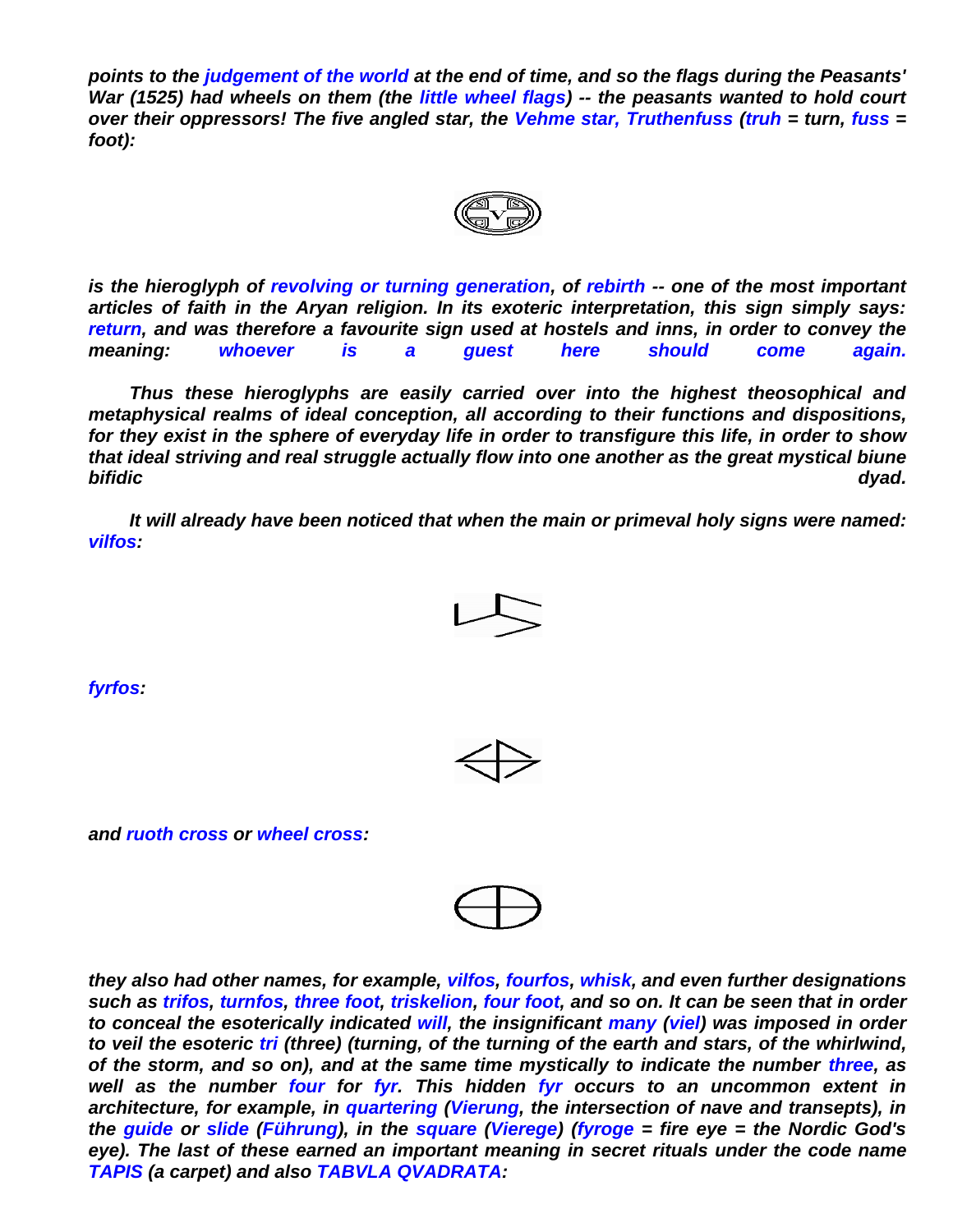***points to the judgement of the world at the end of time, and so the flags during the Peasants' War (1525) had wheels on them (the little wheel flags) -- the peasants wanted to hold court over their oppressors! The five angled star, the Vehme star, Truthenfuss (truh = turn, fuss = foot):***

***is the hieroglyph of revolving or turning generation, of rebirth -- one of the most important articles of faith in the Aryan religion. In its exoteric interpretation, this sign simply says: return, and was therefore a favourite sign used at hostels and inns, in order to convey the meaning: whoever is a guest here should come again.***

***Thus these hieroglyphs are easily carried over into the highest theosophical and metaphysical realms of ideal conception, all according to their functions and dispositions, for they exist in the sphere of everyday life in order to transfigure this life, in order to show that ideal striving and real struggle actually flow into one another as the great mystical biune bifidic dyad.***

***It will already have been noticed that when the main or primeval holy signs were named: vilfos:***

***fyrfos:***

***and ruoth cross or wheel cross:***

***they also had other names, for example, vilfos, fourfos, whisk, and even further designations such as trifos, turnfos, three foot, triskelion, four foot, and so on. It can be seen that in order to conceal the esoterically indicated will, the insignificant many (viel) was imposed in order to veil the esoteric tri (three) (turning, of the turning of the earth and stars, of the whirlwind, of the storm, and so on), and at the same time mystically to indicate the number three, as well as the number four for fyr. This hidden fyr occurs to an uncommon extent in architecture, for example, in quartering (Vierung, the intersection of nave and transepts), in the guide or slide (Führung), in the square (Vierege) (fyroge = fire eye = the Nordic God's eye). The last of these earned an important meaning in secret rituals under the code name TAPIS (a carpet) and also TABVLA QVADRATA:***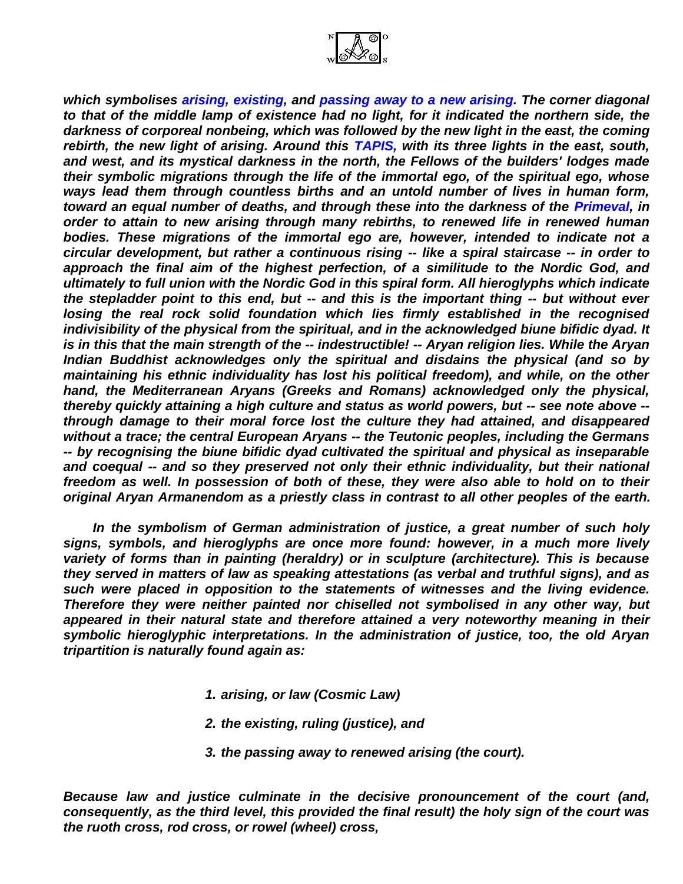*which symbolises arising, existing, and passing away to a new arising. The corner diagonal to that of the middle lamp of existence had no light, for it indicated the northern side, the darkness of corporeal nonbeing, which was followed by the new light in the east, the coming rebirth, the new light of arising. Around this TAPIS, with its three lights in the east, south, and west, and its mystical darkness in the north, the Fellows of the builders' lodges made their symbolic migrations through the life of the immortal ego, of the spiritual ego, whose ways lead them through countless births and an untold number of lives in human form, toward an equal number of deaths, and through these into the darkness of the Primeval, in order to attain to new arising through many rebirths, to renewed life in renewed human bodies. These migrations of the immortal ego are, however, intended to indicate not a circular development, but rather a continuous rising -- like a spiral staircase -- in order to approach the final aim of the highest perfection, of a similitude to the Nordic God, and ultimately to full union with the Nordic God in this spiral form. All hieroglyphs which indicate the stepladder point to this end, but -- and this is the important thing -- but without ever losing the real rock solid foundation which lies firmly established in the recognised indivisibility of the physical from the spiritual, and in the acknowledged biune bifidic dyad. It is in this that the main strength of the -- indestructible! -- Aryan religion lies. While the Aryan Indian Buddhist acknowledges only the spiritual and disdains the physical (and so by maintaining his ethnic individuality has lost his political freedom), and while, on the other hand, the Mediterranean Aryans (Greeks and Romans) acknowledged only the physical, thereby quickly attaining a high culture and status as world powers, but -- see note above -- through damage to their moral force lost the culture they had attained, and disappeared without a trace; the central European Aryans -- the Teutonic peoples, including the Germans -- by recognising the biune bifidic dyad cultivated the spiritual and physical as inseparable and coequal -- and so they preserved not only their ethnic individuality, but their national freedom as well. In possession of both of these, they were also able to hold on to their original Aryan Armanendom as a priestly class in contrast to all other peoples of the earth.*

*In the symbolism of German administration of justice, a great number of such holy signs, symbols, and hieroglyphs are once more found: however, in a much more lively variety of forms than in painting (heraldry) or in sculpture (architecture). This is because they served in matters of law as speaking attestations (as verbal and truthful signs), and as such were placed in opposition to the statements of witnesses and the living evidence. Therefore they were neither painted nor chiselled not symbolised in any other way, but appeared in their natural state and therefore attained a very noteworthy meaning in their symbolic hieroglyphic interpretations. In the administration of justice, too, the old Aryan tripartition is naturally found again as:*

1. *arising, or law (Cosmic Law)*
2. *the existing, ruling (justice), and*
3. *the passing away to renewed arising (the court).*

*Because law and justice culminate in the decisive pronouncement of the court (and, consequently, as the third level, this provided the final result) the holy sign of the court was the ruoth cross, rod cross, or rowel (wheel) cross,*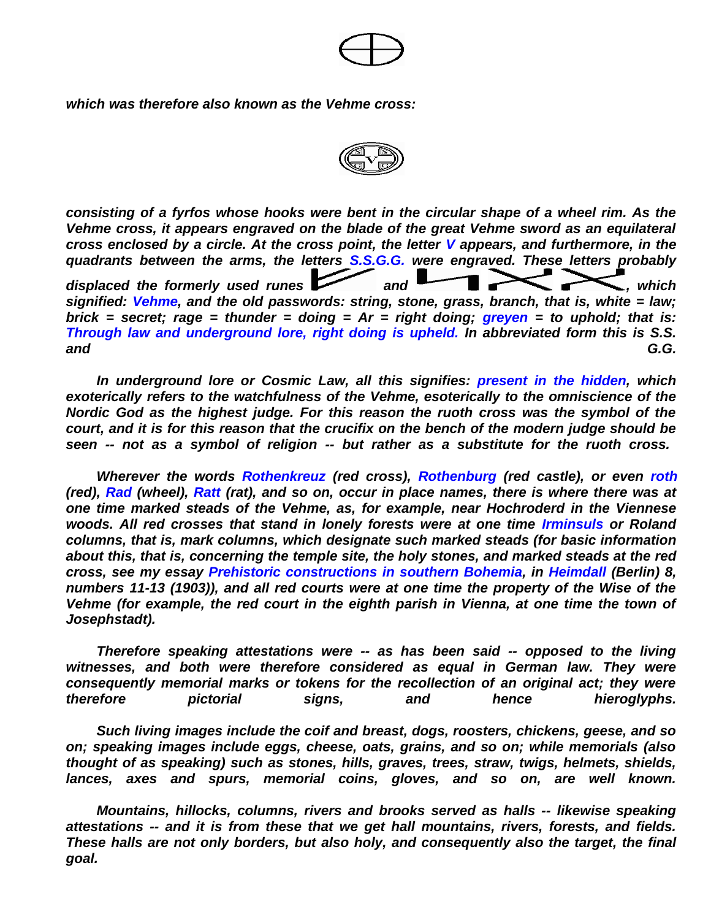*which was therefore also known as the Vehme cross:*

*consisting of a fyrfos whose hooks were bent in the circular shape of a wheel rim. As the Vehme cross, it appears engraved on the blade of the great Vehme sword as an equilateral cross enclosed by a circle. At the cross point, the letter V appears, and furthermore, in the quadrants between the arms, the letters S.S.G.G. were engraved. These letters probably displaced the formerly used runes and , which signified: Vehme, and the old passwords: string, stone, grass, branch, that is, white = law; brick = secret; rage = thunder = doing = Ar = right doing; greyen = to uphold; that is: Through law and underground lore, right doing is upheld. In abbreviated form this is S.S. and G.G.*

*In underground lore or Cosmic Law, all this signifies: present in the hidden, which exoterically refers to the watchfulness of the Vehme, esoterically to the omniscience of the Nordic God as the highest judge. For this reason the ruoth cross was the symbol of the court, and it is for this reason that the crucifix on the bench of the modern judge should be seen -- not as a symbol of religion -- but rather as a substitute for the ruoth cross.*

*Wherever the words Rothenkreuz (red cross), Rothenburg (red castle), or even roth (red), Rad (wheel), Ratt (rat), and so on, occur in place names, there is where there was at one time marked steads of the Vehme, as, for example, near Hochroderd in the Viennese woods. All red crosses that stand in lonely forests were at one time Irminsuls or Roland columns, that is, mark columns, which designate such marked steads (for basic information about this, that is, concerning the temple site, the holy stones, and marked steads at the red cross, see my essay Prehistoric constructions in southern Bohemia, in Heimdall (Berlin) 8, numbers 11-13 (1903)), and all red courts were at one time the property of the Wise of the Vehme (for example, the red court in the eighth parish in Vienna, at one time the town of Josephstadt).*

*Therefore speaking attestations were -- as has been said -- opposed to the living witnesses, and both were therefore considered as equal in German law. They were consequently memorial marks or tokens for the recollection of an original act; they were therefore pictorial signs, and hence hieroglyphs.*

*Such living images include the coif and breast, dogs, roosters, chickens, geese, and so on; speaking images include eggs, cheese, oats, grains, and so on; while memorials (also thought of as speaking) such as stones, hills, graves, trees, straw, twigs, helmets, shields, lances, axes and spurs, memorial coins, gloves, and so on, are well known.*

*Mountains, hillocks, columns, rivers and brooks served as halls -- likewise speaking attestations -- and it is from these that we get hall mountains, rivers, forests, and fields. These halls are not only borders, but also holy, and consequently also the target, the final goal.*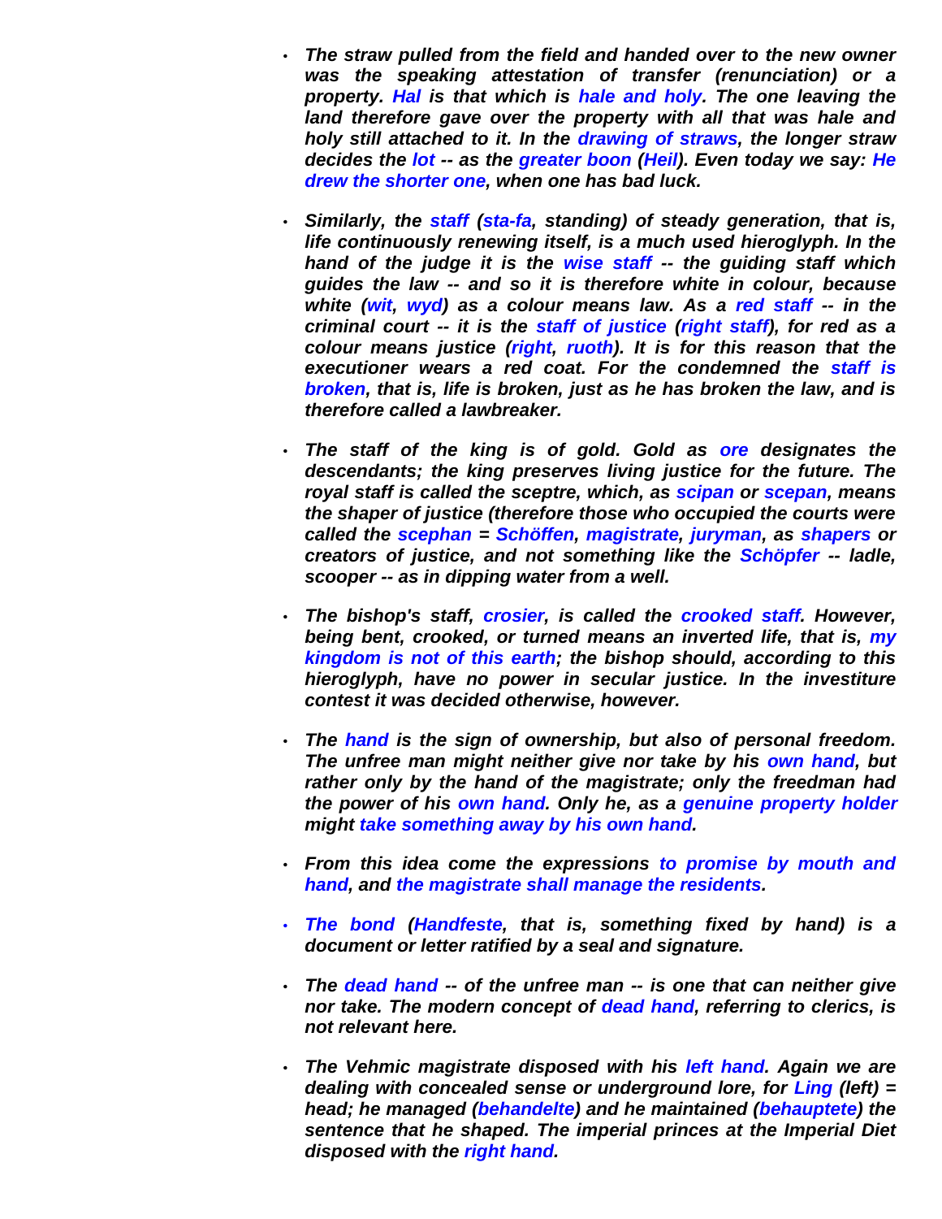- *The straw pulled from the field and handed over to the new owner was the speaking attestation of transfer (renunciation) or a property. Hal is that which is hale and holy. The one leaving the land therefore gave over the property with all that was hale and holy still attached to it. In the drawing of straws, the longer straw decides the lot -- as the greater boon (Heil). Even today we say: He drew the shorter one, when one has bad luck.*

- *Similarly, the staff (sta-fa, standing) of steady generation, that is, life continuously renewing itself, is a much used hieroglyph. In the hand of the judge it is the wise staff -- the guiding staff which guides the law -- and so it is therefore white in colour, because white (wit, wyd) as a colour means law. As a red staff -- in the criminal court -- it is the staff of justice (right staff), for red as a colour means justice (right, ruoth). It is for this reason that the executioner wears a red coat. For the condemned the staff is broken, that is, life is broken, just as he has broken the law, and is therefore called a lawbreaker.*

- *The staff of the king is of gold. Gold as ore designates the descendants; the king preserves living justice for the future. The royal staff is called the sceptre, which, as scipan or scepan, means the shaper of justice (therefore those who occupied the courts were called the scephan = Schöffen, magistrate, juryman, as shapers or creators of justice, and not something like the Schöpfer -- ladle, scooper -- as in dipping water from a well.*

- *The bishop's staff, crosier, is called the crooked staff. However, being bent, crooked, or turned means an inverted life, that is, my kingdom is not of this earth; the bishop should, according to this hieroglyph, have no power in secular justice. In the investiture contest it was decided otherwise, however.*

- *The hand is the sign of ownership, but also of personal freedom. The unfree man might neither give nor take by his own hand, but rather only by the hand of the magistrate; only the freedman had the power of his own hand. Only he, as a genuine property holder might take something away by his own hand.*

- *From this idea come the expressions to promise by mouth and hand, and the magistrate shall manage the residents.*

- *The bond (Handfeste, that is, something fixed by hand) is a document or letter ratified by a seal and signature.*

- *The dead hand -- of the unfree man -- is one that can neither give nor take. The modern concept of dead hand, referring to clerics, is not relevant here.*

- *The Vehmic magistrate disposed with his left hand. Again we are dealing with concealed sense or underground lore, for Ling (left) = head; he managed (behandelte) and he maintained (behauptete) the sentence that he shaped. The imperial princes at the Imperial Diet disposed with the right hand.*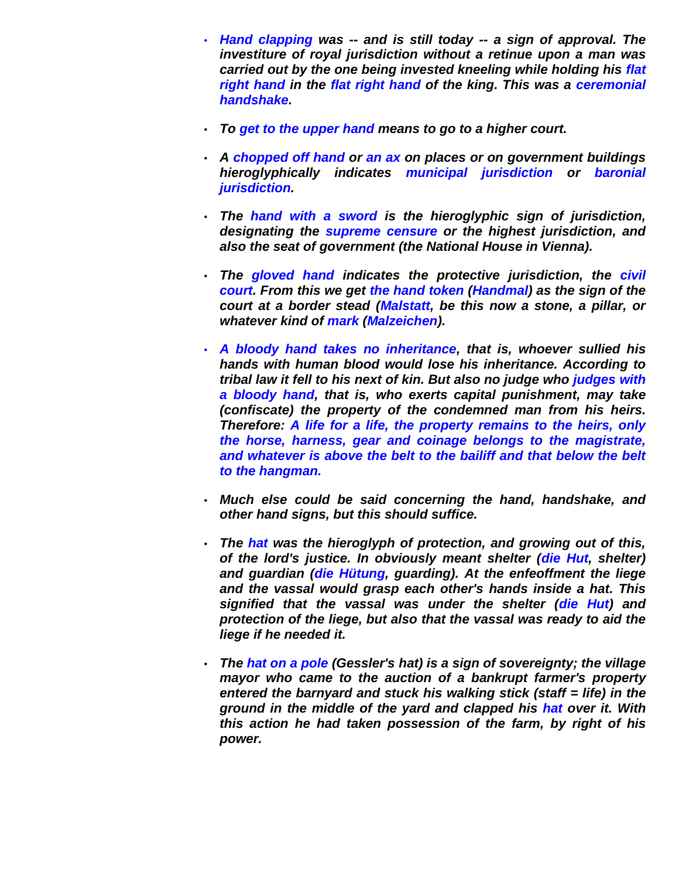- ***Hand clapping* was -- and is still today -- a sign of approval. The investiture of royal jurisdiction without a retinue upon a man was carried out by the one being invested kneeling while holding his *flat right hand* in the *flat right hand* of the king. This was a *ceremonial handshake*.**

- ***To get to the upper hand* means to go to a higher court.**

- ***A chopped off hand* or *an ax* on places or on government buildings hieroglyphically indicates *municipal jurisdiction* or *baronial jurisdiction*.**

- ***The hand with a sword* is the hieroglyphic sign of jurisdiction, designating the *supreme censure* or the highest jurisdiction, and also the seat of government (the National House in Vienna).**

- ***The gloved hand* indicates the protective jurisdiction, the *civil court*. From this we get *the hand token* (*Handmal*) as the sign of the court at a border stead (*Malstatt*, be this now a stone, a pillar, or whatever kind of *mark* (*Malzeichen*).**

- ***A bloody hand takes no inheritance*, that is, whoever sullied his hands with human blood would lose his inheritance. According to tribal law it fell to his next of kin. But also no judge who *judges with a bloody hand*, that is, who exerts capital punishment, may take (confiscate) the property of the condemned man from his heirs. Therefore: *A life for a life, the property remains to the heirs, only the horse, harness, gear and coinage belongs to the magistrate, and whatever is above the belt to the bailiff and that below the belt to the hangman.***

- ***Much else could be said concerning the hand, handshake, and other hand signs, but this should suffice.***

- ***The hat* was the hieroglyph of protection, and growing out of this, of the lord's justice. In obviously meant shelter (*die Hut*, shelter) and guardian (*die Hütung*, guarding). At the enfeoffment the liege and the vassal would grasp each other's hands inside a hat. This signified that the vassal was under the shelter (*die Hut*) and protection of the liege, but also that the vassal was ready to aid the liege if he needed it.**

- ***The hat on a pole* (Gessler's hat) is a sign of sovereignty; the village mayor who came to the auction of a bankrupt farmer's property entered the barnyard and stuck his walking stick (staff = life) in the ground in the middle of the yard and clapped his *hat* over it. With this action he had taken possession of the farm, by right of his power.**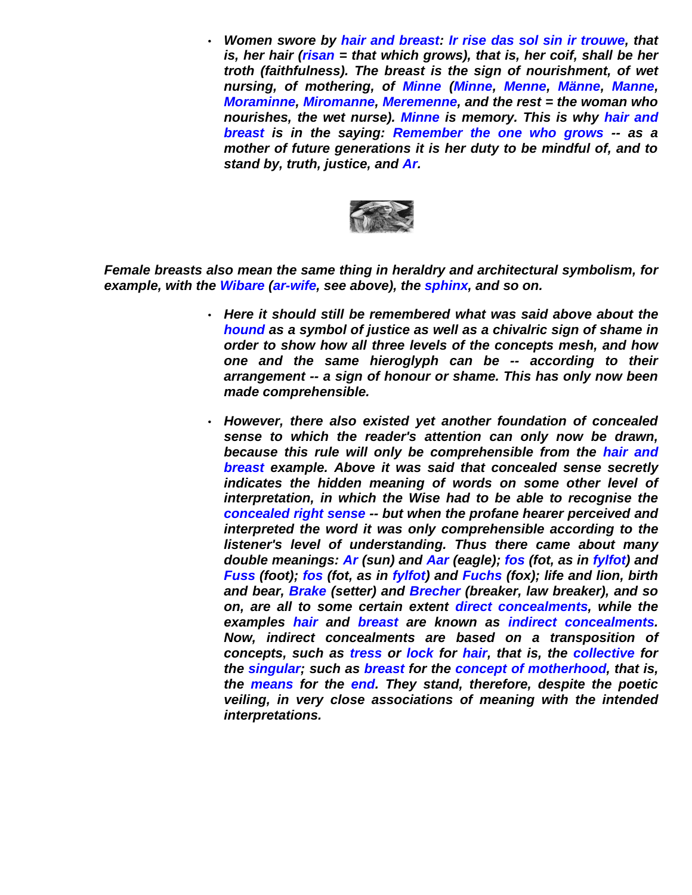- ***Women swore by hair and breast: Ir rise das sol sin ir trouwe, that is, her hair (risan = that which grows), that is, her coif, shall be her troth (faithfulness). The breast is the sign of nourishment, of wet nursing, of mothering, of Minne (Minne, Menne, Männe, Manne, Moraminne, Miromanne, Meremenne, and the rest = the woman who nourishes, the wet nurse). Minne is memory. This is why hair and breast is in the saying: Remember the one who grows -- as a mother of future generations it is her duty to be mindful of, and to stand by, truth, justice, and Ar.***

***Female breasts also mean the same thing in heraldry and architectural symbolism, for example, with the Wibare (ar-wife, see above), the sphinx, and so on.***

- ***Here it should still be remembered what was said above about the hound as a symbol of justice as well as a chivalric sign of shame in order to show how all three levels of the concepts mesh, and how one and the same hieroglyph can be -- according to their arrangement -- a sign of honour or shame. This has only now been made comprehensible.***

- ***However, there also existed yet another foundation of concealed sense to which the reader's attention can only now be drawn, because this rule will only be comprehensible from the hair and breast example. Above it was said that concealed sense secretly indicates the hidden meaning of words on some other level of interpretation, in which the Wise had to be able to recognise the concealed right sense -- but when the profane hearer perceived and interpreted the word it was only comprehensible according to the listener's level of understanding. Thus there came about many double meanings: Ar (sun) and Aar (eagle); fos (fot, as in fylfot) and Fuss (foot); fos (fot, as in fylfot) and Fuchs (fox); life and lion, birth and bear, Brake (setter) and Brecher (breaker, law breaker), and so on, are all to some certain extent direct concealments, while the examples hair and breast are known as indirect concealments. Now, indirect concealments are based on a transposition of concepts, such as tress or lock for hair, that is, the collective for the singular; such as breast for the concept of motherhood, that is, the means for the end. They stand, therefore, despite the poetic veiling, in very close associations of meaning with the intended interpretations.***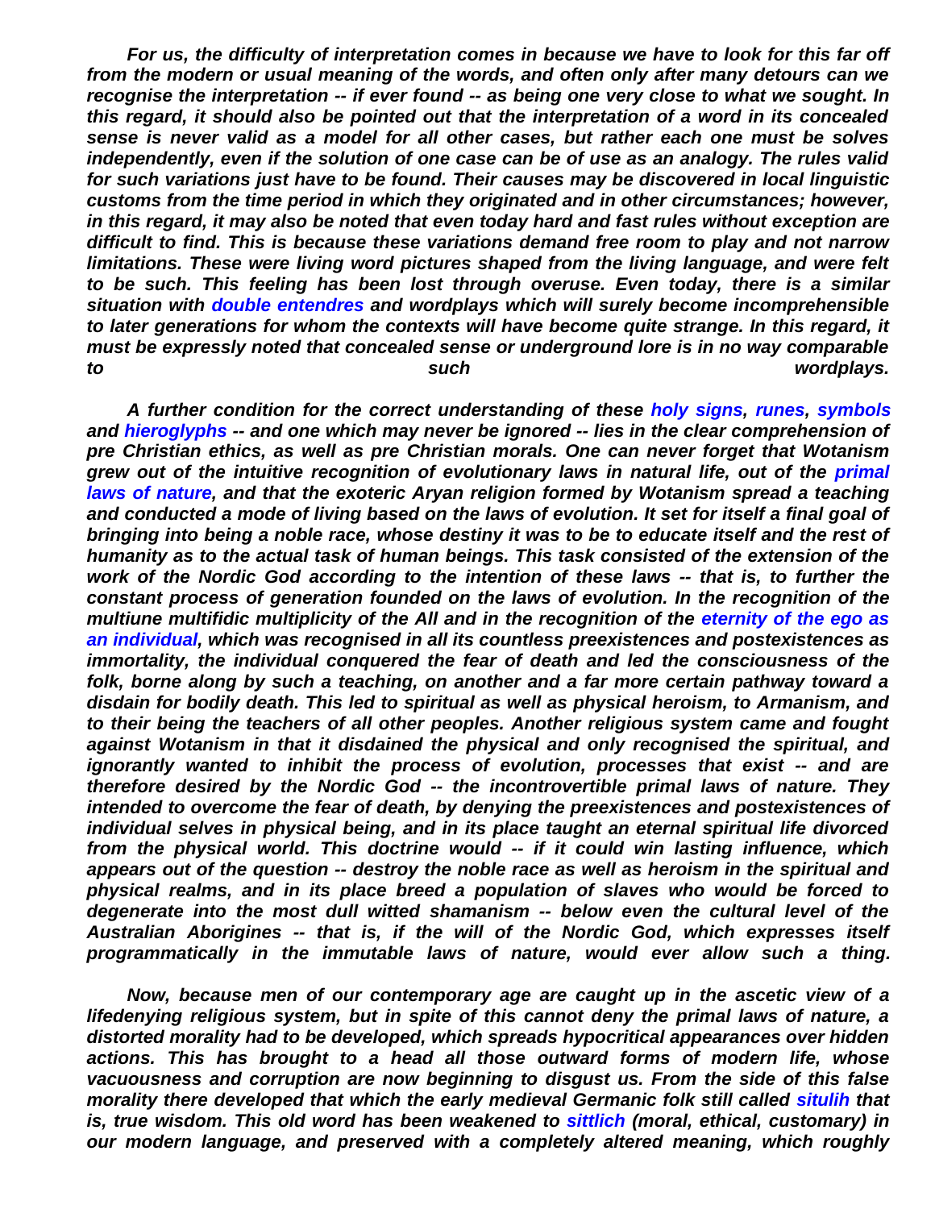*For us, the difficulty of interpretation comes in because we have to look for this far off from the modern or usual meaning of the words, and often only after many detours can we recognise the interpretation -- if ever found -- as being one very close to what we sought. In this regard, it should also be pointed out that the interpretation of a word in its concealed sense is never valid as a model for all other cases, but rather each one must be solves independently, even if the solution of one case can be of use as an analogy. The rules valid for such variations just have to be found. Their causes may be discovered in local linguistic customs from the time period in which they originated and in other circumstances; however, in this regard, it may also be noted that even today hard and fast rules without exception are difficult to find. This is because these variations demand free room to play and not narrow limitations. These were living word pictures shaped from the living language, and were felt to be such. This feeling has been lost through overuse. Even today, there is a similar situation with double entendres and wordplays which will surely become incomprehensible to later generations for whom the contexts will have become quite strange. In this regard, it must be expressly noted that concealed sense or underground lore is in no way comparable to such wordplays.*

*A further condition for the correct understanding of these holy signs, runes, symbols and hieroglyphs -- and one which may never be ignored -- lies in the clear comprehension of pre Christian ethics, as well as pre Christian morals. One can never forget that Wotanism grew out of the intuitive recognition of evolutionary laws in natural life, out of the primal laws of nature, and that the exoteric Aryan religion formed by Wotanism spread a teaching and conducted a mode of living based on the laws of evolution. It set for itself a final goal of bringing into being a noble race, whose destiny it was to be to educate itself and the rest of humanity as to the actual task of human beings. This task consisted of the extension of the work of the Nordic God according to the intention of these laws -- that is, to further the constant process of generation founded on the laws of evolution. In the recognition of the multiune multifidic multiplicity of the All and in the recognition of the eternity of the ego as an individual, which was recognised in all its countless preexistences and postexistences as immortality, the individual conquered the fear of death and led the consciousness of the folk, borne along by such a teaching, on another and a far more certain pathway toward a disdain for bodily death. This led to spiritual as well as physical heroism, to Armanism, and to their being the teachers of all other peoples. Another religious system came and fought against Wotanism in that it disdained the physical and only recognised the spiritual, and ignorantly wanted to inhibit the process of evolution, processes that exist -- and are therefore desired by the Nordic God -- the incontrovertible primal laws of nature. They intended to overcome the fear of death, by denying the preexistences and postexistences of individual selves in physical being, and in its place taught an eternal spiritual life divorced from the physical world. This doctrine would -- if it could win lasting influence, which appears out of the question -- destroy the noble race as well as heroism in the spiritual and physical realms, and in its place breed a population of slaves who would be forced to degenerate into the most dull witted shamanism -- below even the cultural level of the Australian Aborigines -- that is, if the will of the Nordic God, which expresses itself programmatically in the immutable laws of nature, would ever allow such a thing.*

*Now, because men of our contemporary age are caught up in the ascetic view of a lifedenying religious system, but in spite of this cannot deny the primal laws of nature, a distorted morality had to be developed, which spreads hypocritical appearances over hidden actions. This has brought to a head all those outward forms of modern life, whose vacuousness and corruption are now beginning to disgust us. From the side of this false morality there developed that which the early medieval Germanic folk still called situlih that is, true wisdom. This old word has been weakened to sittlich (moral, ethical, customary) in our modern language, and preserved with a completely altered meaning, which roughly*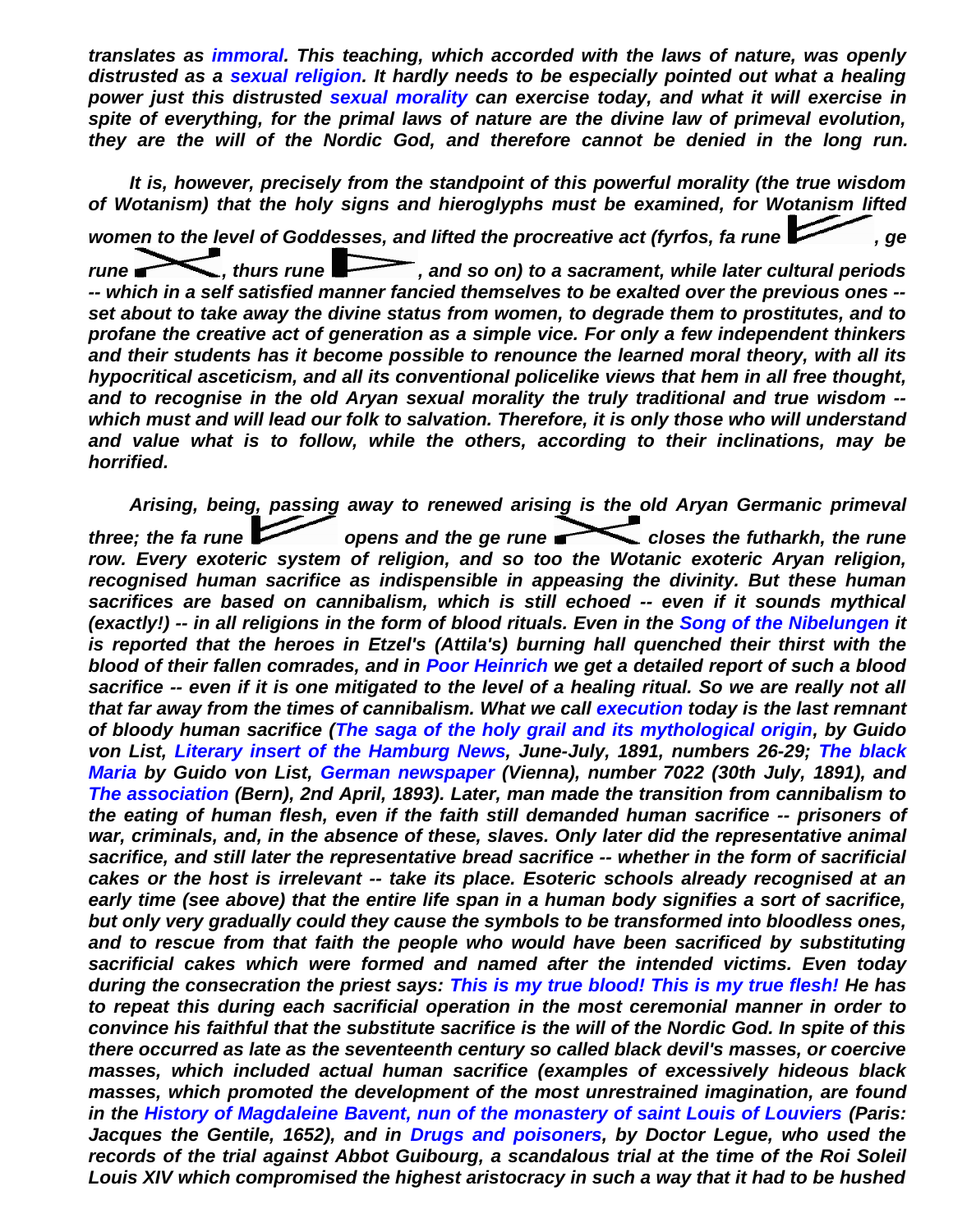*translates as immoral. This teaching, which accorded with the laws of nature, was openly distrusted as a sexual religion. It hardly needs to be especially pointed out what a healing power just this distrusted sexual morality can exercise today, and what it will exercise in spite of everything, for the primal laws of nature are the divine law of primeval evolution, they are the will of the Nordic God, and therefore cannot be denied in the long run.*

*It is, however, precisely from the standpoint of this powerful morality (the true wisdom of Wotanism) that the holy signs and hieroglyphs must be examined, for Wotanism lifted women to the level of Goddesses, and lifted the procreative act (fyrfos, fa rune , ge rune , thurs rune , and so on) to a sacrament, while later cultural periods -- which in a self satisfied manner fancied themselves to be exalted over the previous ones -- set about to take away the divine status from women, to degrade them to prostitutes, and to profane the creative act of generation as a simple vice. For only a few independent thinkers and their students has it become possible to renounce the learned moral theory, with all its hypocritical asceticism, and all its conventional policelike views that hem in all free thought, and to recognise in the old Aryan sexual morality the truly traditional and true wisdom -- which must and will lead our folk to salvation. Therefore, it is only those who will understand and value what is to follow, while the others, according to their inclinations, may be horrified.*

*Arising, being, passing away to renewed arising is the old Aryan Germanic primeval three; the fa rune  opens and the ge rune  closes the futharkh, the rune row. Every exoteric system of religion, and so too the Wotanic exoteric Aryan religion, recognised human sacrifice as indispensible in appeasing the divinity. But these human sacrifices are based on cannibalism, which is still echoed -- even if it sounds mythical (exactly!) -- in all religions in the form of blood rituals. Even in the Song of the Nibelungen it is reported that the heroes in Etzel's (Attila's) burning hall quenched their thirst with the blood of their fallen comrades, and in Poor Heinrich we get a detailed report of such a blood sacrifice -- even if it is one mitigated to the level of a healing ritual. So we are really not all that far away from the times of cannibalism. What we call execution today is the last remnant of bloody human sacrifice (The saga of the holy grail and its mythological origin, by Guido von List, Literary insert of the Hamburg News, June-July, 1891, numbers 26-29; The black Maria by Guido von List, German newspaper (Vienna), number 7022 (30th July, 1891), and The association (Bern), 2nd April, 1893). Later, man made the transition from cannibalism to the eating of human flesh, even if the faith still demanded human sacrifice -- prisoners of war, criminals, and, in the absence of these, slaves. Only later did the representative animal sacrifice, and still later the representative bread sacrifice -- whether in the form of sacrificial cakes or the host is irrelevant -- take its place. Esoteric schools already recognised at an early time (see above) that the entire life span in a human body signifies a sort of sacrifice, but only very gradually could they cause the symbols to be transformed into bloodless ones, and to rescue from that faith the people who would have been sacrificed by substituting sacrificial cakes which were formed and named after the intended victims. Even today during the consecration the priest says: This is my true blood! This is my true flesh! He has to repeat this during each sacrificial operation in the most ceremonial manner in order to convince his faithful that the substitute sacrifice is the will of the Nordic God. In spite of this there occurred as late as the seventeenth century so called black devil's masses, or coercive masses, which included actual human sacrifice (examples of excessively hideous black masses, which promoted the development of the most unrestrained imagination, are found in the History of Magdaleine Bavent, nun of the monastery of saint Louis of Louviers (Paris: Jacques the Gentile, 1652), and in Drugs and poisoners, by Doctor Legue, who used the records of the trial against Abbot Guibourg, a scandalous trial at the time of the Roi Soleil Louis XIV which compromised the highest aristocracy in such a way that it had to be hushed*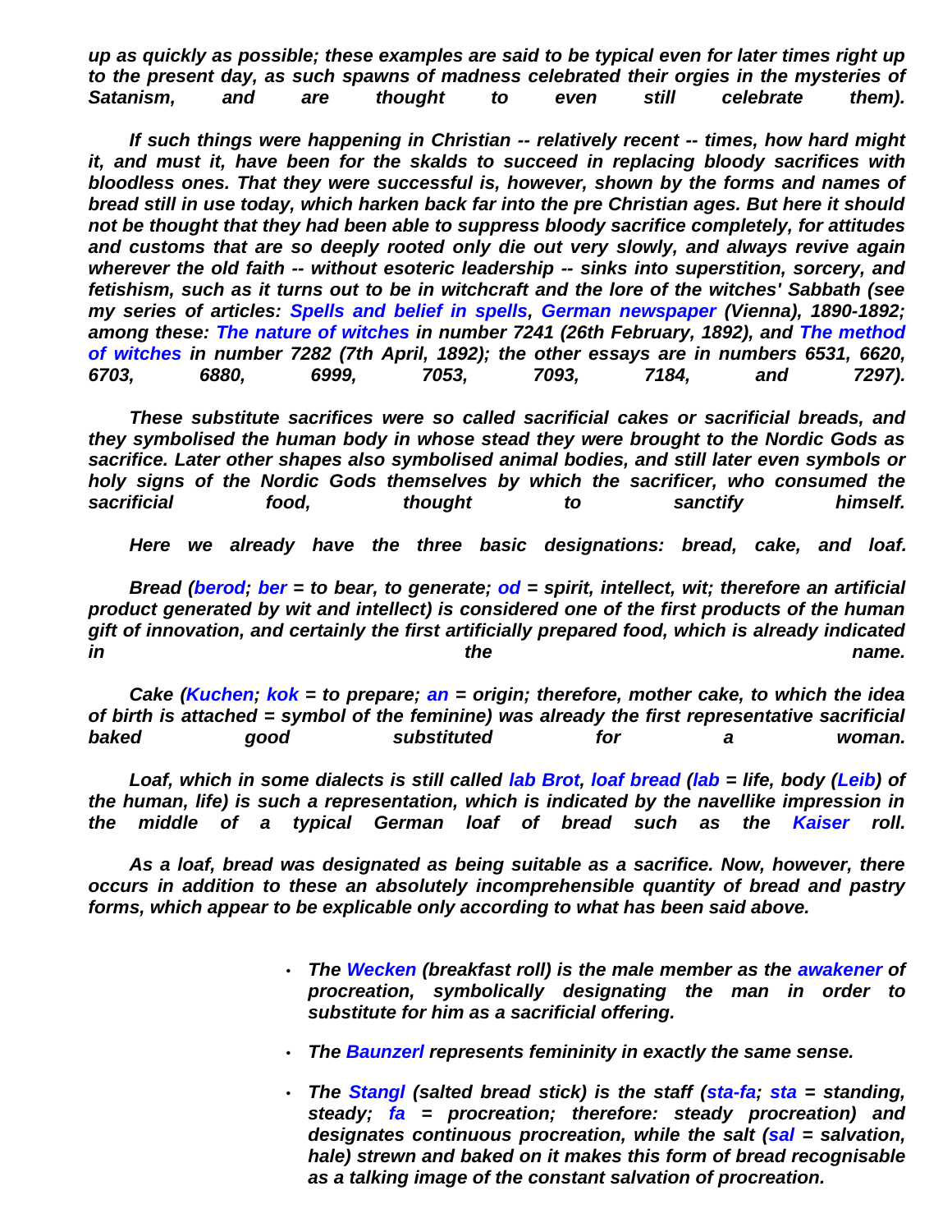*up as quickly as possible; these examples are said to be typical even for later times right up to the present day, as such spawns of madness celebrated their orgies in the mysteries of Satanism, and are thought to even still celebrate them).*

*If such things were happening in Christian -- relatively recent -- times, how hard might it, and must it, have been for the skalds to succeed in replacing bloody sacrifices with bloodless ones. That they were successful is, however, shown by the forms and names of bread still in use today, which harken back far into the pre Christian ages. But here it should not be thought that they had been able to suppress bloody sacrifice completely, for attitudes and customs that are so deeply rooted only die out very slowly, and always revive again wherever the old faith -- without esoteric leadership -- sinks into superstition, sorcery, and fetishism, such as it turns out to be in witchcraft and the lore of the witches' Sabbath (see my series of articles: Spells and belief in spells, German newspaper (Vienna), 1890-1892; among these: The nature of witches in number 7241 (26th February, 1892), and The method of witches in number 7282 (7th April, 1892); the other essays are in numbers 6531, 6620, 6703, 6880, 6999, 7053, 7093, 7184, and 7297).*

*These substitute sacrifices were so called sacrificial cakes or sacrificial breads, and they symbolised the human body in whose stead they were brought to the Nordic Gods as sacrifice. Later other shapes also symbolised animal bodies, and still later even symbols or holy signs of the Nordic Gods themselves by which the sacrificer, who consumed the sacrificial food, thought to sanctify himself.*

*Here we already have the three basic designations: bread, cake, and loaf.*

*Bread (berod; ber = to bear, to generate; od = spirit, intellect, wit; therefore an artificial product generated by wit and intellect) is considered one of the first products of the human gift of innovation, and certainly the first artificially prepared food, which is already indicated in the name.*

*Cake (Kuchen; kok = to prepare; an = origin; therefore, mother cake, to which the idea of birth is attached = symbol of the feminine) was already the first representative sacrificial baked good substituted for a woman.*

*Loaf, which in some dialects is still called lab Brot, loaf bread (lab = life, body (Leib) of the human, life) is such a representation, which is indicated by the navellike impression in the middle of a typical German loaf of bread such as the Kaiser roll.*

*As a loaf, bread was designated as being suitable as a sacrifice. Now, however, there occurs in addition to these an absolutely incomprehensible quantity of bread and pastry forms, which appear to be explicable only according to what has been said above.*

- *The Wecken (breakfast roll) is the male member as the awakener of procreation, symbolically designating the man in order to substitute for him as a sacrificial offering.*
- *The Baunzerl represents femininity in exactly the same sense.*
- *The Stangl (salted bread stick) is the staff (sta-fa; sta = standing, steady; fa = procreation; therefore: steady procreation) and designates continuous procreation, while the salt (sal = salvation, hale) strewn and baked on it makes this form of bread recognisable as a talking image of the constant salvation of procreation.*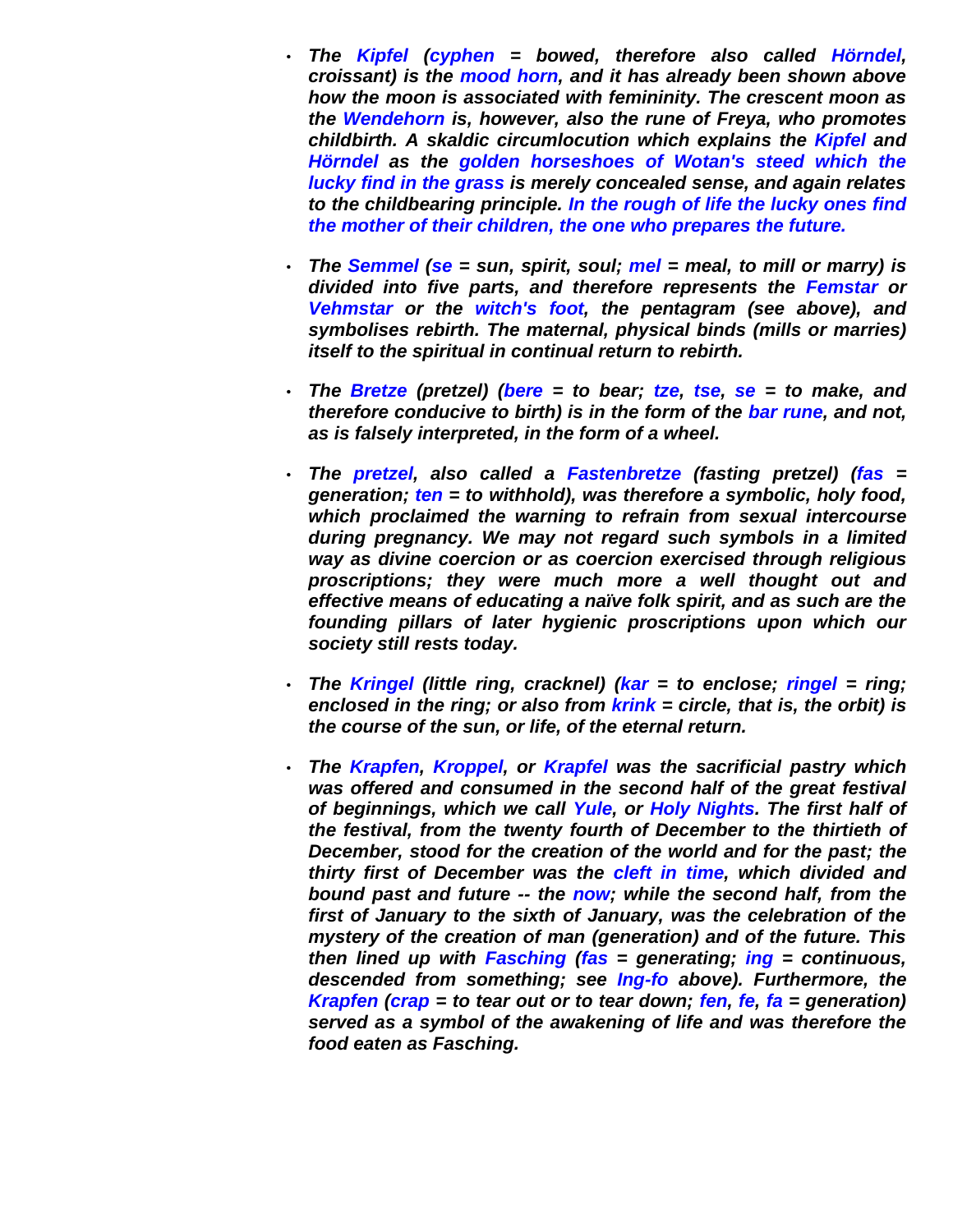- *The **Kipfel** (**cyphen** = bowed, therefore also called **Hörndel**, croissant) is the **mood horn**, and it has already been shown above how the moon is associated with femininity. The crescent moon as the **Wendehorn** is, however, also the rune of Freya, who promotes childbirth. A skaldic circumlocution which explains the **Kipfel** and **Hörndel** as the **golden horseshoes of Wotan's steed which the lucky find in the grass** is merely concealed sense, and again relates to the childbearing principle. **In the rough of life the lucky ones find the mother of their children, the one who prepares the future.***

- *The **Semmel** (**se** = sun, spirit, soul; **mel** = meal, to mill or marry) is divided into five parts, and therefore represents the **Femstar** or **Vehmstar** or the **witch's foot**, the pentagram (see above), and symbolises rebirth. The maternal, physical binds (mills or marries) itself to the spiritual in continual return to rebirth.*

- *The **Bretze** (pretzel) (**bere** = to bear; **tze**, **tse**, **se** = to make, and therefore conducive to birth) is in the form of the **bar rune**, and not, as is falsely interpreted, in the form of a wheel.*

- *The **pretzel**, also called a **Fastenbretze** (fasting pretzel) (**fas** = generation; **ten** = to withhold), was therefore a symbolic, holy food, which proclaimed the warning to refrain from sexual intercourse during pregnancy. We may not regard such symbols in a limited way as divine coercion or as coercion exercised through religious proscriptions; they were much more a well thought out and effective means of educating a naïve folk spirit, and as such are the founding pillars of later hygienic proscriptions upon which our society still rests today.*

- *The **Kringel** (little ring, cracknel) (**kar** = to enclose; **ringel** = ring; enclosed in the ring; or also from **krink** = circle, that is, the orbit) is the course of the sun, or life, of the eternal return.*

- *The **Krapfen**, **Kroppel**, or **Krapfel** was the sacrificial pastry which was offered and consumed in the second half of the great festival of beginnings, which we call **Yule**, or **Holy Nights**. The first half of the festival, from the twenty fourth of December to the thirtieth of December, stood for the creation of the world and for the past; the thirty first of December was the **cleft in time**, which divided and bound past and future -- the **now**; while the second half, from the first of January to the sixth of January, was the celebration of the mystery of the creation of man (generation) and of the future. This then lined up with **Fasching** (**fas** = generating; **ing** = continuous, descended from something; see **Ing-fo** above). Furthermore, the **Krapfen** (**crap** = to tear out or to tear down; **fen**, **fe**, **fa** = generation) served as a symbol of the awakening of life and was therefore the food eaten as Fasching.*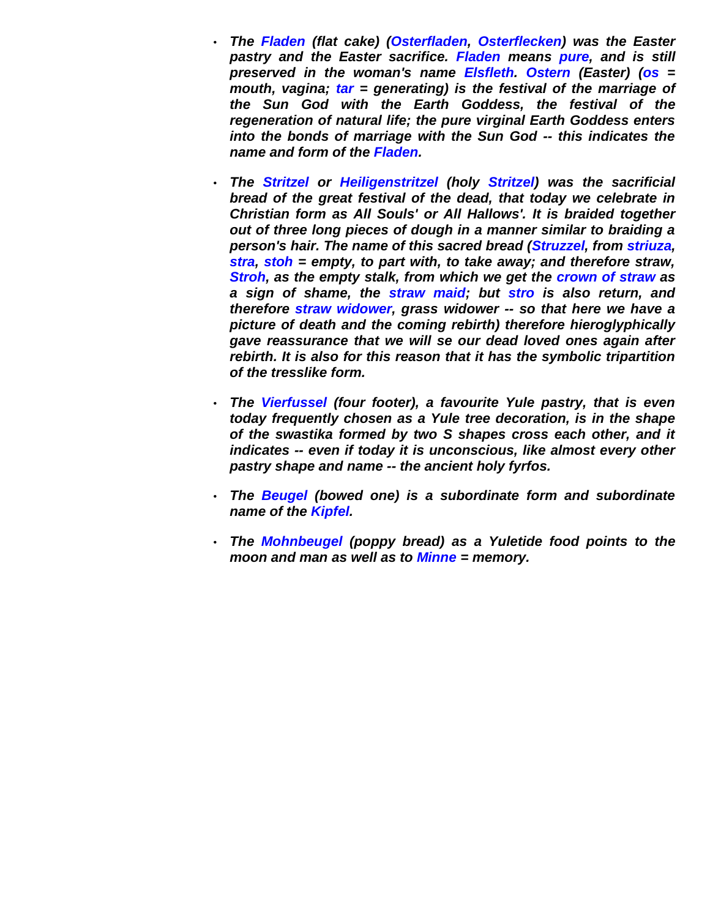- ***The Fladen (flat cake) (Osterfladen, Osterflecken) was the Easter pastry and the Easter sacrifice. Fladen means pure, and is still preserved in the woman's name Elsfleth. Ostern (Easter) (os = mouth, vagina; tar = generating) is the festival of the marriage of the Sun God with the Earth Goddess, the festival of the regeneration of natural life; the pure virginal Earth Goddess enters into the bonds of marriage with the Sun God -- this indicates the name and form of the Fladen.***

- ***The Stritzel or Heiligenstritzel (holy Stritzel) was the sacrificial bread of the great festival of the dead, that today we celebrate in Christian form as All Souls' or All Hallows'. It is braided together out of three long pieces of dough in a manner similar to braiding a person's hair. The name of this sacred bread (Struzzel, from striuza, stra, stoh = empty, to part with, to take away; and therefore straw, Stroh, as the empty stalk, from which we get the crown of straw as a sign of shame, the straw maid; but stro is also return, and therefore straw widower, grass widower -- so that here we have a picture of death and the coming rebirth) therefore hieroglyphically gave reassurance that we will se our dead loved ones again after rebirth. It is also for this reason that it has the symbolic tripartition of the tresslike form.***

- ***The Vierfussel (four footer), a favourite Yule pastry, that is even today frequently chosen as a Yule tree decoration, is in the shape of the swastika formed by two S shapes cross each other, and it indicates -- even if today it is unconscious, like almost every other pastry shape and name -- the ancient holy fyrfos.***

- ***The Beugel (bowed one) is a subordinate form and subordinate name of the Kipfel.***

- ***The Mohnbeugel (poppy bread) as a Yuletide food points to the moon and man as well as to Minne = memory.***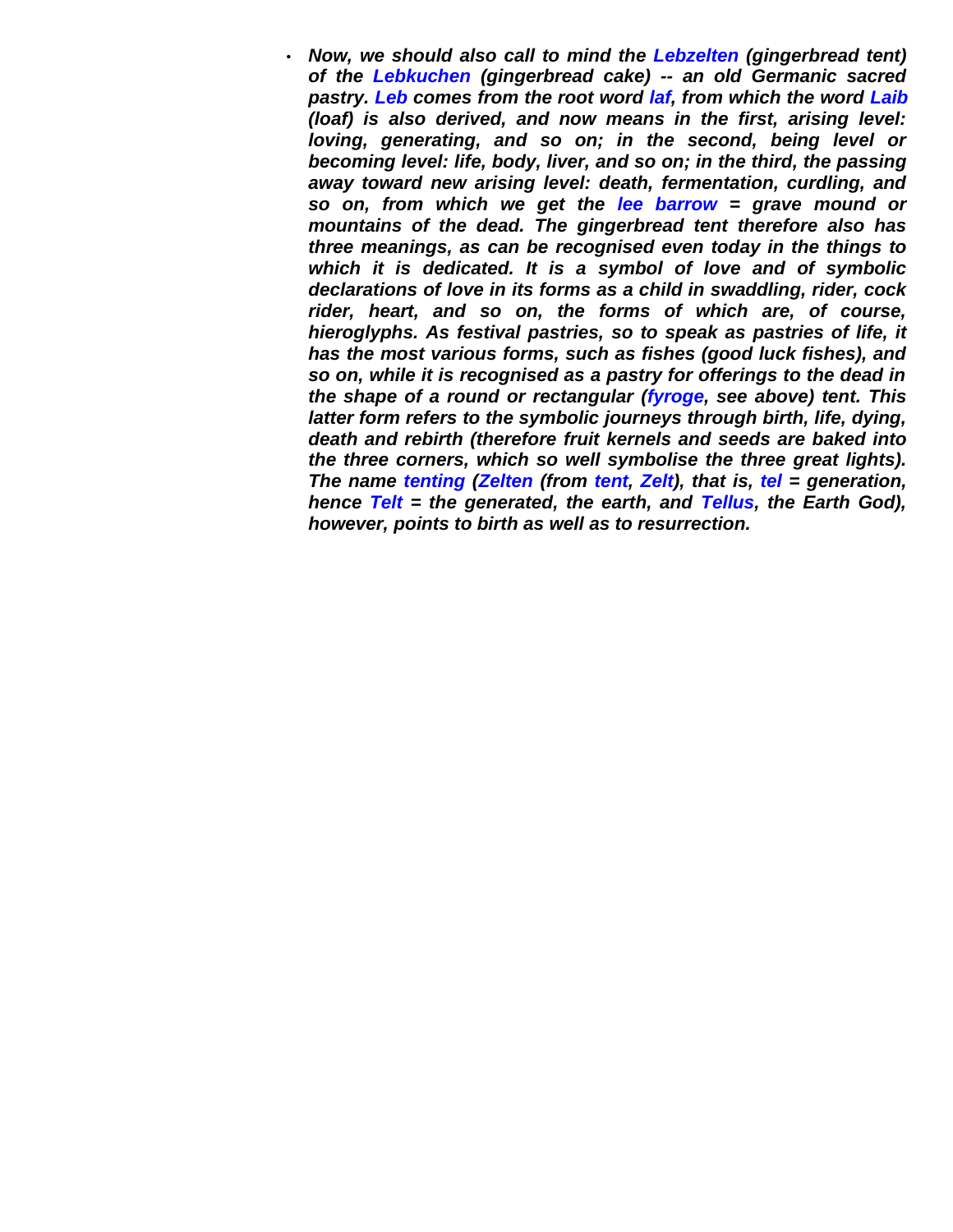- ***Now, we should also call to mind the Lebzelten (gingerbread tent) of the Lebkuchen (gingerbread cake) -- an old Germanic sacred pastry. Leb comes from the root word laf, from which the word Laib (loaf) is also derived, and now means in the first, arising level: loving, generating, and so on; in the second, being level or becoming level: life, body, liver, and so on; in the third, the passing away toward new arising level: death, fermentation, curdling, and so on, from which we get the lee barrow = grave mound or mountains of the dead. The gingerbread tent therefore also has three meanings, as can be recognised even today in the things to which it is dedicated. It is a symbol of love and of symbolic declarations of love in its forms as a child in swaddling, rider, cock rider, heart, and so on, the forms of which are, of course, hieroglyphs. As festival pastries, so to speak as pastries of life, it has the most various forms, such as fishes (good luck fishes), and so on, while it is recognised as a pastry for offerings to the dead in the shape of a round or rectangular (fyroge, see above) tent. This latter form refers to the symbolic journeys through birth, life, dying, death and rebirth (therefore fruit kernels and seeds are baked into the three corners, which so well symbolise the three great lights). The name tenting (Zelten (from tent, Zelt), that is, tel = generation, hence Telt = the generated, the earth, and Tellus, the Earth God), however, points to birth as well as to resurrection.***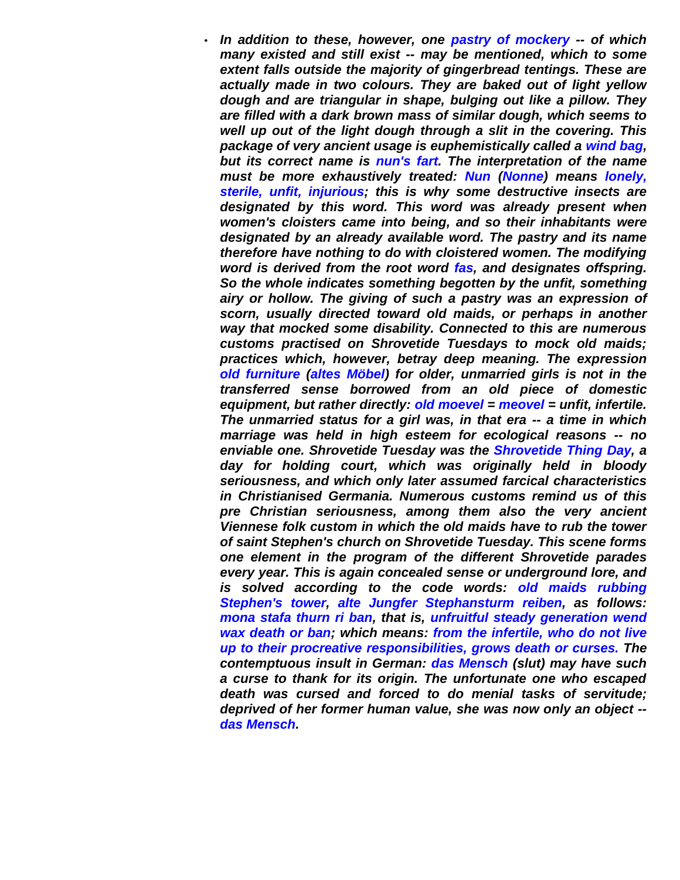- *In addition to these, however, one **pastry of mockery** -- of which many existed and still exist -- may be mentioned, which to some extent falls outside the majority of gingerbread tentings. These are actually made in two colours. They are baked out of light yellow dough and are triangular in shape, bulging out like a pillow. They are filled with a dark brown mass of similar dough, which seems to well up out of the light dough through a slit in the covering. This package of very ancient usage is euphemistically called a **wind bag**, but its correct name is **nun's fart**. The interpretation of the name must be more exhaustively treated: **Nun** (**Nonne**) means **lonely, sterile, unfit, injurious**; this is why some destructive insects are designated by this word. This word was already present when women's cloisters came into being, and so their inhabitants were designated by an already available word. The pastry and its name therefore have nothing to do with cloistered women. The modifying word is derived from the root word **fas**, and designates offspring. So the whole indicates something begotten by the unfit, something airy or hollow. The giving of such a pastry was an expression of scorn, usually directed toward old maids, or perhaps in another way that mocked some disability. Connected to this are numerous customs practised on Shrovetide Tuesdays to mock old maids; practices which, however, betray deep meaning. The expression **old furniture** (**altes Möbel**) for older, unmarried girls is not in the transferred sense borrowed from an old piece of domestic equipment, but rather directly: **old moevel** = **meovel** = unfit, infertile. The unmarried status for a girl was, in that era -- a time in which marriage was held in high esteem for ecological reasons -- no enviable one. Shrovetide Tuesday was the **Shrovetide Thing Day**, a day for holding court, which was originally held in bloody seriousness, and which only later assumed farcical characteristics in Christianised Germania. Numerous customs remind us of this pre Christian seriousness, among them also the very ancient Viennese folk custom in which the old maids have to rub the tower of saint Stephen's church on Shrovetide Tuesday. This scene forms one element in the program of the different Shrovetide parades every year. This is again concealed sense or underground lore, and is solved according to the code words: **old maids rubbing Stephen's tower**, **alte Jungfer Stephansturm reiben**, as follows: **mona stafa thurn ri ban**, that is, **unfruitful steady generation wend wax death or ban**; which means: **from the infertile, who do not live up to their procreative responsibilities, grows death or curses.** The contemptuous insult in German: **das Mensch** (slut) may have such a curse to thank for its origin. The unfortunate one who escaped death was cursed and forced to do menial tasks of servitude; deprived of her former human value, she was now only an object -- **das Mensch**.*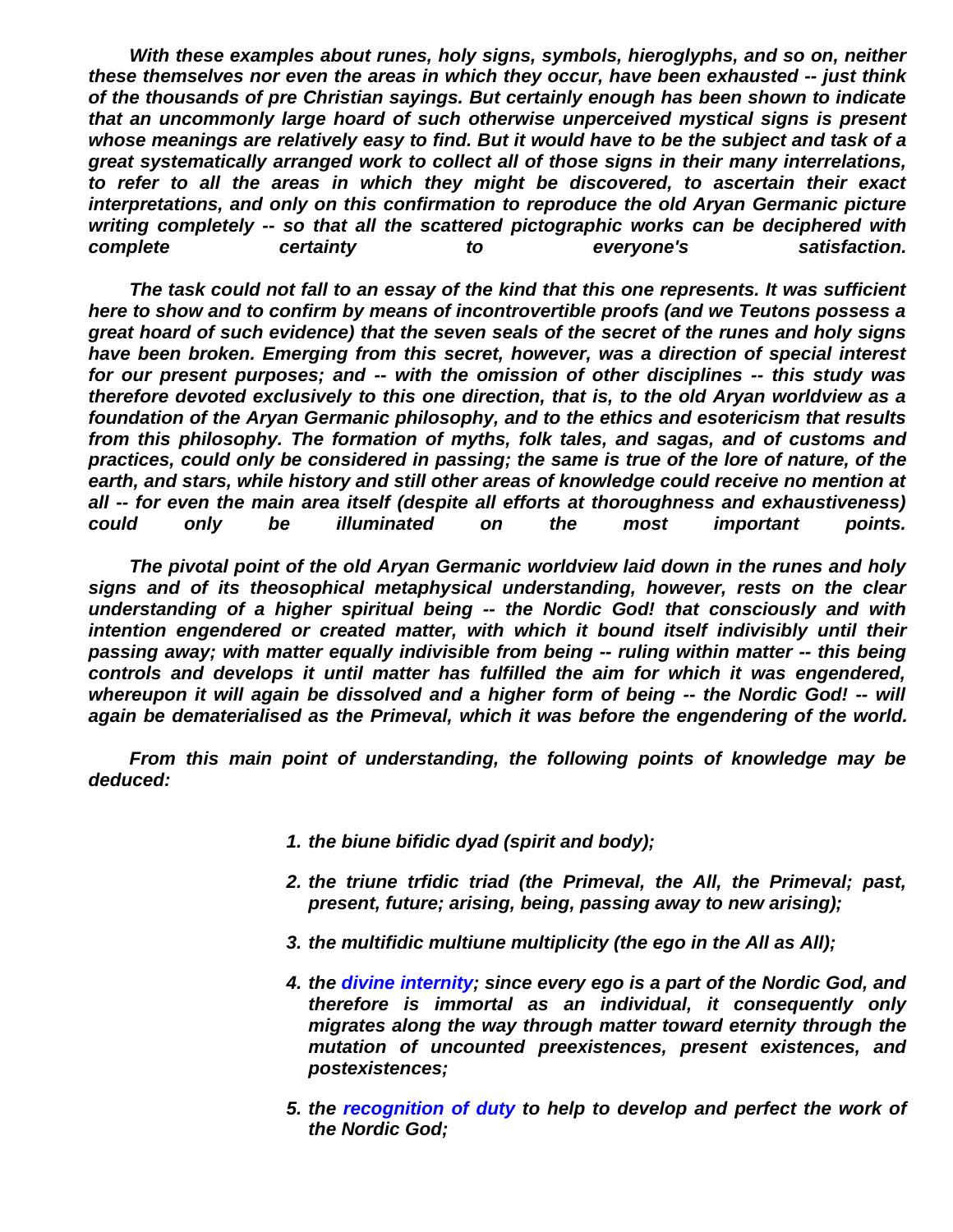*With these examples about runes, holy signs, symbols, hieroglyphs, and so on, neither these themselves nor even the areas in which they occur, have been exhausted -- just think of the thousands of pre Christian sayings. But certainly enough has been shown to indicate that an uncommonly large hoard of such otherwise unperceived mystical signs is present whose meanings are relatively easy to find. But it would have to be the subject and task of a great systematically arranged work to collect all of those signs in their many interrelations, to refer to all the areas in which they might be discovered, to ascertain their exact interpretations, and only on this confirmation to reproduce the old Aryan Germanic picture writing completely -- so that all the scattered pictographic works can be deciphered with complete certainty to everyone's satisfaction.*

*The task could not fall to an essay of the kind that this one represents. It was sufficient here to show and to confirm by means of incontrovertible proofs (and we Teutons possess a great hoard of such evidence) that the seven seals of the secret of the runes and holy signs have been broken. Emerging from this secret, however, was a direction of special interest for our present purposes; and -- with the omission of other disciplines -- this study was therefore devoted exclusively to this one direction, that is, to the old Aryan worldview as a foundation of the Aryan Germanic philosophy, and to the ethics and esotericism that results from this philosophy. The formation of myths, folk tales, and sagas, and of customs and practices, could only be considered in passing; the same is true of the lore of nature, of the earth, and stars, while history and still other areas of knowledge could receive no mention at all -- for even the main area itself (despite all efforts at thoroughness and exhaustiveness) could only be illuminated on the most important points.*

*The pivotal point of the old Aryan Germanic worldview laid down in the runes and holy signs and of its theosophical metaphysical understanding, however, rests on the clear understanding of a higher spiritual being -- the Nordic God! that consciously and with intention engendered or created matter, with which it bound itself indivisibly until their passing away; with matter equally indivisible from being -- ruling within matter -- this being controls and develops it until matter has fulfilled the aim for which it was engendered, whereupon it will again be dissolved and a higher form of being -- the Nordic God! -- will again be dematerialised as the Primeval, which it was before the engendering of the world.*

*From this main point of understanding, the following points of knowledge may be deduced:*

1. *the biune bifidic dyad (spirit and body);*
2. *the triune trfidic triad (the Primeval, the All, the Primeval; past, present, future; arising, being, passing away to new arising);*
3. *the multifidic multiune multiplicity (the ego in the All as All);*
4. *the divine internity; since every ego is a part of the Nordic God, and therefore is immortal as an individual, it consequently only migrates along the way through matter toward eternity through the mutation of uncounted preexistences, present existences, and postexistences;*
5. *the recognition of duty to help to develop and perfect the work of the Nordic God;*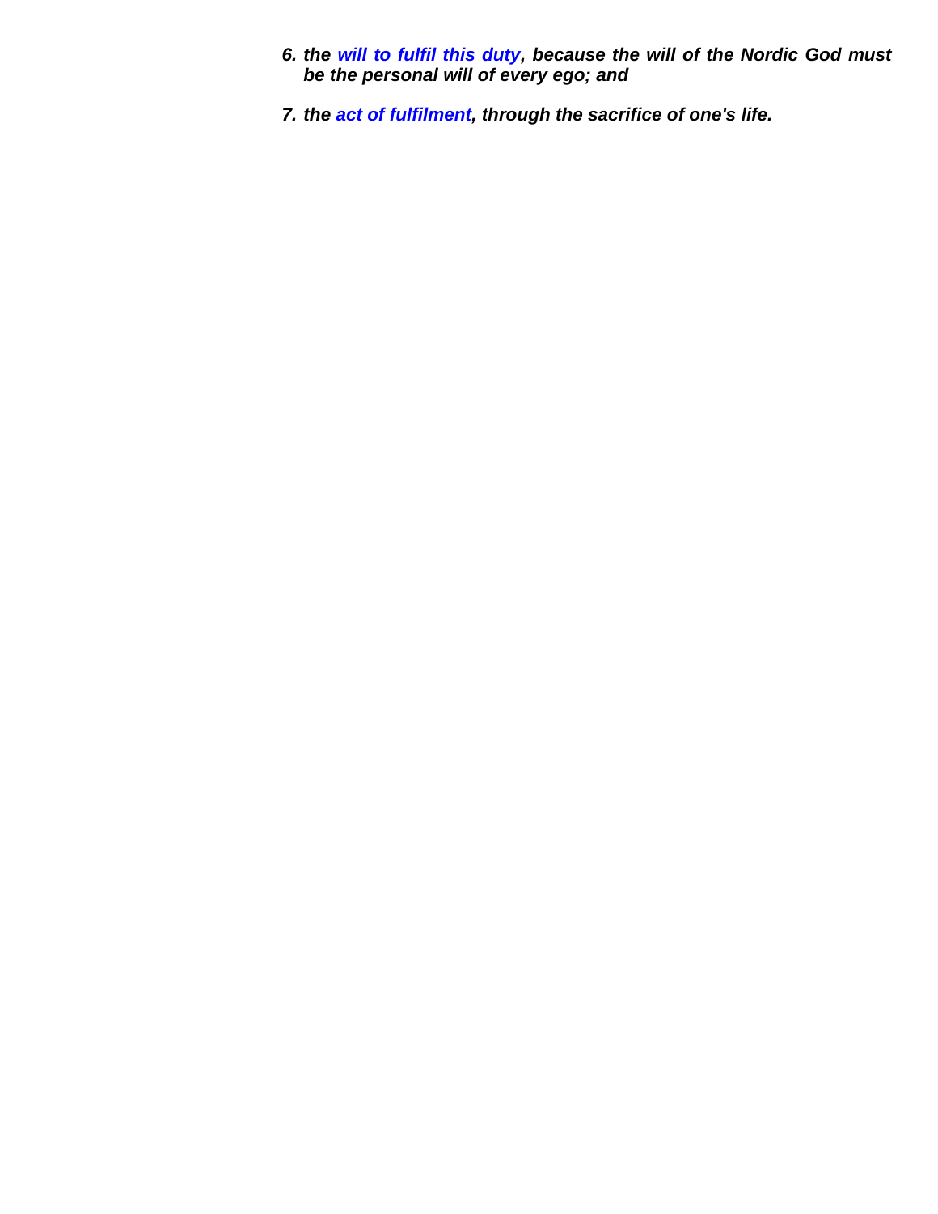6. ***the** ***will to fulfil this duty**, because the will of the Nordic God must be the personal will of every ego; and*

7. ***the** ***act of fulfilment**, through the sacrifice of one's life.*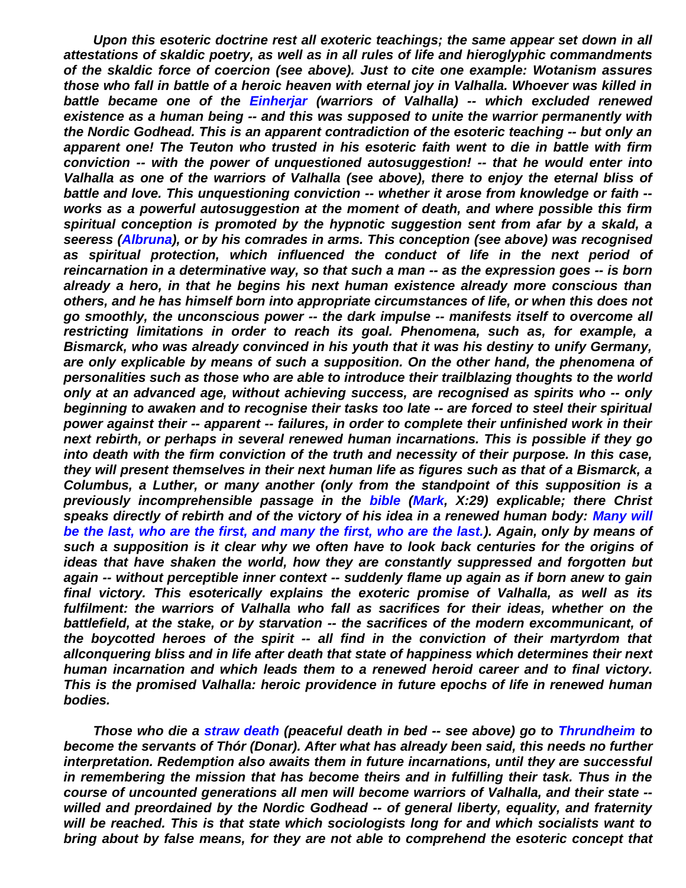*Upon this esoteric doctrine rest all exoteric teachings; the same appear set down in all attestations of skaldic poetry, as well as in all rules of life and hieroglyphic commandments of the skaldic force of coercion (see above). Just to cite one example: Wotanism assures those who fall in battle of a heroic heaven with eternal joy in Valhalla. Whoever was killed in battle became one of the Einherjar (warriors of Valhalla) -- which excluded renewed existence as a human being -- and this was supposed to unite the warrior permanently with the Nordic Godhead. This is an apparent contradiction of the esoteric teaching -- but only an apparent one! The Teuton who trusted in his esoteric faith went to die in battle with firm conviction -- with the power of unquestioned autosuggestion! -- that he would enter into Valhalla as one of the warriors of Valhalla (see above), there to enjoy the eternal bliss of battle and love. This unquestioning conviction -- whether it arose from knowledge or faith -- works as a powerful autosuggestion at the moment of death, and where possible this firm spiritual conception is promoted by the hypnotic suggestion sent from afar by a skald, a seeress (Albruna), or by his comrades in arms. This conception (see above) was recognised as spiritual protection, which influenced the conduct of life in the next period of reincarnation in a determinative way, so that such a man -- as the expression goes -- is born already a hero, in that he begins his next human existence already more conscious than others, and he has himself born into appropriate circumstances of life, or when this does not go smoothly, the unconscious power -- the dark impulse -- manifests itself to overcome all restricting limitations in order to reach its goal. Phenomena, such as, for example, a Bismarck, who was already convinced in his youth that it was his destiny to unify Germany, are only explicable by means of such a supposition. On the other hand, the phenomena of personalities such as those who are able to introduce their trailblazing thoughts to the world only at an advanced age, without achieving success, are recognised as spirits who -- only beginning to awaken and to recognise their tasks too late -- are forced to steel their spiritual power against their -- apparent -- failures, in order to complete their unfinished work in their next rebirth, or perhaps in several renewed human incarnations. This is possible if they go into death with the firm conviction of the truth and necessity of their purpose. In this case, they will present themselves in their next human life as figures such as that of a Bismarck, a Columbus, a Luther, or many another (only from the standpoint of this supposition is a previously incomprehensible passage in the bible (Mark, X:29) explicable; there Christ speaks directly of rebirth and of the victory of his idea in a renewed human body: Many will be the last, who are the first, and many the first, who are the last.). Again, only by means of such a supposition is it clear why we often have to look back centuries for the origins of ideas that have shaken the world, how they are constantly suppressed and forgotten but again -- without perceptible inner context -- suddenly flame up again as if born anew to gain final victory. This esoterically explains the exoteric promise of Valhalla, as well as its fulfilment: the warriors of Valhalla who fall as sacrifices for their ideas, whether on the battlefield, at the stake, or by starvation -- the sacrifices of the modern excommunicant, of the boycotted heroes of the spirit -- all find in the conviction of their martyrdom that allconquering bliss and in life after death that state of happiness which determines their next human incarnation and which leads them to a renewed heroid career and to final victory. This is the promised Valhalla: heroic providence in future epochs of life in renewed human bodies.*

*Those who die a straw death (peaceful death in bed -- see above) go to Thrundheim to become the servants of Thór (Donar). After what has already been said, this needs no further interpretation. Redemption also awaits them in future incarnations, until they are successful in remembering the mission that has become theirs and in fulfilling their task. Thus in the course of uncounted generations all men will become warriors of Valhalla, and their state -- willed and preordained by the Nordic Godhead -- of general liberty, equality, and fraternity will be reached. This is that state which sociologists long for and which socialists want to bring about by false means, for they are not able to comprehend the esoteric concept that*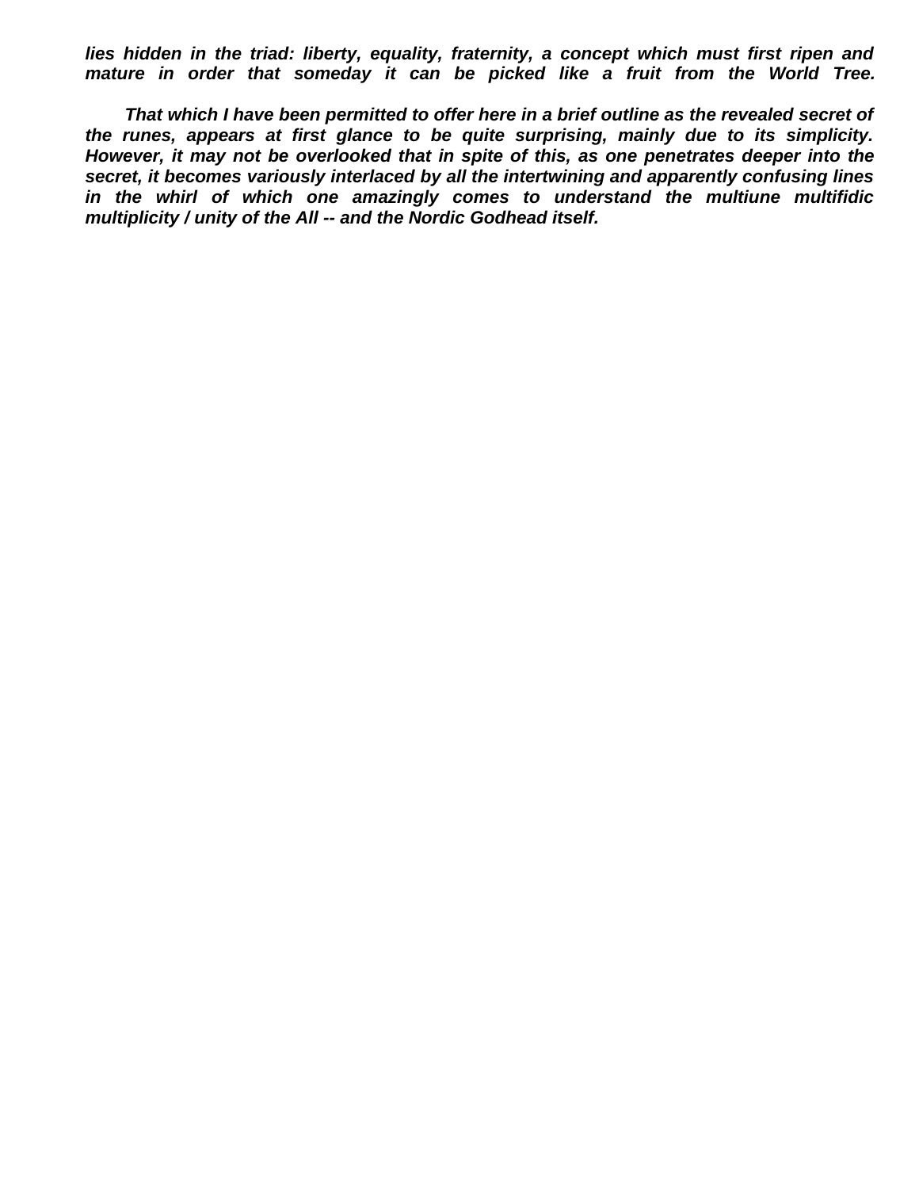*lies hidden in the triad: liberty, equality, fraternity, a concept which must first ripen and mature in order that someday it can be picked like a fruit from the World Tree.*

*That which I have been permitted to offer here in a brief outline as the revealed secret of the runes, appears at first glance to be quite surprising, mainly due to its simplicity. However, it may not be overlooked that in spite of this, as one penetrates deeper into the secret, it becomes variously interlaced by all the intertwining and apparently confusing lines in the whirl of which one amazingly comes to understand the multiune multifidic multiplicity / unity of the All -- and the Nordic Godhead itself.*